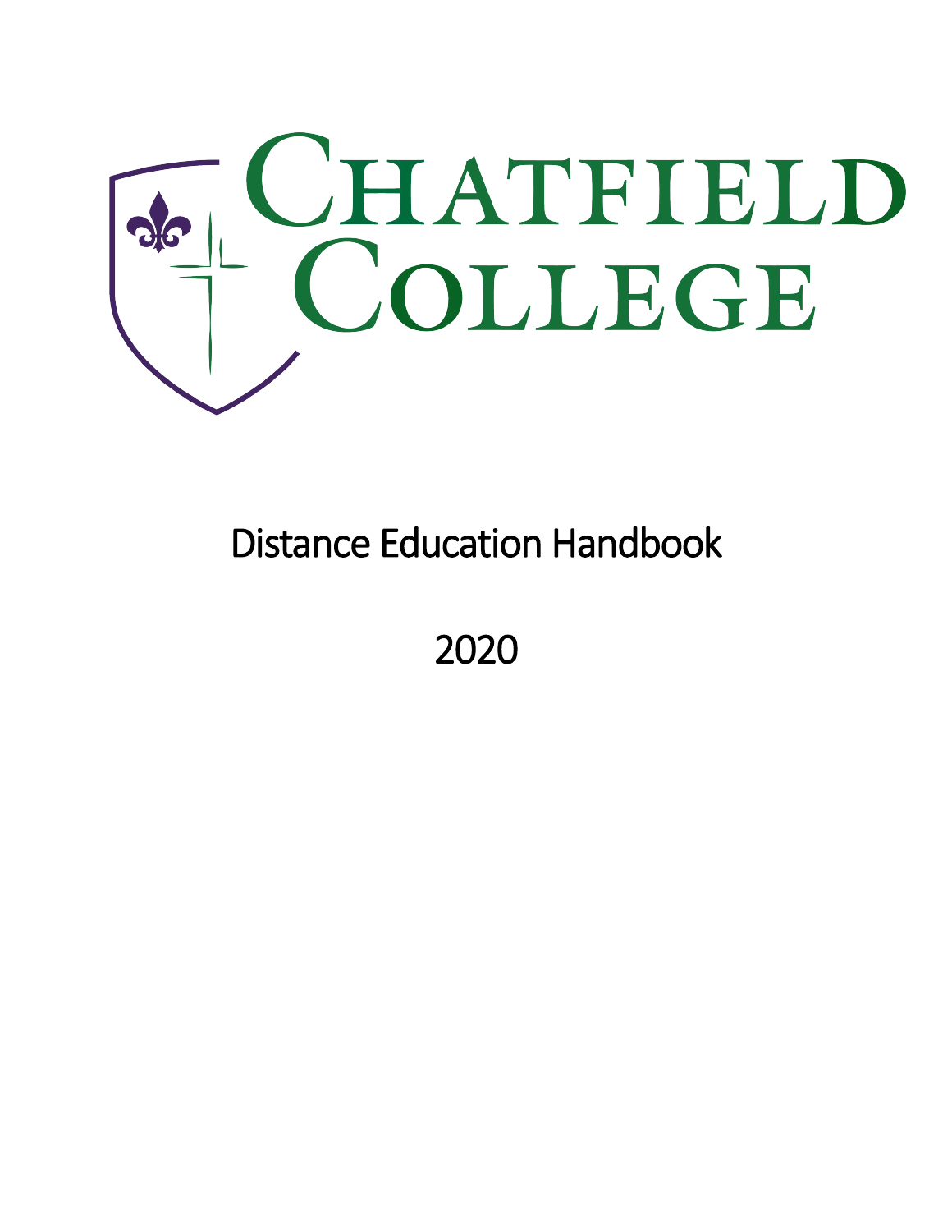# Chatfield College

## Distance Education Handbook

## 2020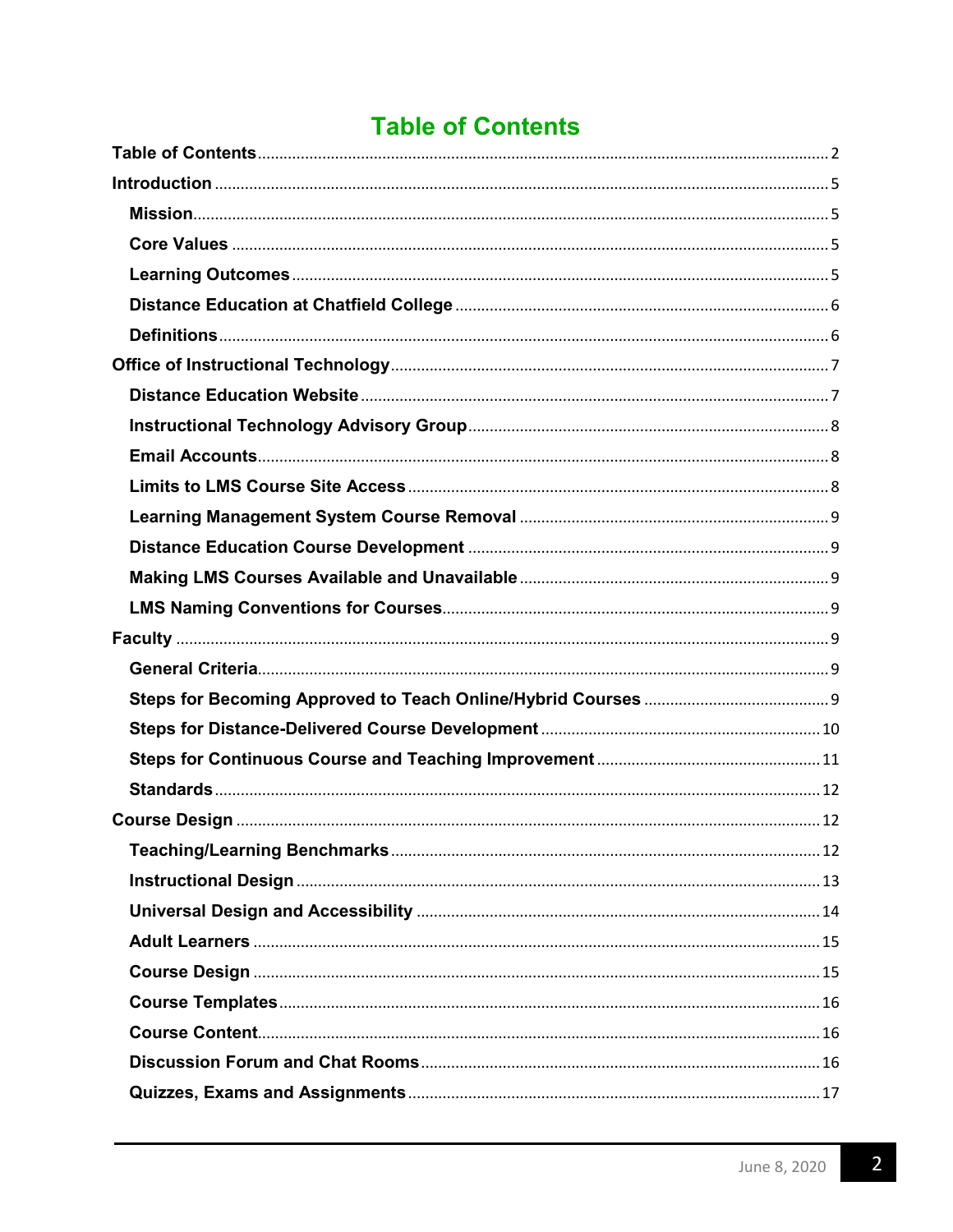# Table of Contents

- **Table of Contents** .......... 2
- **Introduction** .......... 5
  - **Mission** .......... 5
  - **Core Values** .......... 5
  - **Learning Outcomes** .......... 5
  - **Distance Education at Chatfield College** .......... 6
  - **Definitions** .......... 6
- **Office of Instructional Technology** .......... 7
  - **Distance Education Website** .......... 7
  - **Instructional Technology Advisory Group** .......... 8
  - **Email Accounts** .......... 8
  - **Limits to LMS Course Site Access** .......... 8
  - **Learning Management System Course Removal** .......... 9
  - **Distance Education Course Development** .......... 9
  - **Making LMS Courses Available and Unavailable** .......... 9
  - **LMS Naming Conventions for Courses** .......... 9
- **Faculty** .......... 9
  - **General Criteria** .......... 9
  - **Steps for Becoming Approved to Teach Online/Hybrid Courses** .......... 9
  - **Steps for Distance-Delivered Course Development** .......... 10
  - **Steps for Continuous Course and Teaching Improvement** .......... 11
  - **Standards** .......... 12
- **Course Design** .......... 12
  - **Teaching/Learning Benchmarks** .......... 12
  - **Instructional Design** .......... 13
  - **Universal Design and Accessibility** .......... 14
  - **Adult Learners** .......... 15
  - **Course Design** .......... 15
  - **Course Templates** .......... 16
  - **Course Content** .......... 16
  - **Discussion Forum and Chat Rooms** .......... 16
  - **Quizzes, Exams and Assignments** .......... 17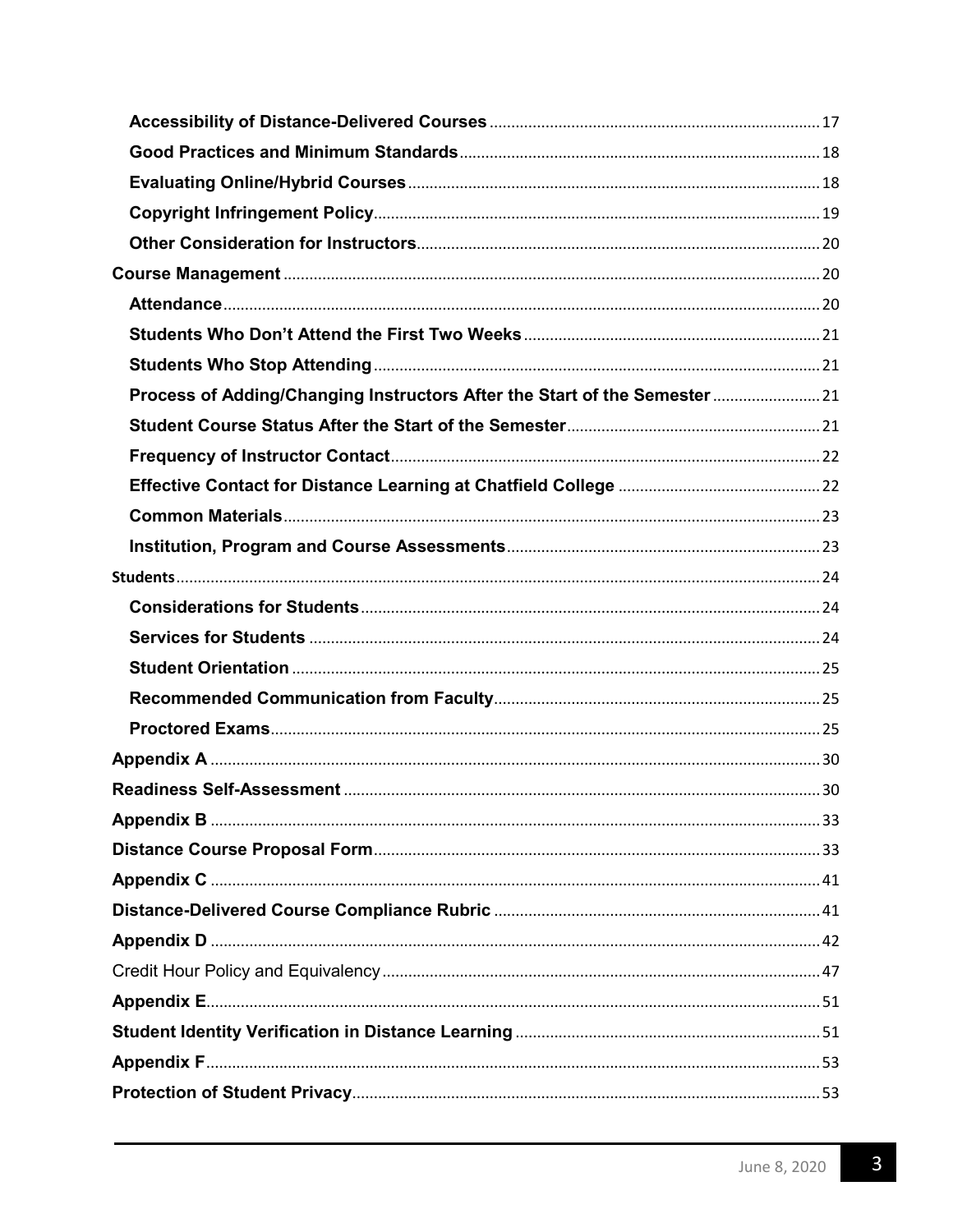**Accessibility of Distance-Delivered Courses** ........ 17

**Good Practices and Minimum Standards** ........ 18

**Evaluating Online/Hybrid Courses** ........ 18

**Copyright Infringement Policy** ........ 19

**Other Consideration for Instructors** ........ 20

**Course Management** ........ 20

**Attendance** ........ 20

**Students Who Don't Attend the First Two Weeks** ........ 21

**Students Who Stop Attending** ........ 21

**Process of Adding/Changing Instructors After the Start of the Semester** ........ 21

**Student Course Status After the Start of the Semester** ........ 21

**Frequency of Instructor Contact** ........ 22

**Effective Contact for Distance Learning at Chatfield College** ........ 22

**Common Materials** ........ 23

**Institution, Program and Course Assessments** ........ 23

**Students** ........ 24

**Considerations for Students** ........ 24

**Services for Students** ........ 24

**Student Orientation** ........ 25

**Recommended Communication from Faculty** ........ 25

**Proctored Exams** ........ 25

**Appendix A** ........ 30

**Readiness Self-Assessment** ........ 30

**Appendix B** ........ 33

**Distance Course Proposal Form** ........ 33

**Appendix C** ........ 41

**Distance-Delivered Course Compliance Rubric** ........ 41

**Appendix D** ........ 42

Credit Hour Policy and Equivalency ........ 47

**Appendix E** ........ 51

**Student Identity Verification in Distance Learning** ........ 51

**Appendix F** ........ 53

**Protection of Student Privacy** ........ 53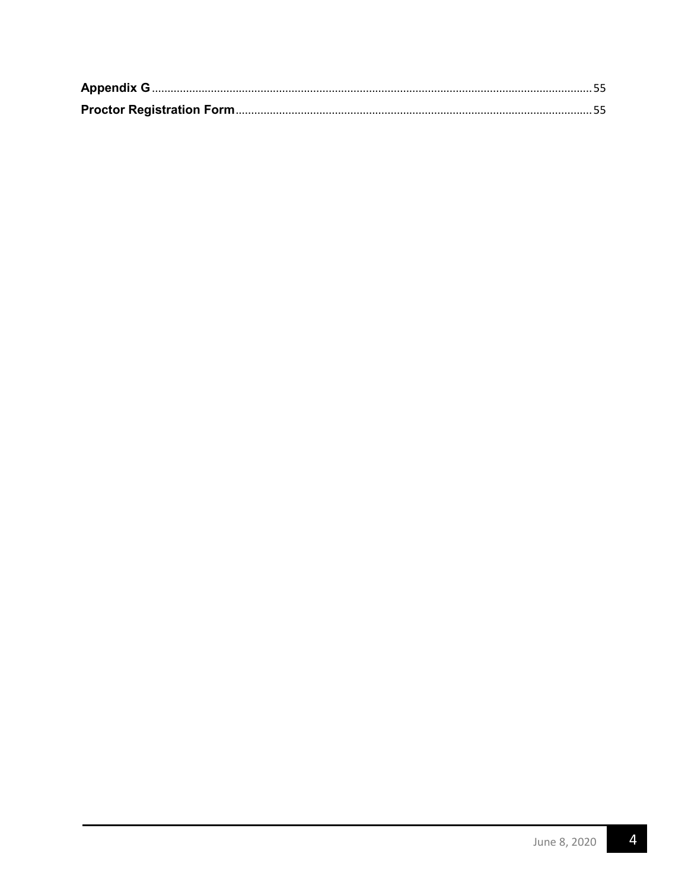**Appendix G** ........................................................................................................................................... 55

**Proctor Registration Form** ................................................................................................................... 55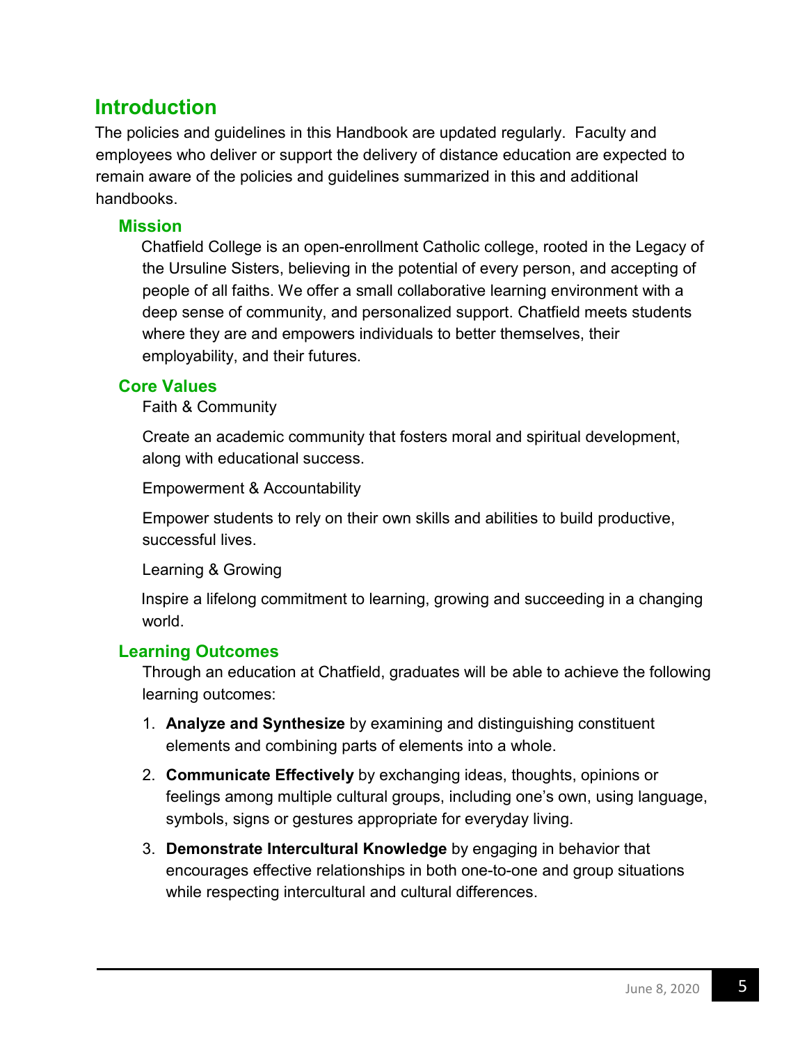## Introduction

The policies and guidelines in this Handbook are updated regularly. Faculty and employees who deliver or support the delivery of distance education are expected to remain aware of the policies and guidelines summarized in this and additional handbooks.

### Mission

Chatfield College is an open-enrollment Catholic college, rooted in the Legacy of the Ursuline Sisters, believing in the potential of every person, and accepting of people of all faiths. We offer a small collaborative learning environment with a deep sense of community, and personalized support. Chatfield meets students where they are and empowers individuals to better themselves, their employability, and their futures.

### Core Values

Faith & Community

Create an academic community that fosters moral and spiritual development, along with educational success.

Empowerment & Accountability

Empower students to rely on their own skills and abilities to build productive, successful lives.

Learning & Growing

Inspire a lifelong commitment to learning, growing and succeeding in a changing world.

### Learning Outcomes

Through an education at Chatfield, graduates will be able to achieve the following learning outcomes:

1. **Analyze and Synthesize** by examining and distinguishing constituent elements and combining parts of elements into a whole.
2. **Communicate Effectively** by exchanging ideas, thoughts, opinions or feelings among multiple cultural groups, including one's own, using language, symbols, signs or gestures appropriate for everyday living.
3. **Demonstrate Intercultural Knowledge** by engaging in behavior that encourages effective relationships in both one-to-one and group situations while respecting intercultural and cultural differences.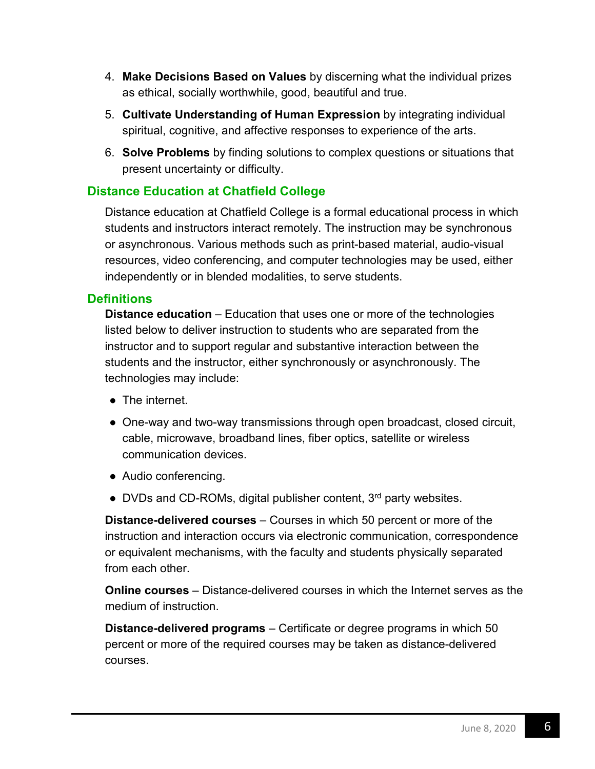4. **Make Decisions Based on Values** by discerning what the individual prizes as ethical, socially worthwhile, good, beautiful and true.
5. **Cultivate Understanding of Human Expression** by integrating individual spiritual, cognitive, and affective responses to experience of the arts.
6. **Solve Problems** by finding solutions to complex questions or situations that present uncertainty or difficulty.

## Distance Education at Chatfield College

Distance education at Chatfield College is a formal educational process in which students and instructors interact remotely. The instruction may be synchronous or asynchronous. Various methods such as print-based material, audio-visual resources, video conferencing, and computer technologies may be used, either independently or in blended modalities, to serve students.

## Definitions

**Distance education** – Education that uses one or more of the technologies listed below to deliver instruction to students who are separated from the instructor and to support regular and substantive interaction between the students and the instructor, either synchronously or asynchronously. The technologies may include:

- The internet.
- One-way and two-way transmissions through open broadcast, closed circuit, cable, microwave, broadband lines, fiber optics, satellite or wireless communication devices.
- Audio conferencing.
- DVDs and CD-ROMs, digital publisher content, 3rd party websites.

**Distance-delivered courses** – Courses in which 50 percent or more of the instruction and interaction occurs via electronic communication, correspondence or equivalent mechanisms, with the faculty and students physically separated from each other.

**Online courses** – Distance-delivered courses in which the Internet serves as the medium of instruction.

**Distance-delivered programs** – Certificate or degree programs in which 50 percent or more of the required courses may be taken as distance-delivered courses.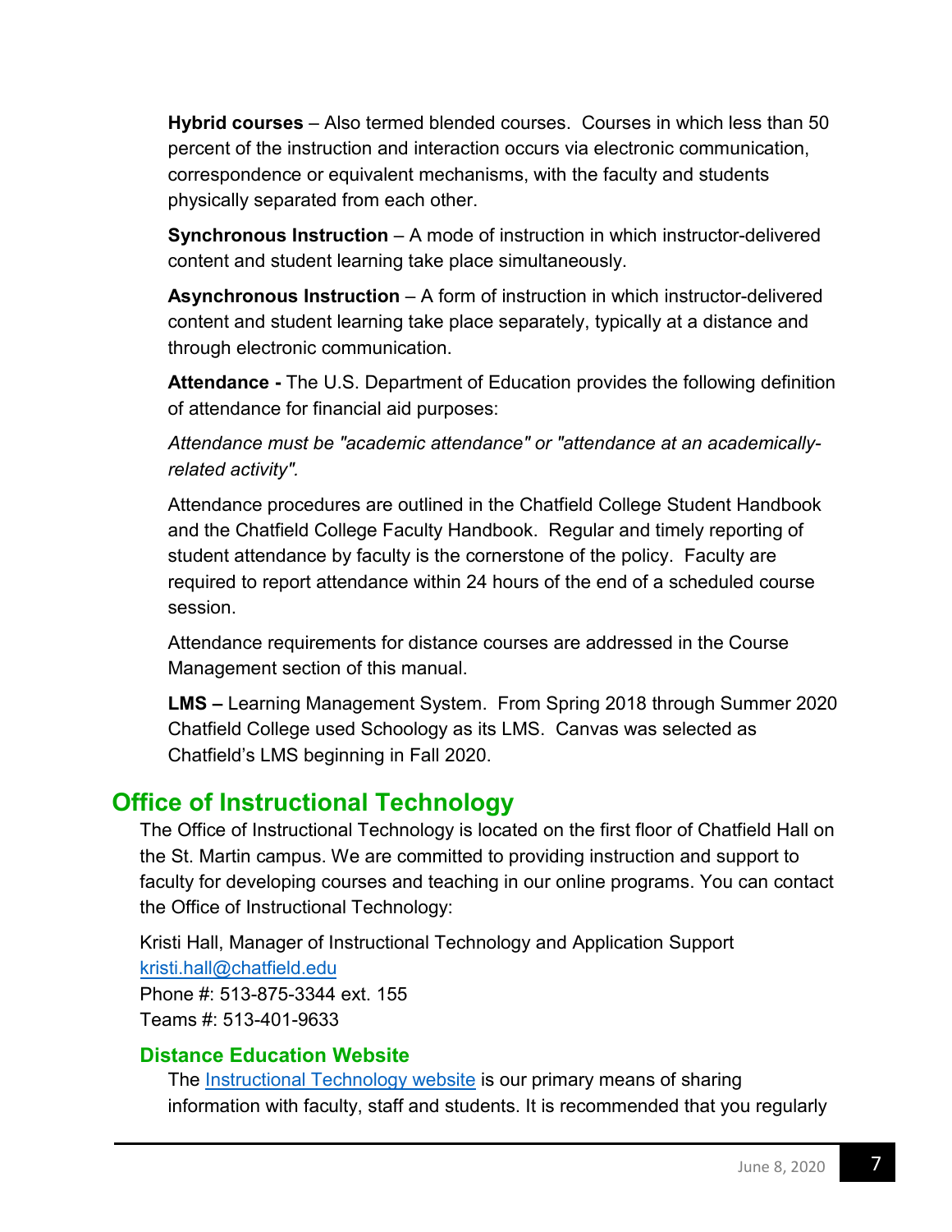**Hybrid courses** – Also termed blended courses. Courses in which less than 50 percent of the instruction and interaction occurs via electronic communication, correspondence or equivalent mechanisms, with the faculty and students physically separated from each other.

**Synchronous Instruction** – A mode of instruction in which instructor-delivered content and student learning take place simultaneously.

**Asynchronous Instruction** – A form of instruction in which instructor-delivered content and student learning take place separately, typically at a distance and through electronic communication.

**Attendance -** The U.S. Department of Education provides the following definition of attendance for financial aid purposes:

*Attendance must be "academic attendance" or "attendance at an academically-related activity".*

Attendance procedures are outlined in the Chatfield College Student Handbook and the Chatfield College Faculty Handbook. Regular and timely reporting of student attendance by faculty is the cornerstone of the policy. Faculty are required to report attendance within 24 hours of the end of a scheduled course session.

Attendance requirements for distance courses are addressed in the Course Management section of this manual.

**LMS –** Learning Management System. From Spring 2018 through Summer 2020 Chatfield College used Schoology as its LMS. Canvas was selected as Chatfield's LMS beginning in Fall 2020.

## Office of Instructional Technology

The Office of Instructional Technology is located on the first floor of Chatfield Hall on the St. Martin campus. We are committed to providing instruction and support to faculty for developing courses and teaching in our online programs. You can contact the Office of Instructional Technology:

Kristi Hall, Manager of Instructional Technology and Application Support
kristi.hall@chatfield.edu
Phone #: 513-875-3344 ext. 155
Teams #: 513-401-9633

### Distance Education Website

The Instructional Technology website is our primary means of sharing information with faculty, staff and students. It is recommended that you regularly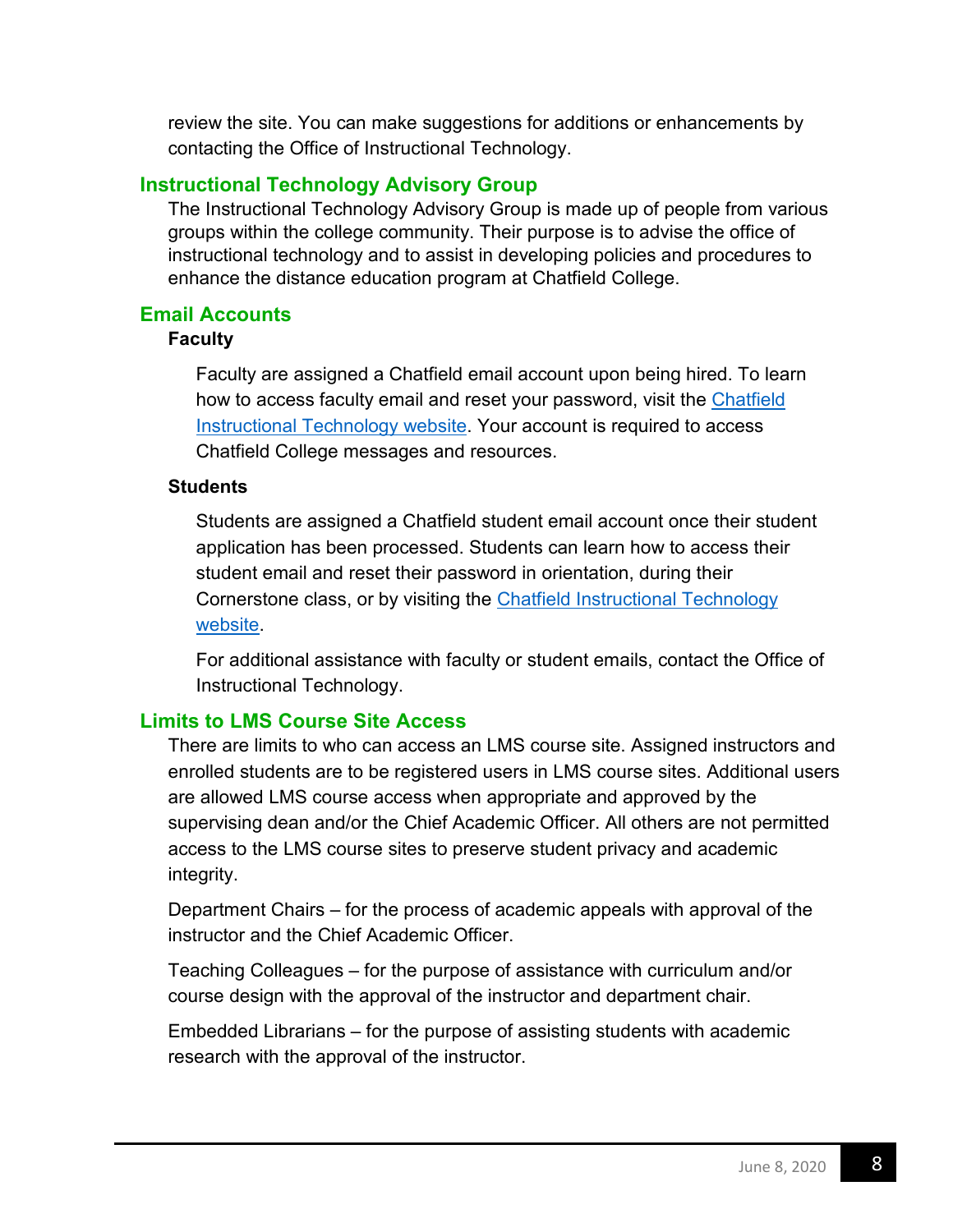review the site. You can make suggestions for additions or enhancements by contacting the Office of Instructional Technology.

## Instructional Technology Advisory Group

The Instructional Technology Advisory Group is made up of people from various groups within the college community. Their purpose is to advise the office of instructional technology and to assist in developing policies and procedures to enhance the distance education program at Chatfield College.

## Email Accounts

### Faculty

Faculty are assigned a Chatfield email account upon being hired. To learn how to access faculty email and reset your password, visit the Chatfield Instructional Technology website. Your account is required to access Chatfield College messages and resources.

### Students

Students are assigned a Chatfield student email account once their student application has been processed. Students can learn how to access their student email and reset their password in orientation, during their Cornerstone class, or by visiting the Chatfield Instructional Technology website.

For additional assistance with faculty or student emails, contact the Office of Instructional Technology.

## Limits to LMS Course Site Access

There are limits to who can access an LMS course site. Assigned instructors and enrolled students are to be registered users in LMS course sites. Additional users are allowed LMS course access when appropriate and approved by the supervising dean and/or the Chief Academic Officer. All others are not permitted access to the LMS course sites to preserve student privacy and academic integrity.

Department Chairs – for the process of academic appeals with approval of the instructor and the Chief Academic Officer.

Teaching Colleagues – for the purpose of assistance with curriculum and/or course design with the approval of the instructor and department chair.

Embedded Librarians – for the purpose of assisting students with academic research with the approval of the instructor.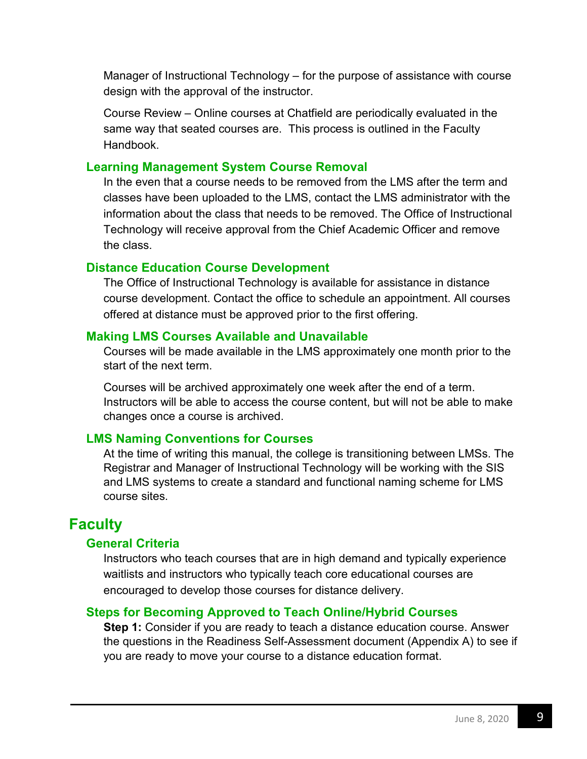Manager of Instructional Technology – for the purpose of assistance with course design with the approval of the instructor.

Course Review – Online courses at Chatfield are periodically evaluated in the same way that seated courses are. This process is outlined in the Faculty Handbook.

### Learning Management System Course Removal

In the even that a course needs to be removed from the LMS after the term and classes have been uploaded to the LMS, contact the LMS administrator with the information about the class that needs to be removed. The Office of Instructional Technology will receive approval from the Chief Academic Officer and remove the class.

### Distance Education Course Development

The Office of Instructional Technology is available for assistance in distance course development. Contact the office to schedule an appointment. All courses offered at distance must be approved prior to the first offering.

### Making LMS Courses Available and Unavailable

Courses will be made available in the LMS approximately one month prior to the start of the next term.

Courses will be archived approximately one week after the end of a term. Instructors will be able to access the course content, but will not be able to make changes once a course is archived.

### LMS Naming Conventions for Courses

At the time of writing this manual, the college is transitioning between LMSs. The Registrar and Manager of Instructional Technology will be working with the SIS and LMS systems to create a standard and functional naming scheme for LMS course sites.

## Faculty

### General Criteria

Instructors who teach courses that are in high demand and typically experience waitlists and instructors who typically teach core educational courses are encouraged to develop those courses for distance delivery.

### Steps for Becoming Approved to Teach Online/Hybrid Courses

**Step 1:** Consider if you are ready to teach a distance education course. Answer the questions in the Readiness Self-Assessment document (Appendix A) to see if you are ready to move your course to a distance education format.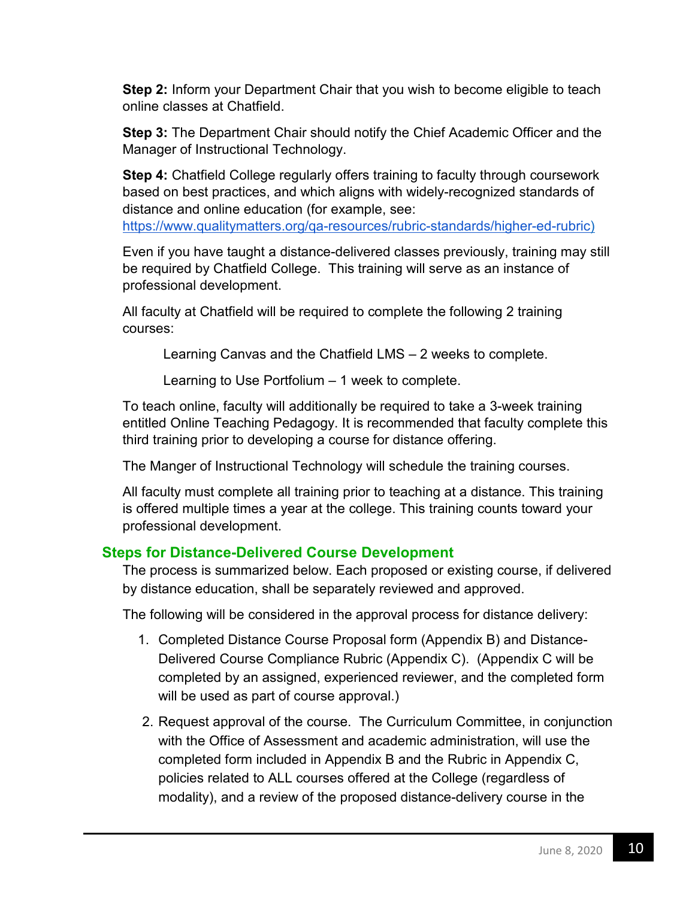**Step 2:** Inform your Department Chair that you wish to become eligible to teach online classes at Chatfield.

**Step 3:** The Department Chair should notify the Chief Academic Officer and the Manager of Instructional Technology.

**Step 4:** Chatfield College regularly offers training to faculty through coursework based on best practices, and which aligns with widely-recognized standards of distance and online education (for example, see: https://www.qualitymatters.org/qa-resources/rubric-standards/higher-ed-rubric)

Even if you have taught a distance-delivered classes previously, training may still be required by Chatfield College. This training will serve as an instance of professional development.

All faculty at Chatfield will be required to complete the following 2 training courses:

Learning Canvas and the Chatfield LMS – 2 weeks to complete.

Learning to Use Portfolium – 1 week to complete.

To teach online, faculty will additionally be required to take a 3-week training entitled Online Teaching Pedagogy. It is recommended that faculty complete this third training prior to developing a course for distance offering.

The Manger of Instructional Technology will schedule the training courses.

All faculty must complete all training prior to teaching at a distance. This training is offered multiple times a year at the college. This training counts toward your professional development.

## Steps for Distance-Delivered Course Development

The process is summarized below. Each proposed or existing course, if delivered by distance education, shall be separately reviewed and approved.

The following will be considered in the approval process for distance delivery:

1. Completed Distance Course Proposal form (Appendix B) and Distance-Delivered Course Compliance Rubric (Appendix C). (Appendix C will be completed by an assigned, experienced reviewer, and the completed form will be used as part of course approval.)
2. Request approval of the course. The Curriculum Committee, in conjunction with the Office of Assessment and academic administration, will use the completed form included in Appendix B and the Rubric in Appendix C, policies related to ALL courses offered at the College (regardless of modality), and a review of the proposed distance-delivery course in the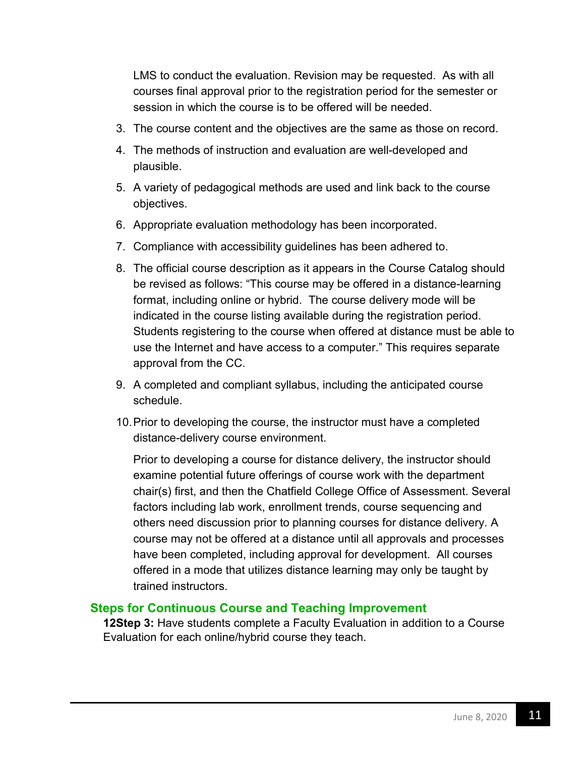LMS to conduct the evaluation. Revision may be requested.  As with all courses final approval prior to the registration period for the semester or session in which the course is to be offered will be needed.

3. The course content and the objectives are the same as those on record.
4. The methods of instruction and evaluation are well-developed and plausible.
5. A variety of pedagogical methods are used and link back to the course objectives.
6. Appropriate evaluation methodology has been incorporated.
7. Compliance with accessibility guidelines has been adhered to.
8. The official course description as it appears in the Course Catalog should be revised as follows: "This course may be offered in a distance-learning format, including online or hybrid.  The course delivery mode will be indicated in the course listing available during the registration period. Students registering to the course when offered at distance must be able to use the Internet and have access to a computer." This requires separate approval from the CC.
9. A completed and compliant syllabus, including the anticipated course schedule.
10. Prior to developing the course, the instructor must have a completed distance-delivery course environment.

    Prior to developing a course for distance delivery, the instructor should examine potential future offerings of course work with the department chair(s) first, and then the Chatfield College Office of Assessment. Several factors including lab work, enrollment trends, course sequencing and others need discussion prior to planning courses for distance delivery. A course may not be offered at a distance until all approvals and processes have been completed, including approval for development.  All courses offered in a mode that utilizes distance learning may only be taught by trained instructors.

## Steps for Continuous Course and Teaching Improvement

**12Step 3:** Have students complete a Faculty Evaluation in addition to a Course Evaluation for each online/hybrid course they teach.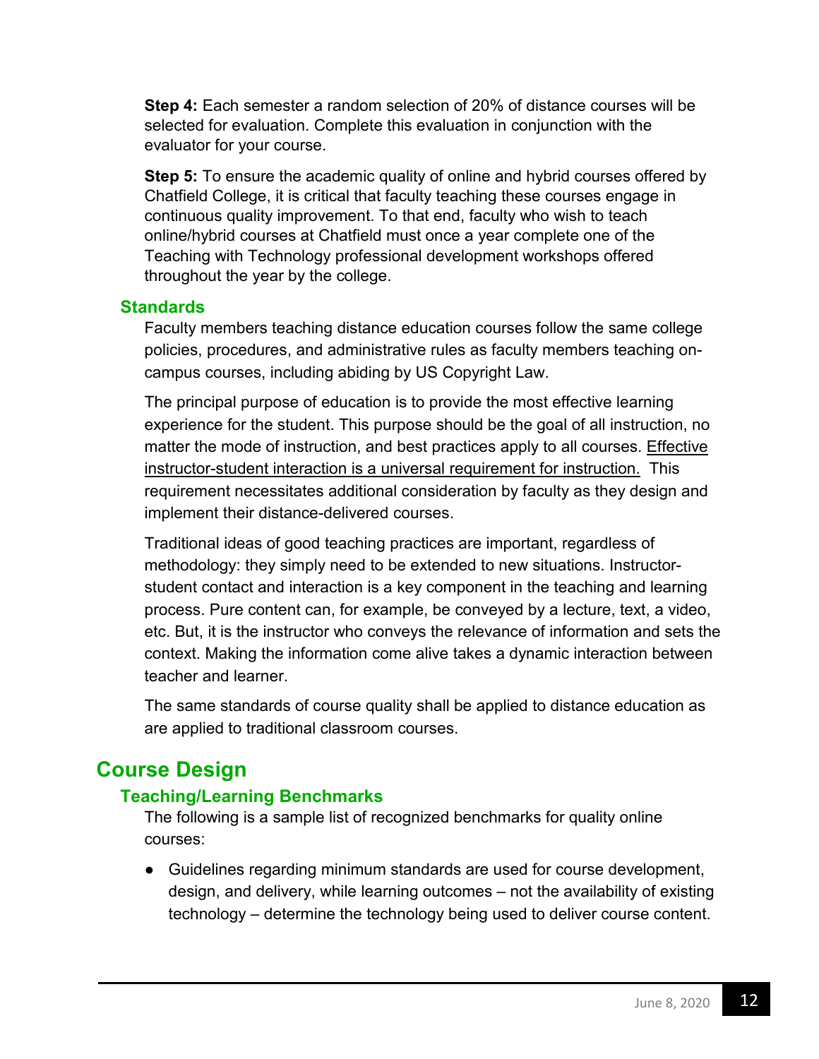**Step 4:** Each semester a random selection of 20% of distance courses will be selected for evaluation. Complete this evaluation in conjunction with the evaluator for your course.

**Step 5:** To ensure the academic quality of online and hybrid courses offered by Chatfield College, it is critical that faculty teaching these courses engage in continuous quality improvement. To that end, faculty who wish to teach online/hybrid courses at Chatfield must once a year complete one of the Teaching with Technology professional development workshops offered throughout the year by the college.

### Standards

Faculty members teaching distance education courses follow the same college policies, procedures, and administrative rules as faculty members teaching on-campus courses, including abiding by US Copyright Law.

The principal purpose of education is to provide the most effective learning experience for the student. This purpose should be the goal of all instruction, no matter the mode of instruction, and best practices apply to all courses. <u>Effective instructor-student interaction is a universal requirement for instruction.</u> This requirement necessitates additional consideration by faculty as they design and implement their distance-delivered courses.

Traditional ideas of good teaching practices are important, regardless of methodology: they simply need to be extended to new situations. Instructor-student contact and interaction is a key component in the teaching and learning process. Pure content can, for example, be conveyed by a lecture, text, a video, etc. But, it is the instructor who conveys the relevance of information and sets the context. Making the information come alive takes a dynamic interaction between teacher and learner.

The same standards of course quality shall be applied to distance education as are applied to traditional classroom courses.

## Course Design

### Teaching/Learning Benchmarks

The following is a sample list of recognized benchmarks for quality online courses:

- Guidelines regarding minimum standards are used for course development, design, and delivery, while learning outcomes – not the availability of existing technology – determine the technology being used to deliver course content.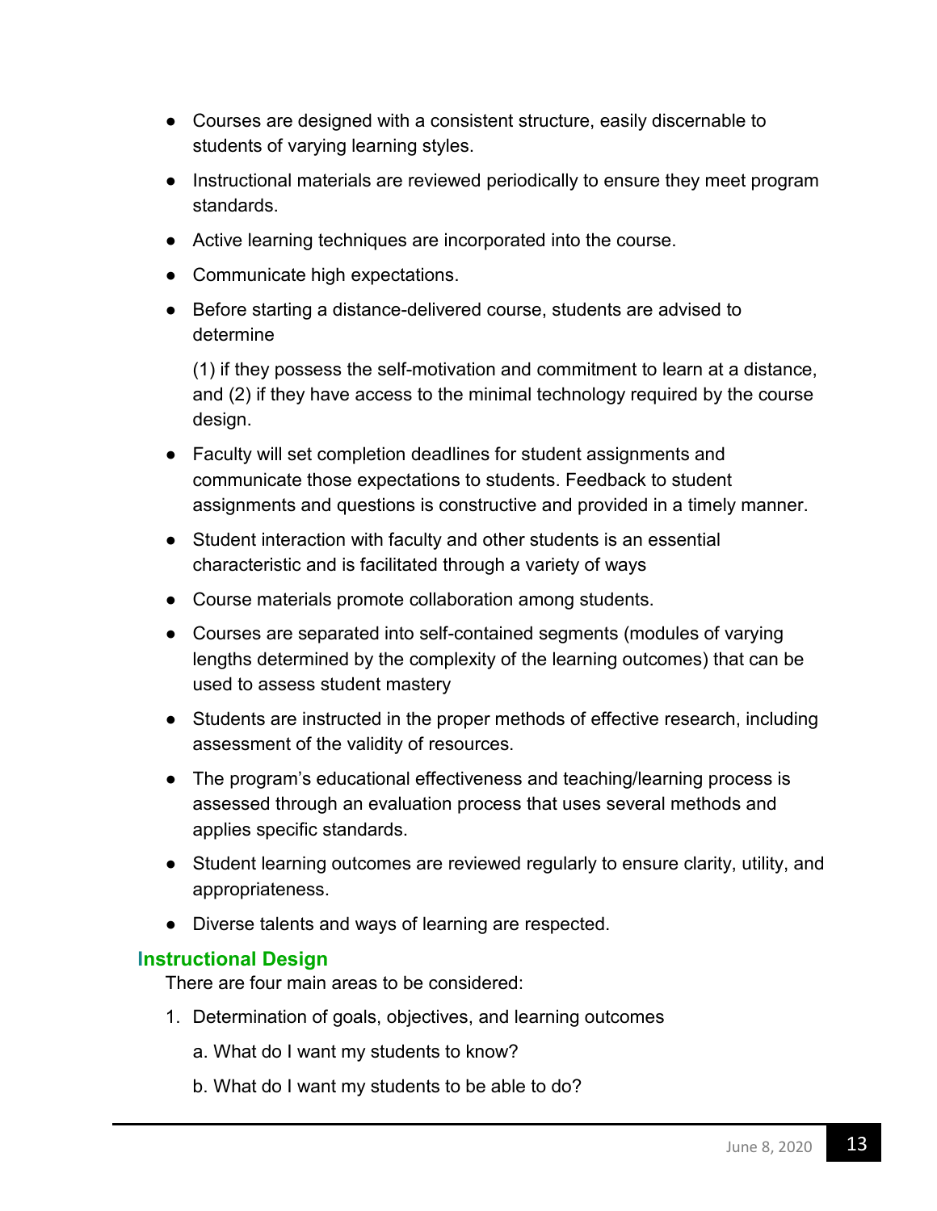- Courses are designed with a consistent structure, easily discernable to students of varying learning styles.
- Instructional materials are reviewed periodically to ensure they meet program standards.
- Active learning techniques are incorporated into the course.
- Communicate high expectations.
- Before starting a distance-delivered course, students are advised to determine

  (1) if they possess the self-motivation and commitment to learn at a distance, and (2) if they have access to the minimal technology required by the course design.
- Faculty will set completion deadlines for student assignments and communicate those expectations to students. Feedback to student assignments and questions is constructive and provided in a timely manner.
- Student interaction with faculty and other students is an essential characteristic and is facilitated through a variety of ways
- Course materials promote collaboration among students.
- Courses are separated into self-contained segments (modules of varying lengths determined by the complexity of the learning outcomes) that can be used to assess student mastery
- Students are instructed in the proper methods of effective research, including assessment of the validity of resources.
- The program's educational effectiveness and teaching/learning process is assessed through an evaluation process that uses several methods and applies specific standards.
- Student learning outcomes are reviewed regularly to ensure clarity, utility, and appropriateness.
- Diverse talents and ways of learning are respected.

## Instructional Design

There are four main areas to be considered:

1. Determination of goals, objectives, and learning outcomes

   a. What do I want my students to know?

   b. What do I want my students to be able to do?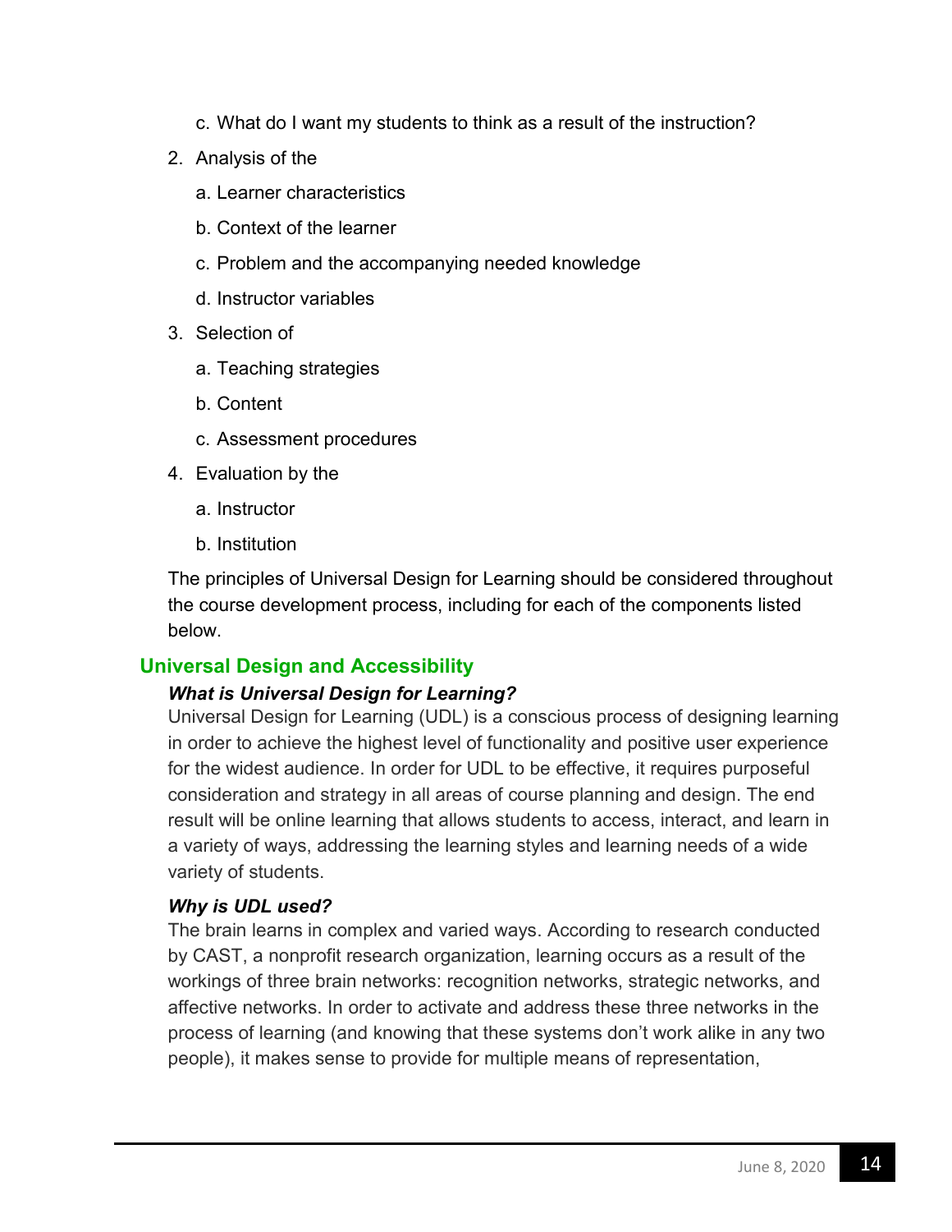c. What do I want my students to think as a result of the instruction?

2. Analysis of the
   a. Learner characteristics
   b. Context of the learner
   c. Problem and the accompanying needed knowledge
   d. Instructor variables
3. Selection of
   a. Teaching strategies
   b. Content
   c. Assessment procedures
4. Evaluation by the
   a. Instructor
   b. Institution

The principles of Universal Design for Learning should be considered throughout the course development process, including for each of the components listed below.

## Universal Design and Accessibility

### *What is Universal Design for Learning?*

Universal Design for Learning (UDL) is a conscious process of designing learning in order to achieve the highest level of functionality and positive user experience for the widest audience. In order for UDL to be effective, it requires purposeful consideration and strategy in all areas of course planning and design. The end result will be online learning that allows students to access, interact, and learn in a variety of ways, addressing the learning styles and learning needs of a wide variety of students.

### *Why is UDL used?*

The brain learns in complex and varied ways. According to research conducted by CAST, a nonprofit research organization, learning occurs as a result of the workings of three brain networks: recognition networks, strategic networks, and affective networks. In order to activate and address these three networks in the process of learning (and knowing that these systems don't work alike in any two people), it makes sense to provide for multiple means of representation,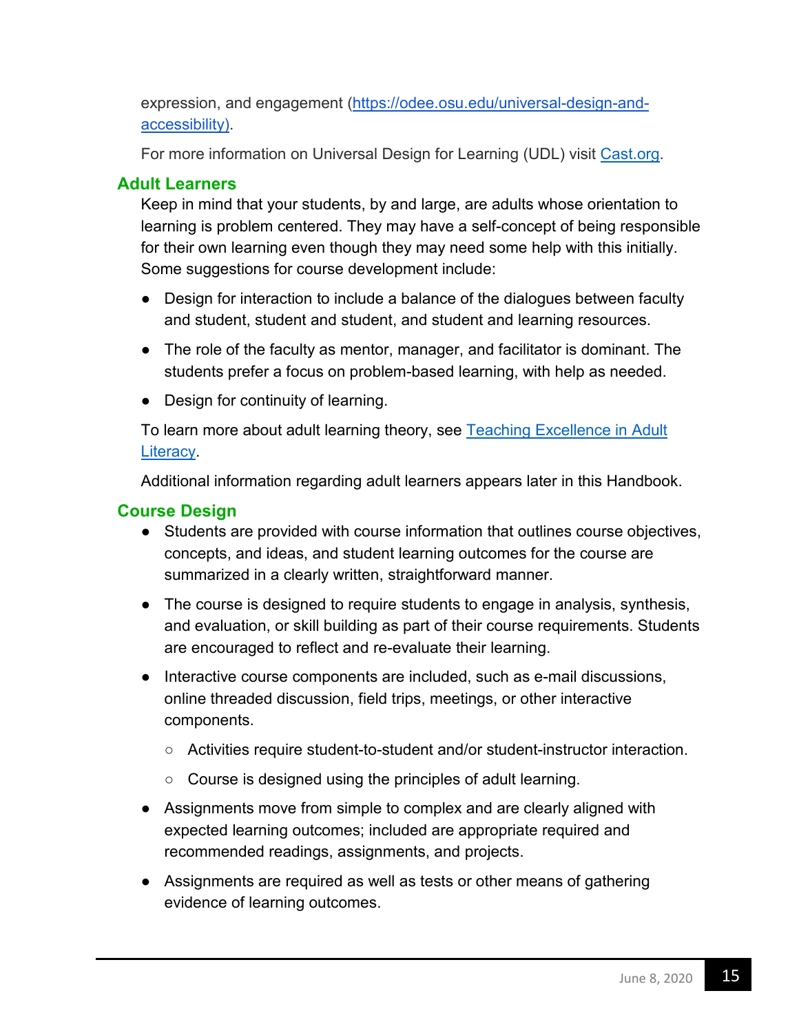expression, and engagement ([https://odee.osu.edu/universal-design-and-accessibility](https://odee.osu.edu/universal-design-and-accessibility)).

For more information on Universal Design for Learning (UDL) visit [Cast.org](Cast.org).

## Adult Learners

Keep in mind that your students, by and large, are adults whose orientation to learning is problem centered. They may have a self-concept of being responsible for their own learning even though they may need some help with this initially. Some suggestions for course development include:

- Design for interaction to include a balance of the dialogues between faculty and student, student and student, and student and learning resources.
- The role of the faculty as mentor, manager, and facilitator is dominant. The students prefer a focus on problem-based learning, with help as needed.
- Design for continuity of learning.

To learn more about adult learning theory, see Teaching Excellence in Adult Literacy.

Additional information regarding adult learners appears later in this Handbook.

## Course Design

- Students are provided with course information that outlines course objectives, concepts, and ideas, and student learning outcomes for the course are summarized in a clearly written, straightforward manner.
- The course is designed to require students to engage in analysis, synthesis, and evaluation, or skill building as part of their course requirements. Students are encouraged to reflect and re-evaluate their learning.
- Interactive course components are included, such as e-mail discussions, online threaded discussion, field trips, meetings, or other interactive components.
  - Activities require student-to-student and/or student-instructor interaction.
  - Course is designed using the principles of adult learning.
- Assignments move from simple to complex and are clearly aligned with expected learning outcomes; included are appropriate required and recommended readings, assignments, and projects.
- Assignments are required as well as tests or other means of gathering evidence of learning outcomes.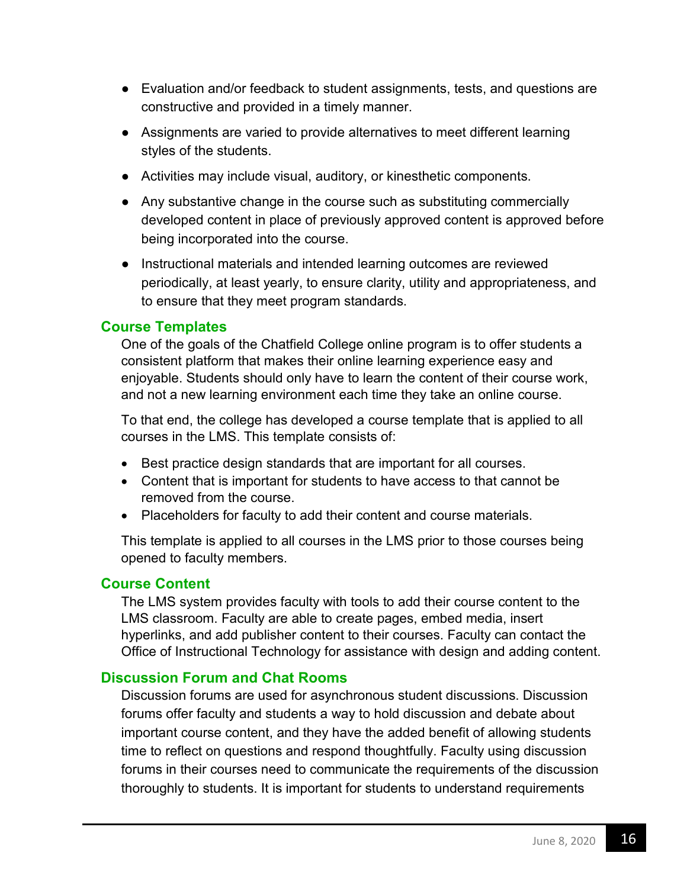- Evaluation and/or feedback to student assignments, tests, and questions are constructive and provided in a timely manner.
- Assignments are varied to provide alternatives to meet different learning styles of the students.
- Activities may include visual, auditory, or kinesthetic components.
- Any substantive change in the course such as substituting commercially developed content in place of previously approved content is approved before being incorporated into the course.
- Instructional materials and intended learning outcomes are reviewed periodically, at least yearly, to ensure clarity, utility and appropriateness, and to ensure that they meet program standards.

### Course Templates

One of the goals of the Chatfield College online program is to offer students a consistent platform that makes their online learning experience easy and enjoyable. Students should only have to learn the content of their course work, and not a new learning environment each time they take an online course.

To that end, the college has developed a course template that is applied to all courses in the LMS. This template consists of:

- Best practice design standards that are important for all courses.
- Content that is important for students to have access to that cannot be removed from the course.
- Placeholders for faculty to add their content and course materials.

This template is applied to all courses in the LMS prior to those courses being opened to faculty members.

### Course Content

The LMS system provides faculty with tools to add their course content to the LMS classroom. Faculty are able to create pages, embed media, insert hyperlinks, and add publisher content to their courses. Faculty can contact the Office of Instructional Technology for assistance with design and adding content.

### Discussion Forum and Chat Rooms

Discussion forums are used for asynchronous student discussions. Discussion forums offer faculty and students a way to hold discussion and debate about important course content, and they have the added benefit of allowing students time to reflect on questions and respond thoughtfully. Faculty using discussion forums in their courses need to communicate the requirements of the discussion thoroughly to students. It is important for students to understand requirements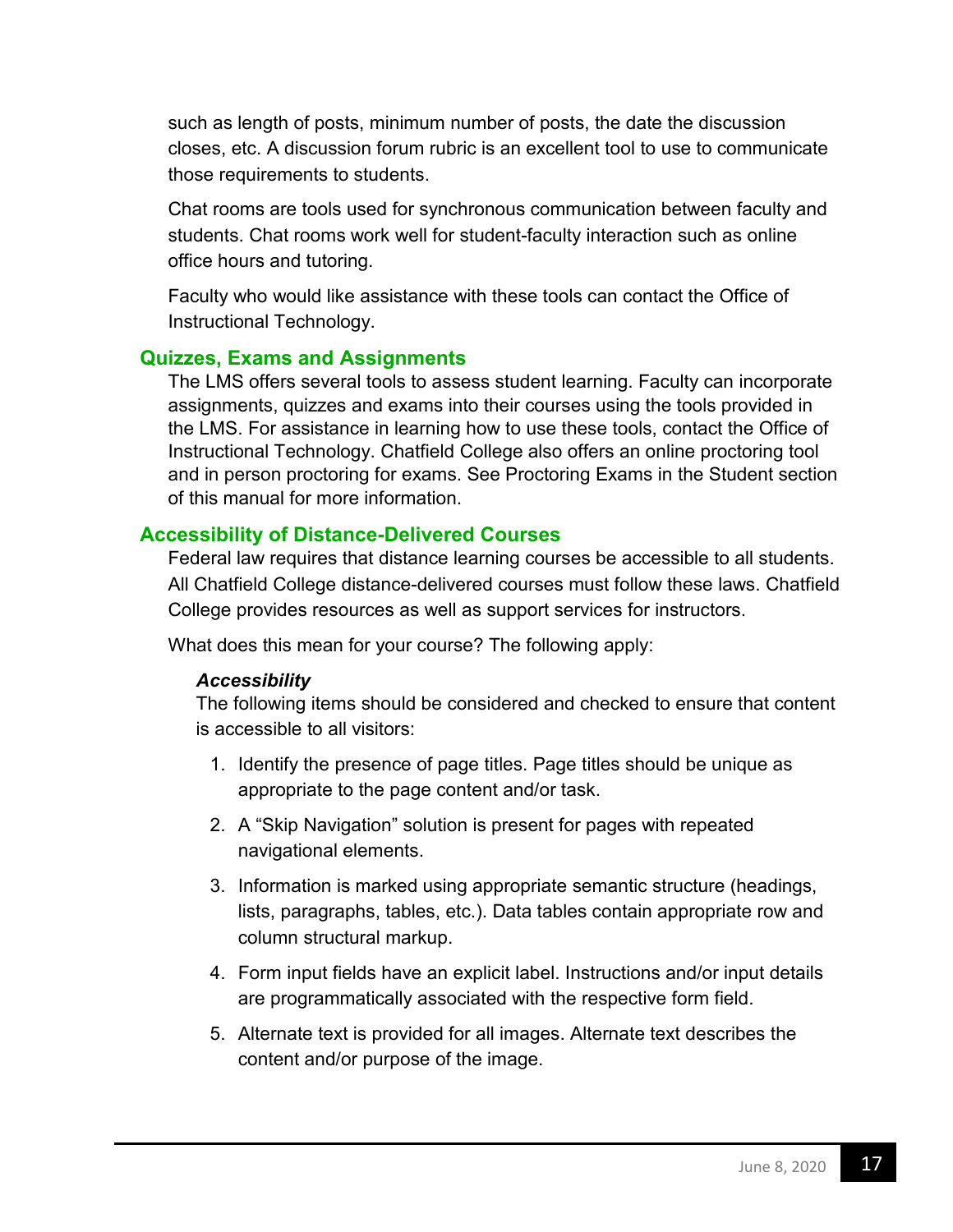such as length of posts, minimum number of posts, the date the discussion closes, etc. A discussion forum rubric is an excellent tool to use to communicate those requirements to students.

Chat rooms are tools used for synchronous communication between faculty and students. Chat rooms work well for student-faculty interaction such as online office hours and tutoring.

Faculty who would like assistance with these tools can contact the Office of Instructional Technology.

## Quizzes, Exams and Assignments

The LMS offers several tools to assess student learning. Faculty can incorporate assignments, quizzes and exams into their courses using the tools provided in the LMS. For assistance in learning how to use these tools, contact the Office of Instructional Technology. Chatfield College also offers an online proctoring tool and in person proctoring for exams. See Proctoring Exams in the Student section of this manual for more information.

## Accessibility of Distance-Delivered Courses

Federal law requires that distance learning courses be accessible to all students. All Chatfield College distance-delivered courses must follow these laws. Chatfield College provides resources as well as support services for instructors.

What does this mean for your course? The following apply:

### *Accessibility*

The following items should be considered and checked to ensure that content is accessible to all visitors:

1. Identify the presence of page titles. Page titles should be unique as appropriate to the page content and/or task.
2. A “Skip Navigation” solution is present for pages with repeated navigational elements.
3. Information is marked using appropriate semantic structure (headings, lists, paragraphs, tables, etc.). Data tables contain appropriate row and column structural markup.
4. Form input fields have an explicit label. Instructions and/or input details are programmatically associated with the respective form field.
5. Alternate text is provided for all images. Alternate text describes the content and/or purpose of the image.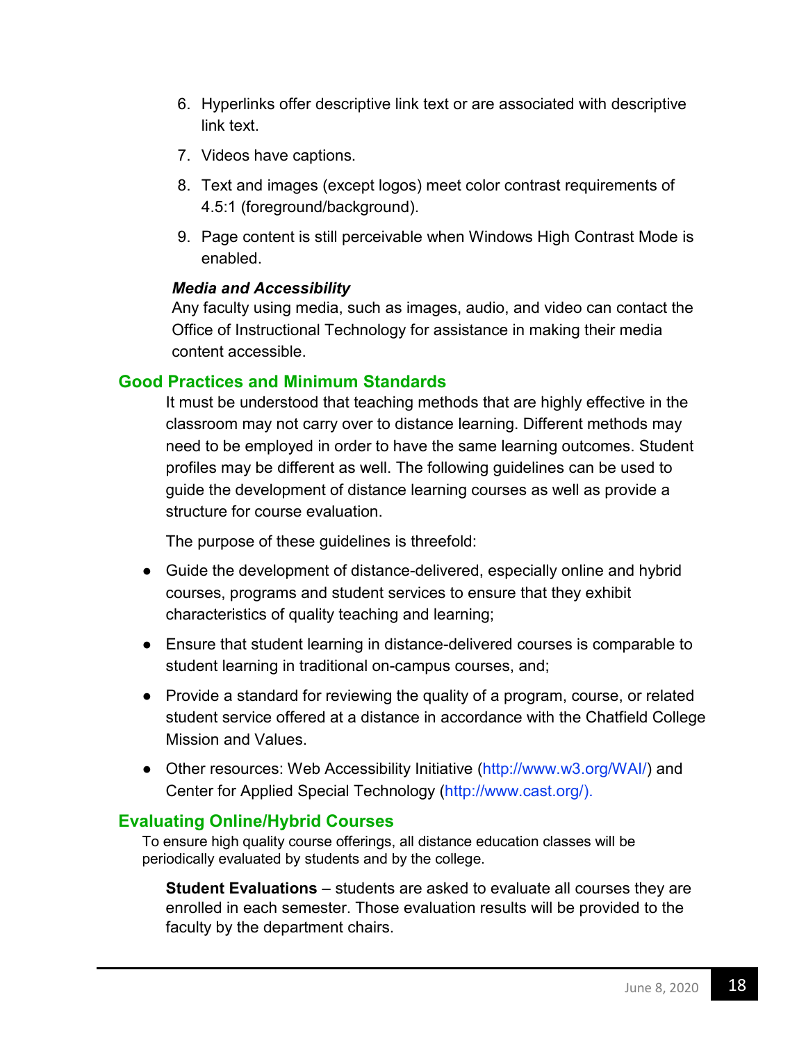6. Hyperlinks offer descriptive link text or are associated with descriptive link text.
7. Videos have captions.
8. Text and images (except logos) meet color contrast requirements of 4.5:1 (foreground/background).
9. Page content is still perceivable when Windows High Contrast Mode is enabled.

***Media and Accessibility***

Any faculty using media, such as images, audio, and video can contact the Office of Instructional Technology for assistance in making their media content accessible.

## Good Practices and Minimum Standards

It must be understood that teaching methods that are highly effective in the classroom may not carry over to distance learning. Different methods may need to be employed in order to have the same learning outcomes. Student profiles may be different as well. The following guidelines can be used to guide the development of distance learning courses as well as provide a structure for course evaluation.

The purpose of these guidelines is threefold:

- Guide the development of distance-delivered, especially online and hybrid courses, programs and student services to ensure that they exhibit characteristics of quality teaching and learning;
- Ensure that student learning in distance-delivered courses is comparable to student learning in traditional on-campus courses, and;
- Provide a standard for reviewing the quality of a program, course, or related student service offered at a distance in accordance with the Chatfield College Mission and Values.
- Other resources: Web Accessibility Initiative (http://www.w3.org/WAI/) and Center for Applied Special Technology (http://www.cast.org/).

## Evaluating Online/Hybrid Courses

To ensure high quality course offerings, all distance education classes will be periodically evaluated by students and by the college.

**Student Evaluations** – students are asked to evaluate all courses they are enrolled in each semester. Those evaluation results will be provided to the faculty by the department chairs.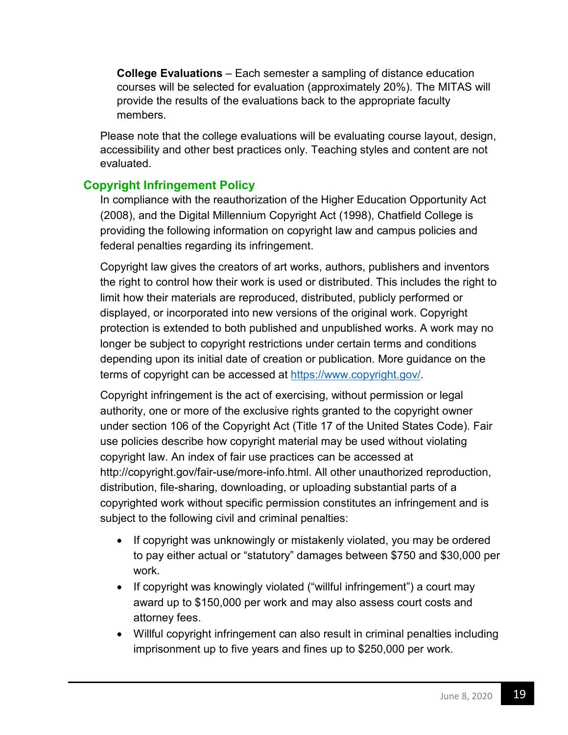**College Evaluations** – Each semester a sampling of distance education courses will be selected for evaluation (approximately 20%). The MITAS will provide the results of the evaluations back to the appropriate faculty members.

Please note that the college evaluations will be evaluating course layout, design, accessibility and other best practices only. Teaching styles and content are not evaluated.

## Copyright Infringement Policy

In compliance with the reauthorization of the Higher Education Opportunity Act (2008), and the Digital Millennium Copyright Act (1998), Chatfield College is providing the following information on copyright law and campus policies and federal penalties regarding its infringement.

Copyright law gives the creators of art works, authors, publishers and inventors the right to control how their work is used or distributed. This includes the right to limit how their materials are reproduced, distributed, publicly performed or displayed, or incorporated into new versions of the original work. Copyright protection is extended to both published and unpublished works. A work may no longer be subject to copyright restrictions under certain terms and conditions depending upon its initial date of creation or publication. More guidance on the terms of copyright can be accessed at [https://www.copyright.gov/](https://www.copyright.gov/).

Copyright infringement is the act of exercising, without permission or legal authority, one or more of the exclusive rights granted to the copyright owner under section 106 of the Copyright Act (Title 17 of the United States Code). Fair use policies describe how copyright material may be used without violating copyright law. An index of fair use practices can be accessed at http://copyright.gov/fair-use/more-info.html. All other unauthorized reproduction, distribution, file-sharing, downloading, or uploading substantial parts of a copyrighted work without specific permission constitutes an infringement and is subject to the following civil and criminal penalties:

- If copyright was unknowingly or mistakenly violated, you may be ordered to pay either actual or "statutory" damages between $750 and $30,000 per work.
- If copyright was knowingly violated ("willful infringement") a court may award up to $150,000 per work and may also assess court costs and attorney fees.
- Willful copyright infringement can also result in criminal penalties including imprisonment up to five years and fines up to $250,000 per work.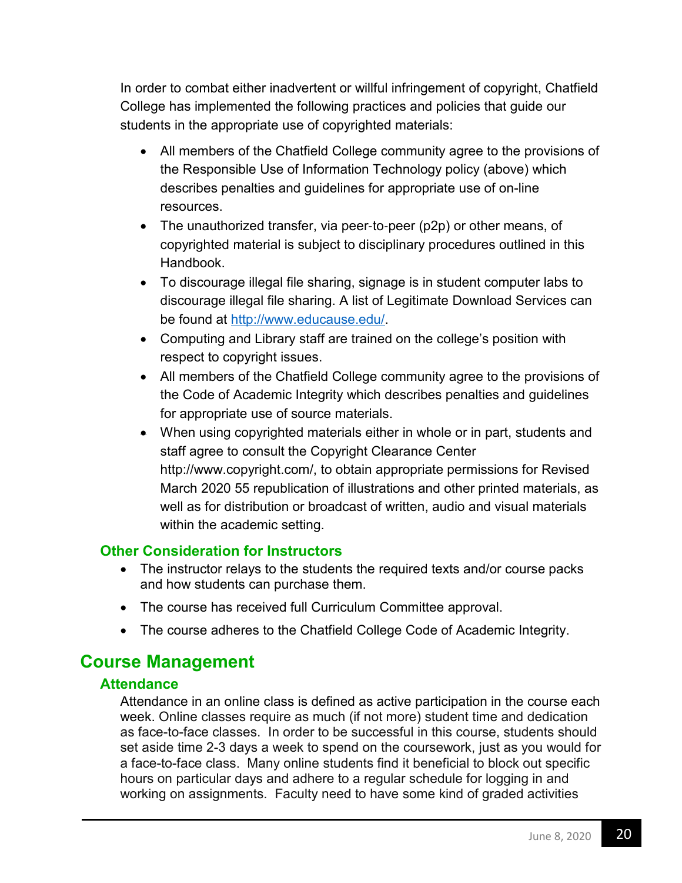In order to combat either inadvertent or willful infringement of copyright, Chatfield College has implemented the following practices and policies that guide our students in the appropriate use of copyrighted materials:

- All members of the Chatfield College community agree to the provisions of the Responsible Use of Information Technology policy (above) which describes penalties and guidelines for appropriate use of on-line resources.
- The unauthorized transfer, via peer-to-peer (p2p) or other means, of copyrighted material is subject to disciplinary procedures outlined in this Handbook.
- To discourage illegal file sharing, signage is in student computer labs to discourage illegal file sharing. A list of Legitimate Download Services can be found at [http://www.educause.edu/](http://www.educause.edu/).
- Computing and Library staff are trained on the college's position with respect to copyright issues.
- All members of the Chatfield College community agree to the provisions of the Code of Academic Integrity which describes penalties and guidelines for appropriate use of source materials.
- When using copyrighted materials either in whole or in part, students and staff agree to consult the Copyright Clearance Center http://www.copyright.com/, to obtain appropriate permissions for Revised March 2020 55 republication of illustrations and other printed materials, as well as for distribution or broadcast of written, audio and visual materials within the academic setting.

### Other Consideration for Instructors

- The instructor relays to the students the required texts and/or course packs and how students can purchase them.
- The course has received full Curriculum Committee approval.
- The course adheres to the Chatfield College Code of Academic Integrity.

## Course Management

### Attendance

Attendance in an online class is defined as active participation in the course each week. Online classes require as much (if not more) student time and dedication as face-to-face classes. In order to be successful in this course, students should set aside time 2-3 days a week to spend on the coursework, just as you would for a face-to-face class. Many online students find it beneficial to block out specific hours on particular days and adhere to a regular schedule for logging in and working on assignments. Faculty need to have some kind of graded activities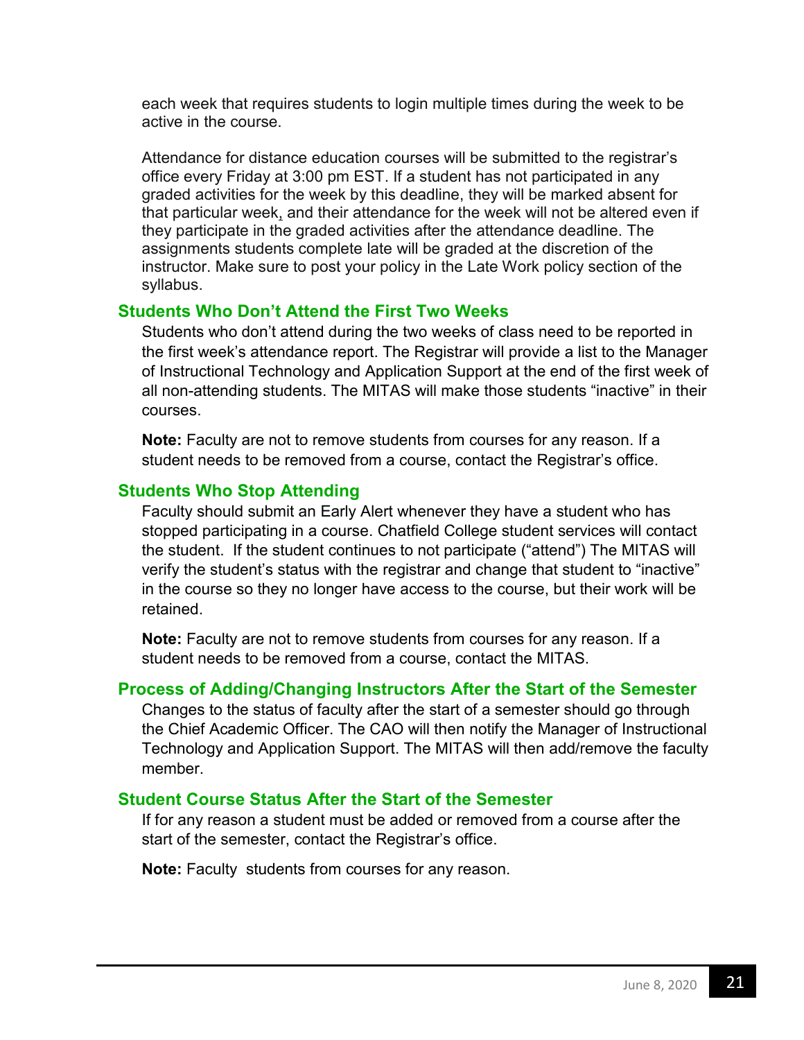each week that requires students to login multiple times during the week to be active in the course.

Attendance for distance education courses will be submitted to the registrar's office every Friday at 3:00 pm EST. If a student has not participated in any graded activities for the week by this deadline, they will be marked absent for that particular week, and their attendance for the week will not be altered even if they participate in the graded activities after the attendance deadline. The assignments students complete late will be graded at the discretion of the instructor. Make sure to post your policy in the Late Work policy section of the syllabus.

### Students Who Don't Attend the First Two Weeks

Students who don't attend during the two weeks of class need to be reported in the first week's attendance report. The Registrar will provide a list to the Manager of Instructional Technology and Application Support at the end of the first week of all non-attending students. The MITAS will make those students "inactive" in their courses.

**Note:** Faculty are not to remove students from courses for any reason. If a student needs to be removed from a course, contact the Registrar's office.

### Students Who Stop Attending

Faculty should submit an Early Alert whenever they have a student who has stopped participating in a course. Chatfield College student services will contact the student. If the student continues to not participate ("attend") The MITAS will verify the student's status with the registrar and change that student to "inactive" in the course so they no longer have access to the course, but their work will be retained.

**Note:** Faculty are not to remove students from courses for any reason. If a student needs to be removed from a course, contact the MITAS.

### Process of Adding/Changing Instructors After the Start of the Semester

Changes to the status of faculty after the start of a semester should go through the Chief Academic Officer. The CAO will then notify the Manager of Instructional Technology and Application Support. The MITAS will then add/remove the faculty member.

### Student Course Status After the Start of the Semester

If for any reason a student must be added or removed from a course after the start of the semester, contact the Registrar's office.

**Note:** Faculty  students from courses for any reason.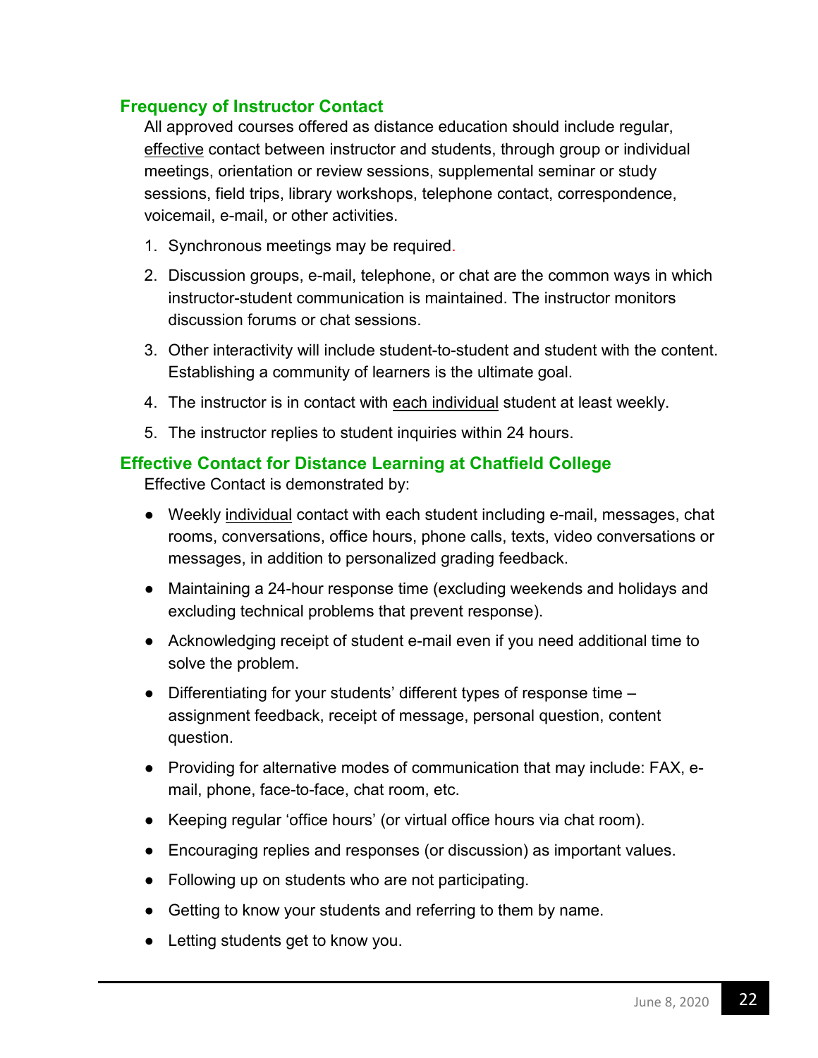### Frequency of Instructor Contact

All approved courses offered as distance education should include regular, <u>effective</u> contact between instructor and students, through group or individual meetings, orientation or review sessions, supplemental seminar or study sessions, field trips, library workshops, telephone contact, correspondence, voicemail, e-mail, or other activities.

1. Synchronous meetings may be required.
2. Discussion groups, e-mail, telephone, or chat are the common ways in which instructor-student communication is maintained. The instructor monitors discussion forums or chat sessions.
3. Other interactivity will include student-to-student and student with the content. Establishing a community of learners is the ultimate goal.
4. The instructor is in contact with <u>each individual</u> student at least weekly.
5. The instructor replies to student inquiries within 24 hours.

### Effective Contact for Distance Learning at Chatfield College

Effective Contact is demonstrated by:

- Weekly <u>individual</u> contact with each student including e-mail, messages, chat rooms, conversations, office hours, phone calls, texts, video conversations or messages, in addition to personalized grading feedback.
- Maintaining a 24-hour response time (excluding weekends and holidays and excluding technical problems that prevent response).
- Acknowledging receipt of student e-mail even if you need additional time to solve the problem.
- Differentiating for your students' different types of response time – assignment feedback, receipt of message, personal question, content question.
- Providing for alternative modes of communication that may include: FAX, e-mail, phone, face-to-face, chat room, etc.
- Keeping regular 'office hours' (or virtual office hours via chat room).
- Encouraging replies and responses (or discussion) as important values.
- Following up on students who are not participating.
- Getting to know your students and referring to them by name.
- Letting students get to know you.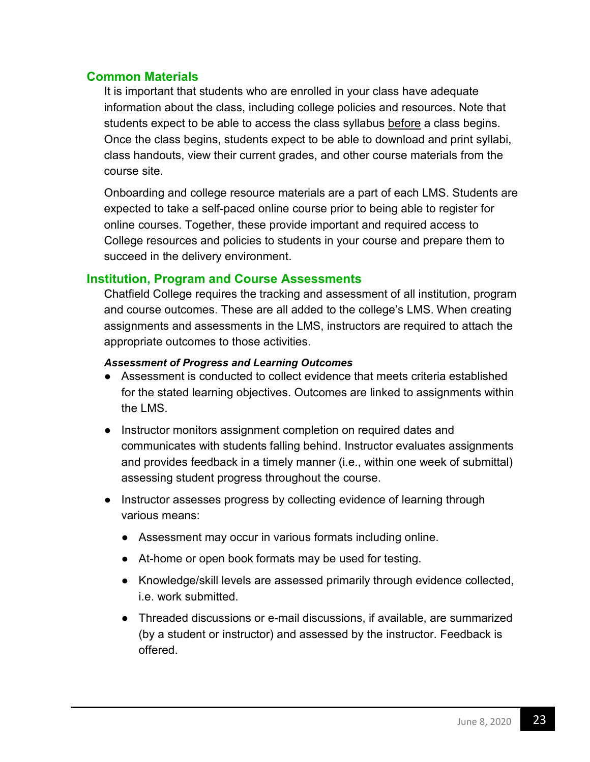## Common Materials

It is important that students who are enrolled in your class have adequate information about the class, including college policies and resources. Note that students expect to be able to access the class syllabus before a class begins. Once the class begins, students expect to be able to download and print syllabi, class handouts, view their current grades, and other course materials from the course site.

Onboarding and college resource materials are a part of each LMS. Students are expected to take a self-paced online course prior to being able to register for online courses. Together, these provide important and required access to College resources and policies to students in your course and prepare them to succeed in the delivery environment.

## Institution, Program and Course Assessments

Chatfield College requires the tracking and assessment of all institution, program and course outcomes. These are all added to the college's LMS. When creating assignments and assessments in the LMS, instructors are required to attach the appropriate outcomes to those activities.

***Assessment of Progress and Learning Outcomes***

- Assessment is conducted to collect evidence that meets criteria established for the stated learning objectives. Outcomes are linked to assignments within the LMS.
- Instructor monitors assignment completion on required dates and communicates with students falling behind. Instructor evaluates assignments and provides feedback in a timely manner (i.e., within one week of submittal) assessing student progress throughout the course.
- Instructor assesses progress by collecting evidence of learning through various means:
  - Assessment may occur in various formats including online.
  - At-home or open book formats may be used for testing.
  - Knowledge/skill levels are assessed primarily through evidence collected, i.e. work submitted.
  - Threaded discussions or e-mail discussions, if available, are summarized (by a student or instructor) and assessed by the instructor. Feedback is offered.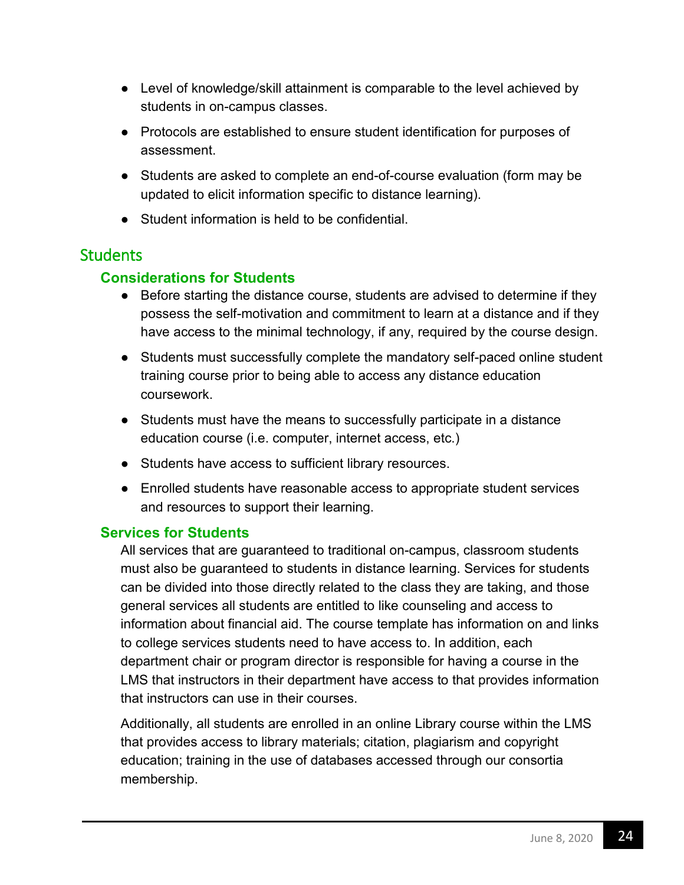- Level of knowledge/skill attainment is comparable to the level achieved by students in on-campus classes.
- Protocols are established to ensure student identification for purposes of assessment.
- Students are asked to complete an end-of-course evaluation (form may be updated to elicit information specific to distance learning).
- Student information is held to be confidential.

## Students

### Considerations for Students

- Before starting the distance course, students are advised to determine if they possess the self-motivation and commitment to learn at a distance and if they have access to the minimal technology, if any, required by the course design.
- Students must successfully complete the mandatory self-paced online student training course prior to being able to access any distance education coursework.
- Students must have the means to successfully participate in a distance education course (i.e. computer, internet access, etc.)
- Students have access to sufficient library resources.
- Enrolled students have reasonable access to appropriate student services and resources to support their learning.

### Services for Students

All services that are guaranteed to traditional on-campus, classroom students must also be guaranteed to students in distance learning. Services for students can be divided into those directly related to the class they are taking, and those general services all students are entitled to like counseling and access to information about financial aid. The course template has information on and links to college services students need to have access to. In addition, each department chair or program director is responsible for having a course in the LMS that instructors in their department have access to that provides information that instructors can use in their courses.

Additionally, all students are enrolled in an online Library course within the LMS that provides access to library materials; citation, plagiarism and copyright education; training in the use of databases accessed through our consortia membership.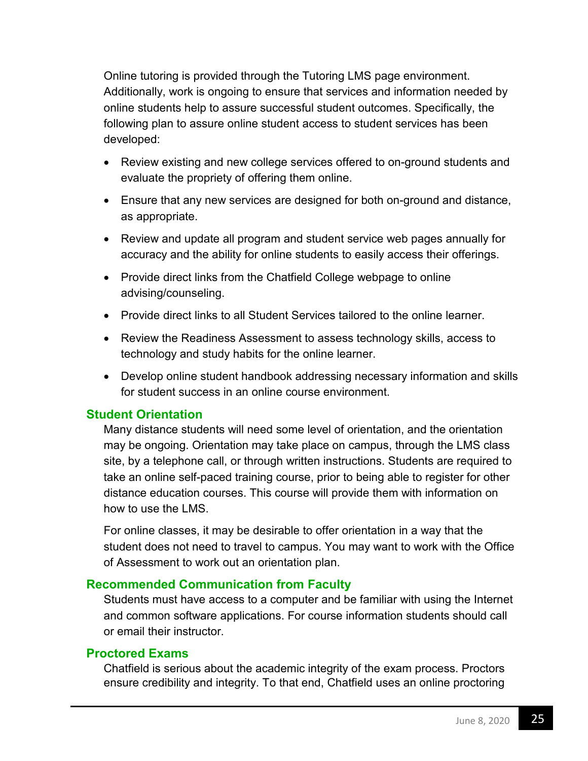Online tutoring is provided through the Tutoring LMS page environment. Additionally, work is ongoing to ensure that services and information needed by online students help to assure successful student outcomes. Specifically, the following plan to assure online student access to student services has been developed:

- Review existing and new college services offered to on-ground students and evaluate the propriety of offering them online.
- Ensure that any new services are designed for both on-ground and distance, as appropriate.
- Review and update all program and student service web pages annually for accuracy and the ability for online students to easily access their offerings.
- Provide direct links from the Chatfield College webpage to online advising/counseling.
- Provide direct links to all Student Services tailored to the online learner.
- Review the Readiness Assessment to assess technology skills, access to technology and study habits for the online learner.
- Develop online student handbook addressing necessary information and skills for student success in an online course environment.

### Student Orientation

Many distance students will need some level of orientation, and the orientation may be ongoing. Orientation may take place on campus, through the LMS class site, by a telephone call, or through written instructions. Students are required to take an online self-paced training course, prior to being able to register for other distance education courses. This course will provide them with information on how to use the LMS.

For online classes, it may be desirable to offer orientation in a way that the student does not need to travel to campus. You may want to work with the Office of Assessment to work out an orientation plan.

### Recommended Communication from Faculty

Students must have access to a computer and be familiar with using the Internet and common software applications. For course information students should call or email their instructor.

### Proctored Exams

Chatfield is serious about the academic integrity of the exam process. Proctors ensure credibility and integrity. To that end, Chatfield uses an online proctoring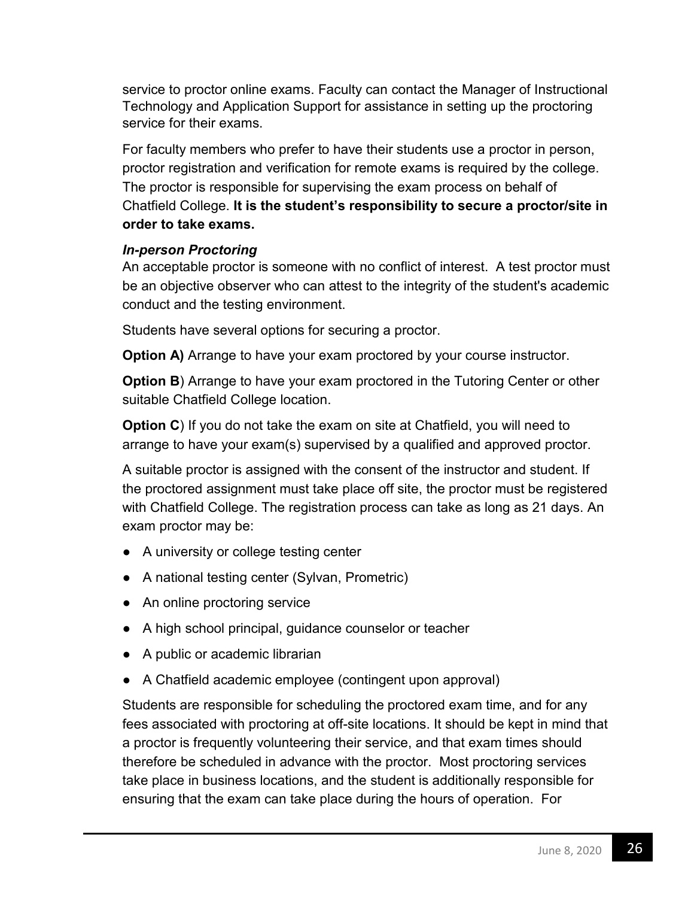service to proctor online exams. Faculty can contact the Manager of Instructional Technology and Application Support for assistance in setting up the proctoring service for their exams.

For faculty members who prefer to have their students use a proctor in person, proctor registration and verification for remote exams is required by the college. The proctor is responsible for supervising the exam process on behalf of Chatfield College. **It is the student's responsibility to secure a proctor/site in order to take exams.**

***In-person Proctoring***

An acceptable proctor is someone with no conflict of interest. A test proctor must be an objective observer who can attest to the integrity of the student's academic conduct and the testing environment.

Students have several options for securing a proctor.

**Option A)** Arrange to have your exam proctored by your course instructor.

**Option B**) Arrange to have your exam proctored in the Tutoring Center or other suitable Chatfield College location.

**Option C**) If you do not take the exam on site at Chatfield, you will need to arrange to have your exam(s) supervised by a qualified and approved proctor.

A suitable proctor is assigned with the consent of the instructor and student. If the proctored assignment must take place off site, the proctor must be registered with Chatfield College. The registration process can take as long as 21 days. An exam proctor may be:

- A university or college testing center
- A national testing center (Sylvan, Prometric)
- An online proctoring service
- A high school principal, guidance counselor or teacher
- A public or academic librarian
- A Chatfield academic employee (contingent upon approval)

Students are responsible for scheduling the proctored exam time, and for any fees associated with proctoring at off-site locations. It should be kept in mind that a proctor is frequently volunteering their service, and that exam times should therefore be scheduled in advance with the proctor. Most proctoring services take place in business locations, and the student is additionally responsible for ensuring that the exam can take place during the hours of operation. For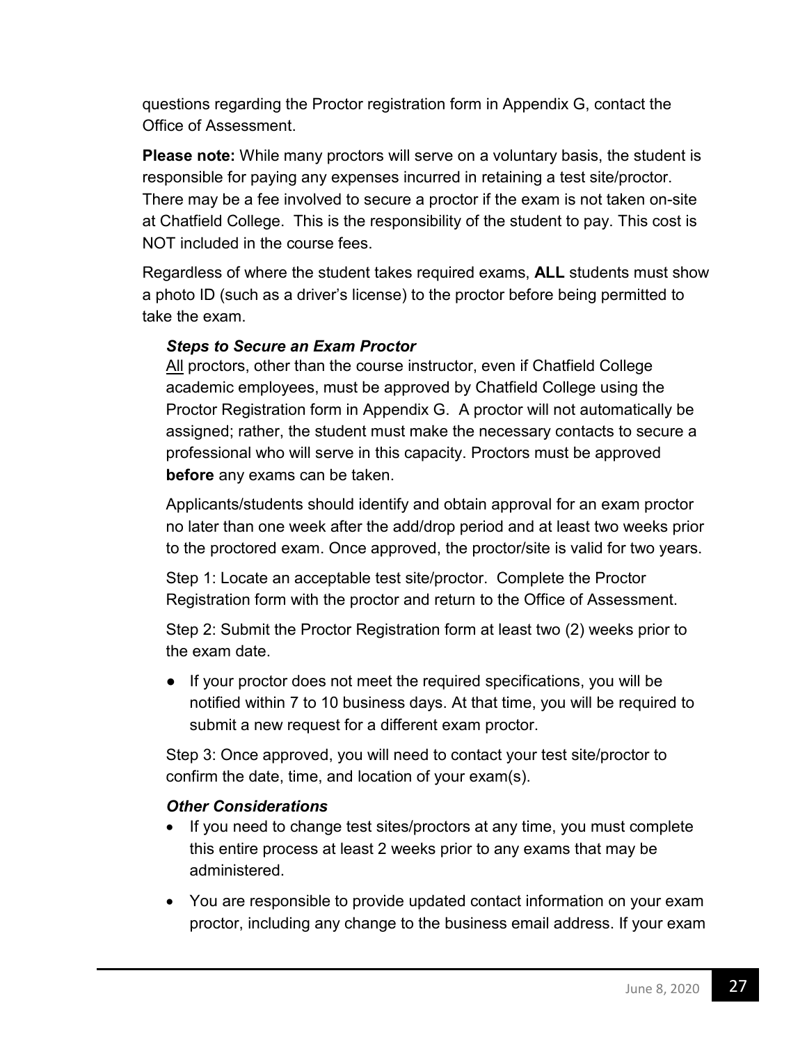questions regarding the Proctor registration form in Appendix G, contact the Office of Assessment.

**Please note:** While many proctors will serve on a voluntary basis, the student is responsible for paying any expenses incurred in retaining a test site/proctor. There may be a fee involved to secure a proctor if the exam is not taken on-site at Chatfield College. This is the responsibility of the student to pay. This cost is NOT included in the course fees.

Regardless of where the student takes required exams, **ALL** students must show a photo ID (such as a driver's license) to the proctor before being permitted to take the exam.

***Steps to Secure an Exam Proctor***

<u>All</u> proctors, other than the course instructor, even if Chatfield College academic employees, must be approved by Chatfield College using the Proctor Registration form in Appendix G. A proctor will not automatically be assigned; rather, the student must make the necessary contacts to secure a professional who will serve in this capacity. Proctors must be approved **before** any exams can be taken.

Applicants/students should identify and obtain approval for an exam proctor no later than one week after the add/drop period and at least two weeks prior to the proctored exam. Once approved, the proctor/site is valid for two years.

Step 1: Locate an acceptable test site/proctor. Complete the Proctor Registration form with the proctor and return to the Office of Assessment.

Step 2: Submit the Proctor Registration form at least two (2) weeks prior to the exam date.

- If your proctor does not meet the required specifications, you will be notified within 7 to 10 business days. At that time, you will be required to submit a new request for a different exam proctor.

Step 3: Once approved, you will need to contact your test site/proctor to confirm the date, time, and location of your exam(s).

***Other Considerations***

- If you need to change test sites/proctors at any time, you must complete this entire process at least 2 weeks prior to any exams that may be administered.
- You are responsible to provide updated contact information on your exam proctor, including any change to the business email address. If your exam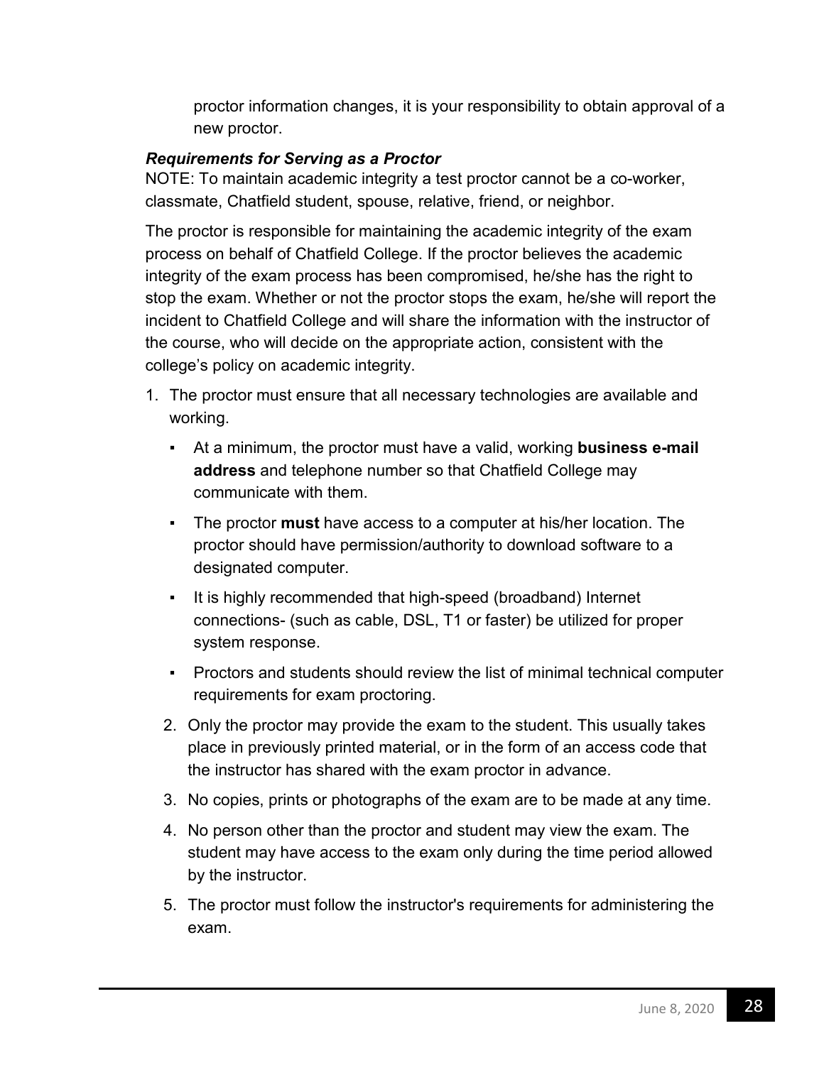proctor information changes, it is your responsibility to obtain approval of a new proctor.

### *Requirements for Serving as a Proctor*

NOTE: To maintain academic integrity a test proctor cannot be a co-worker, classmate, Chatfield student, spouse, relative, friend, or neighbor.

The proctor is responsible for maintaining the academic integrity of the exam process on behalf of Chatfield College. If the proctor believes the academic integrity of the exam process has been compromised, he/she has the right to stop the exam. Whether or not the proctor stops the exam, he/she will report the incident to Chatfield College and will share the information with the instructor of the course, who will decide on the appropriate action, consistent with the college's policy on academic integrity.

1. The proctor must ensure that all necessary technologies are available and working.
   - At a minimum, the proctor must have a valid, working **business e-mail address** and telephone number so that Chatfield College may communicate with them.
   - The proctor **must** have access to a computer at his/her location. The proctor should have permission/authority to download software to a designated computer.
   - It is highly recommended that high-speed (broadband) Internet connections- (such as cable, DSL, T1 or faster) be utilized for proper system response.
   - Proctors and students should review the list of minimal technical computer requirements for exam proctoring.
2. Only the proctor may provide the exam to the student. This usually takes place in previously printed material, or in the form of an access code that the instructor has shared with the exam proctor in advance.
3. No copies, prints or photographs of the exam are to be made at any time.
4. No person other than the proctor and student may view the exam. The student may have access to the exam only during the time period allowed by the instructor.
5. The proctor must follow the instructor's requirements for administering the exam.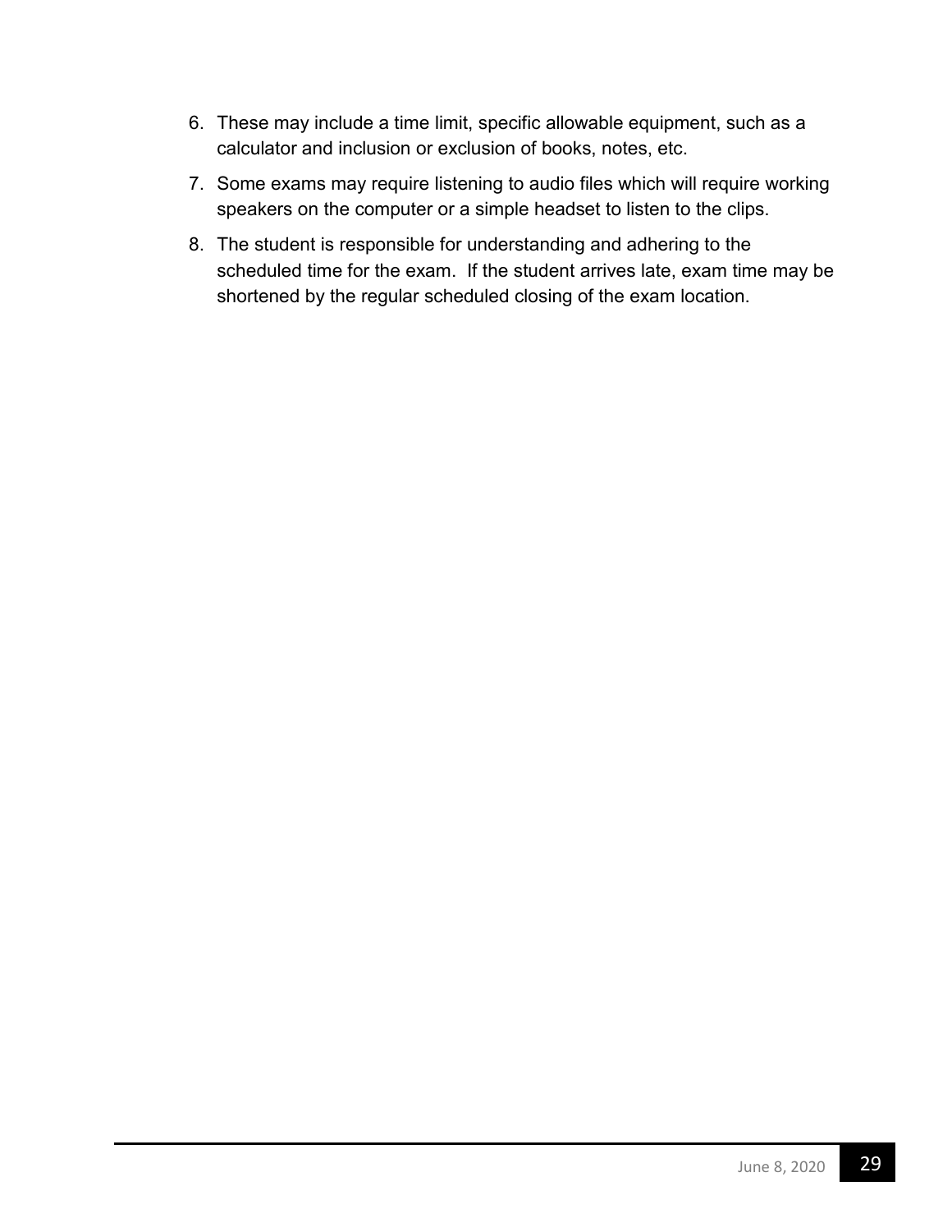6. These may include a time limit, specific allowable equipment, such as a calculator and inclusion or exclusion of books, notes, etc.
7. Some exams may require listening to audio files which will require working speakers on the computer or a simple headset to listen to the clips.
8. The student is responsible for understanding and adhering to the scheduled time for the exam. If the student arrives late, exam time may be shortened by the regular scheduled closing of the exam location.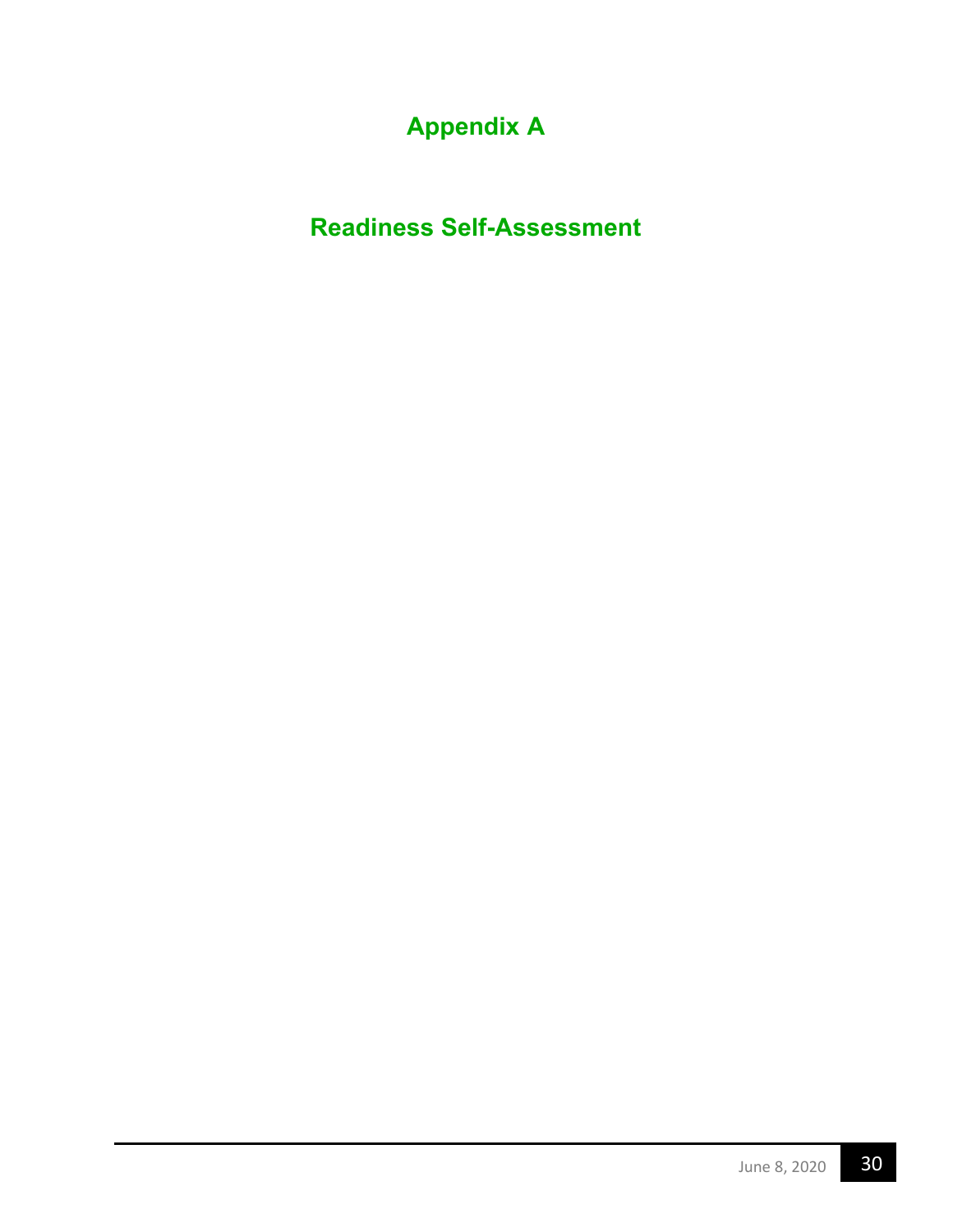# Appendix A

# Readiness Self-Assessment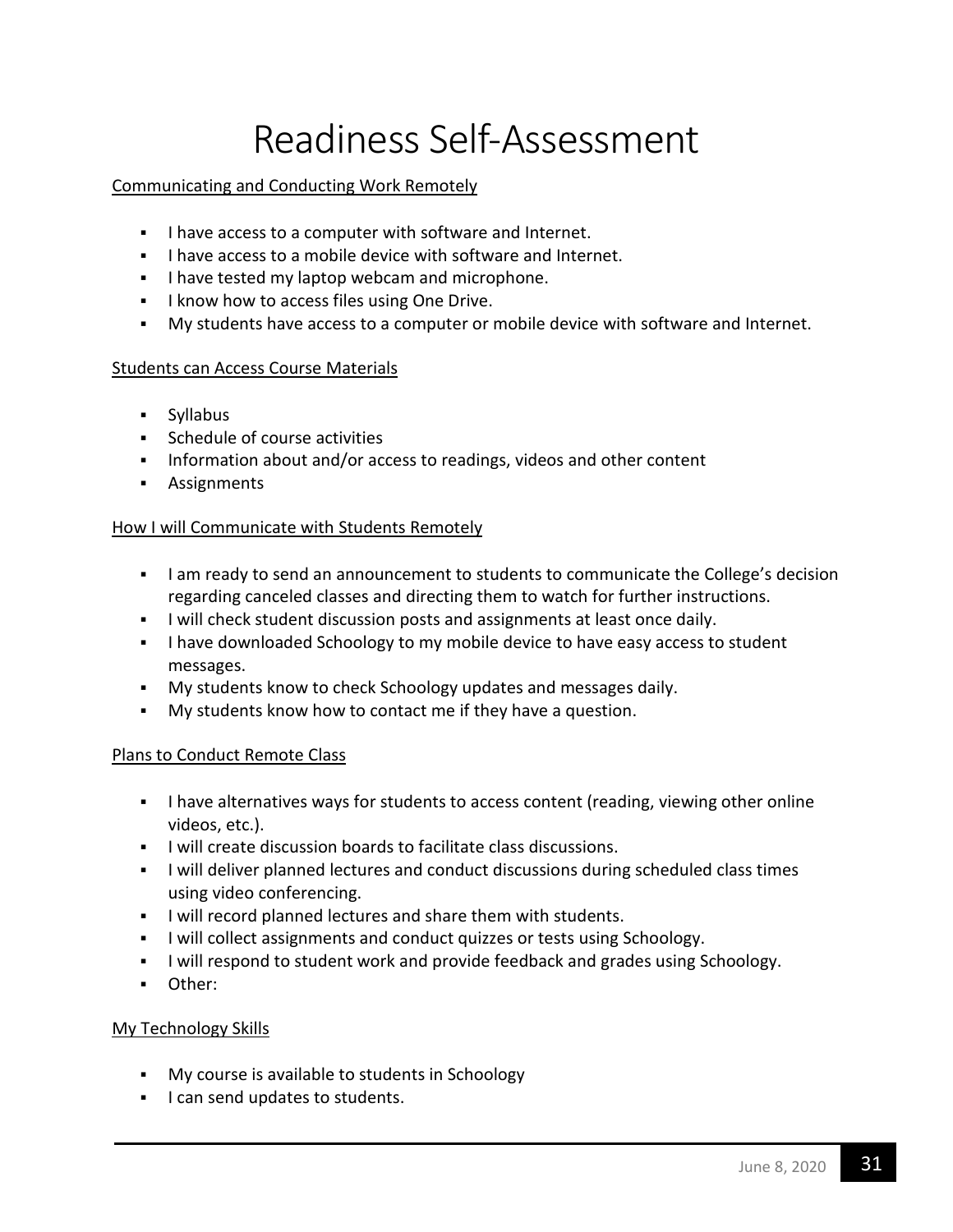# Readiness Self-Assessment

Communicating and Conducting Work Remotely

- I have access to a computer with software and Internet.
- I have access to a mobile device with software and Internet.
- I have tested my laptop webcam and microphone.
- I know how to access files using One Drive.
- My students have access to a computer or mobile device with software and Internet.

Students can Access Course Materials

- Syllabus
- Schedule of course activities
- Information about and/or access to readings, videos and other content
- Assignments

How I will Communicate with Students Remotely

- I am ready to send an announcement to students to communicate the College's decision regarding canceled classes and directing them to watch for further instructions.
- I will check student discussion posts and assignments at least once daily.
- I have downloaded Schoology to my mobile device to have easy access to student messages.
- My students know to check Schoology updates and messages daily.
- My students know how to contact me if they have a question.

Plans to Conduct Remote Class

- I have alternatives ways for students to access content (reading, viewing other online videos, etc.).
- I will create discussion boards to facilitate class discussions.
- I will deliver planned lectures and conduct discussions during scheduled class times using video conferencing.
- I will record planned lectures and share them with students.
- I will collect assignments and conduct quizzes or tests using Schoology.
- I will respond to student work and provide feedback and grades using Schoology.
- Other:

My Technology Skills

- My course is available to students in Schoology
- I can send updates to students.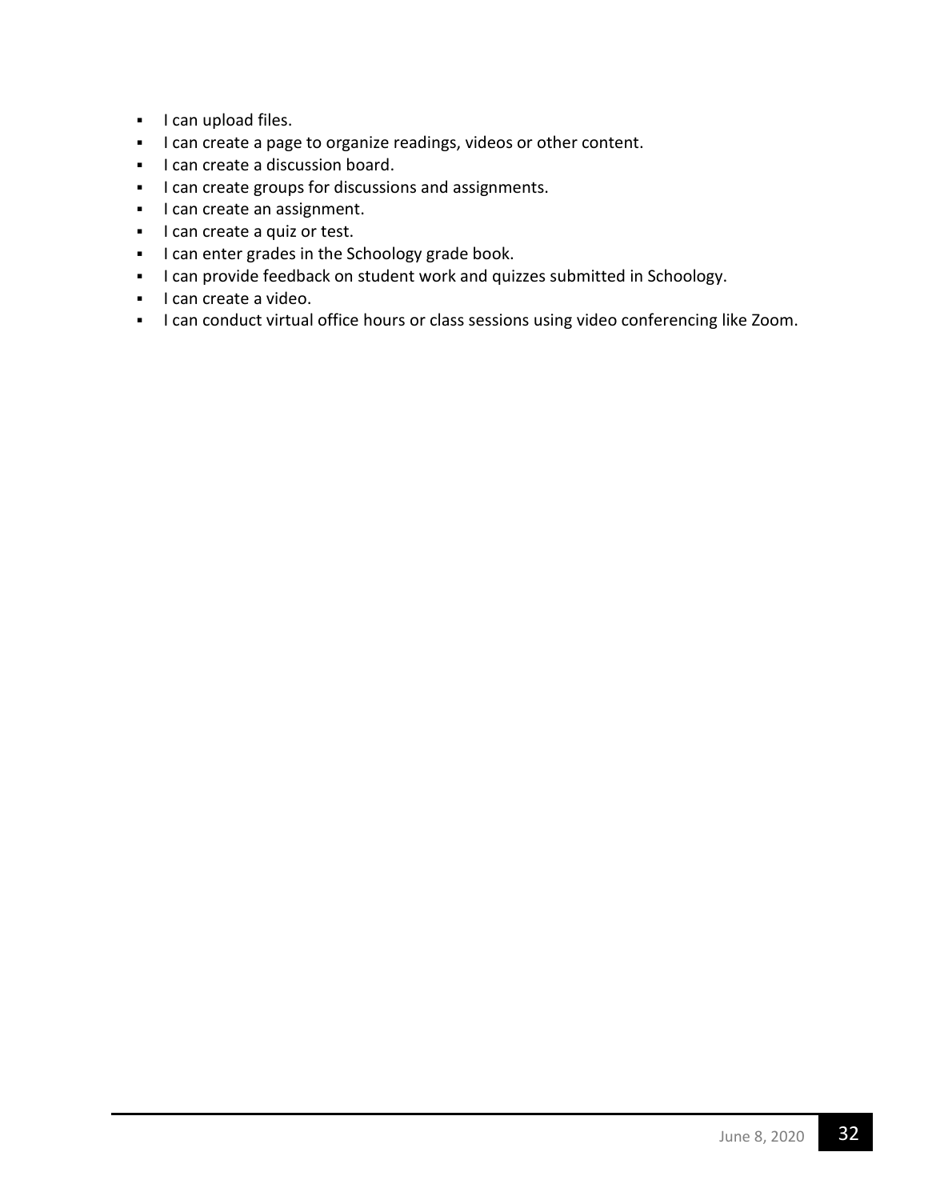- I can upload files.
- I can create a page to organize readings, videos or other content.
- I can create a discussion board.
- I can create groups for discussions and assignments.
- I can create an assignment.
- I can create a quiz or test.
- I can enter grades in the Schoology grade book.
- I can provide feedback on student work and quizzes submitted in Schoology.
- I can create a video.
- I can conduct virtual office hours or class sessions using video conferencing like Zoom.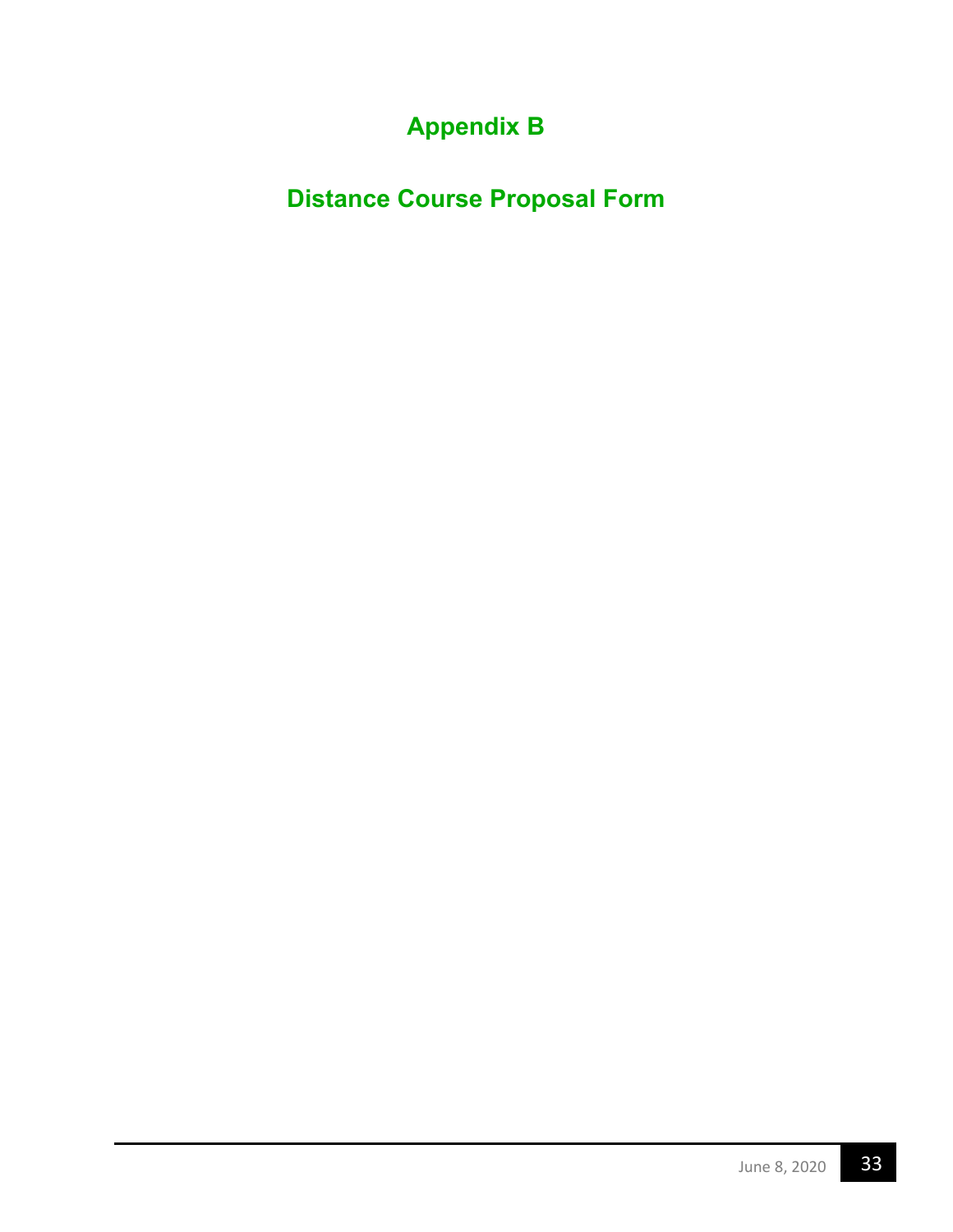# Appendix B

## Distance Course Proposal Form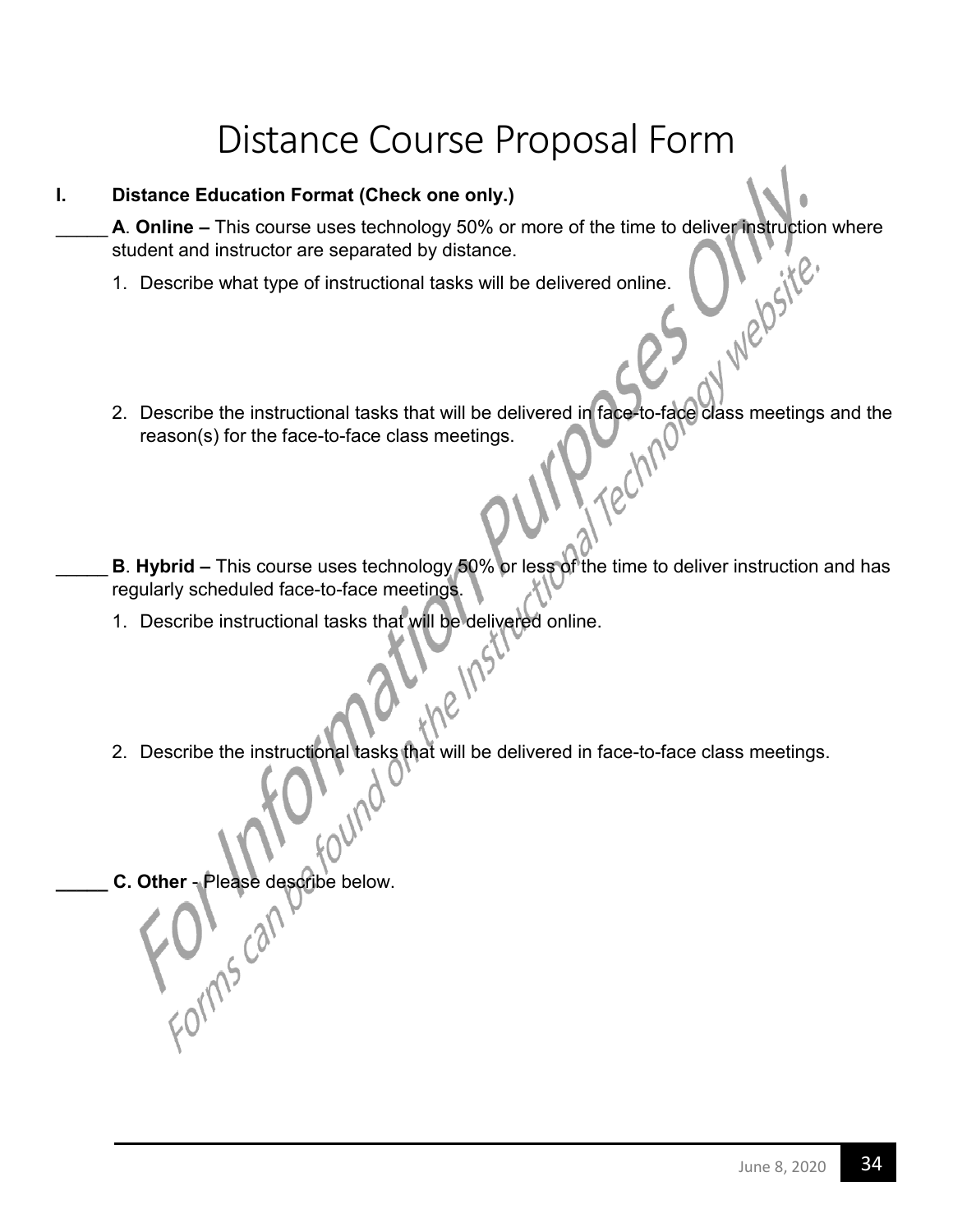# Distance Course Proposal Form

**I. Distance Education Format (Check one only.)**

_____ **A**. **Online –** This course uses technology 50% or more of the time to deliver instruction where student and instructor are separated by distance.

1. Describe what type of instructional tasks will be delivered online.

2. Describe the instructional tasks that will be delivered in face-to-face class meetings and the reason(s) for the face-to-face class meetings.

_____ **B**. **Hybrid –** This course uses technology 50% or less of the time to deliver instruction and has regularly scheduled face-to-face meetings.

1. Describe instructional tasks that will be delivered online.

2. Describe the instructional tasks that will be delivered in face-to-face class meetings.

**_____ C. Other** - Please describe below.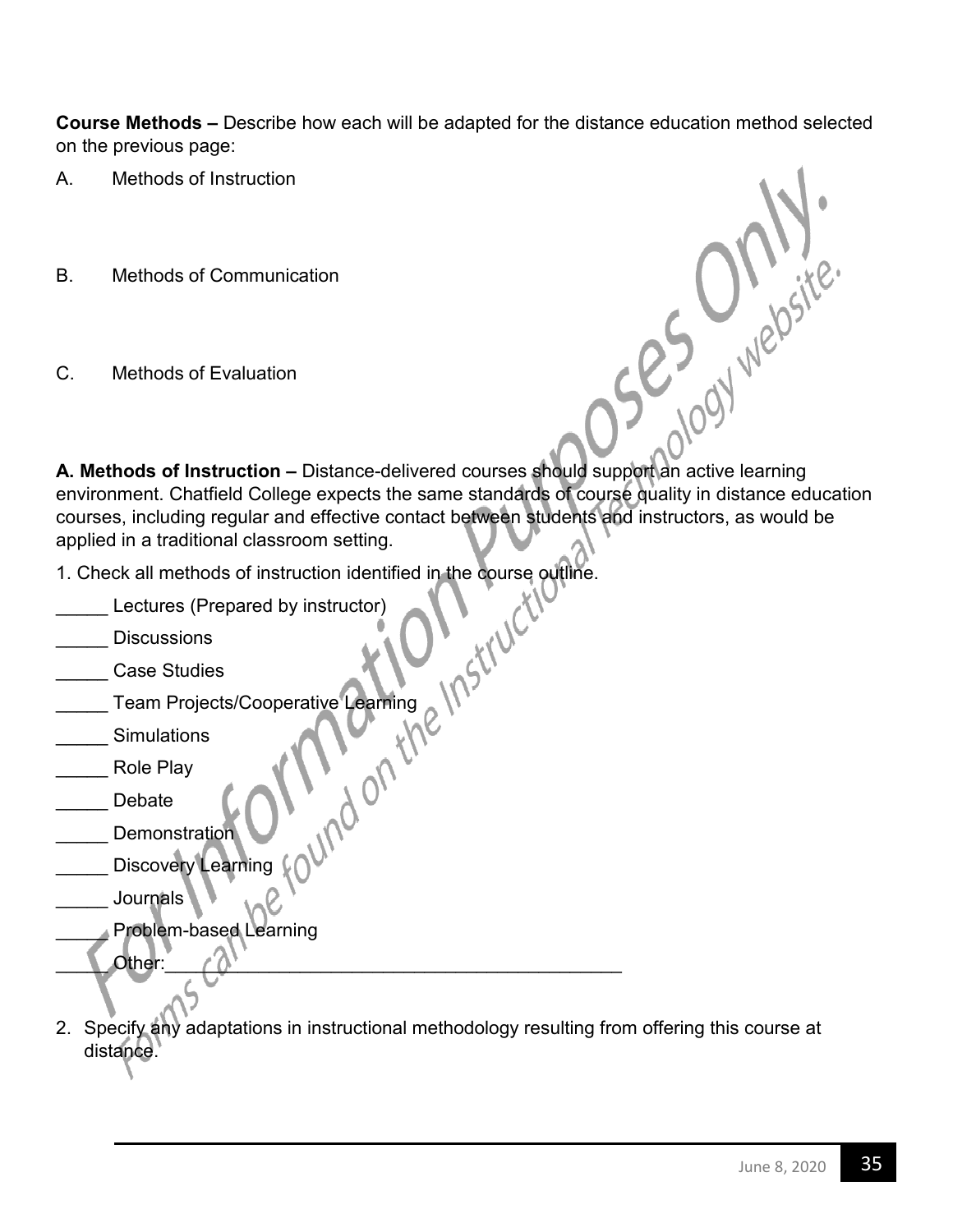**Course Methods –** Describe how each will be adapted for the distance education method selected on the previous page:

A. Methods of Instruction

B. Methods of Communication

C. Methods of Evaluation

**A. Methods of Instruction –** Distance-delivered courses should support an active learning environment. Chatfield College expects the same standards of course quality in distance education courses, including regular and effective contact between students and instructors, as would be applied in a traditional classroom setting.

1. Check all methods of instruction identified in the course outline.

_____ Lectures (Prepared by instructor)

_____ Discussions

_____ Case Studies

_____ Team Projects/Cooperative Learning

_____ Simulations

_____ Role Play

_____ Debate

_____ Demonstration

_____ Discovery Learning

_____ Journals

_____ Problem-based Learning

_____ Other:___________________________________________

2. Specify any adaptations in instructional methodology resulting from offering this course at distance.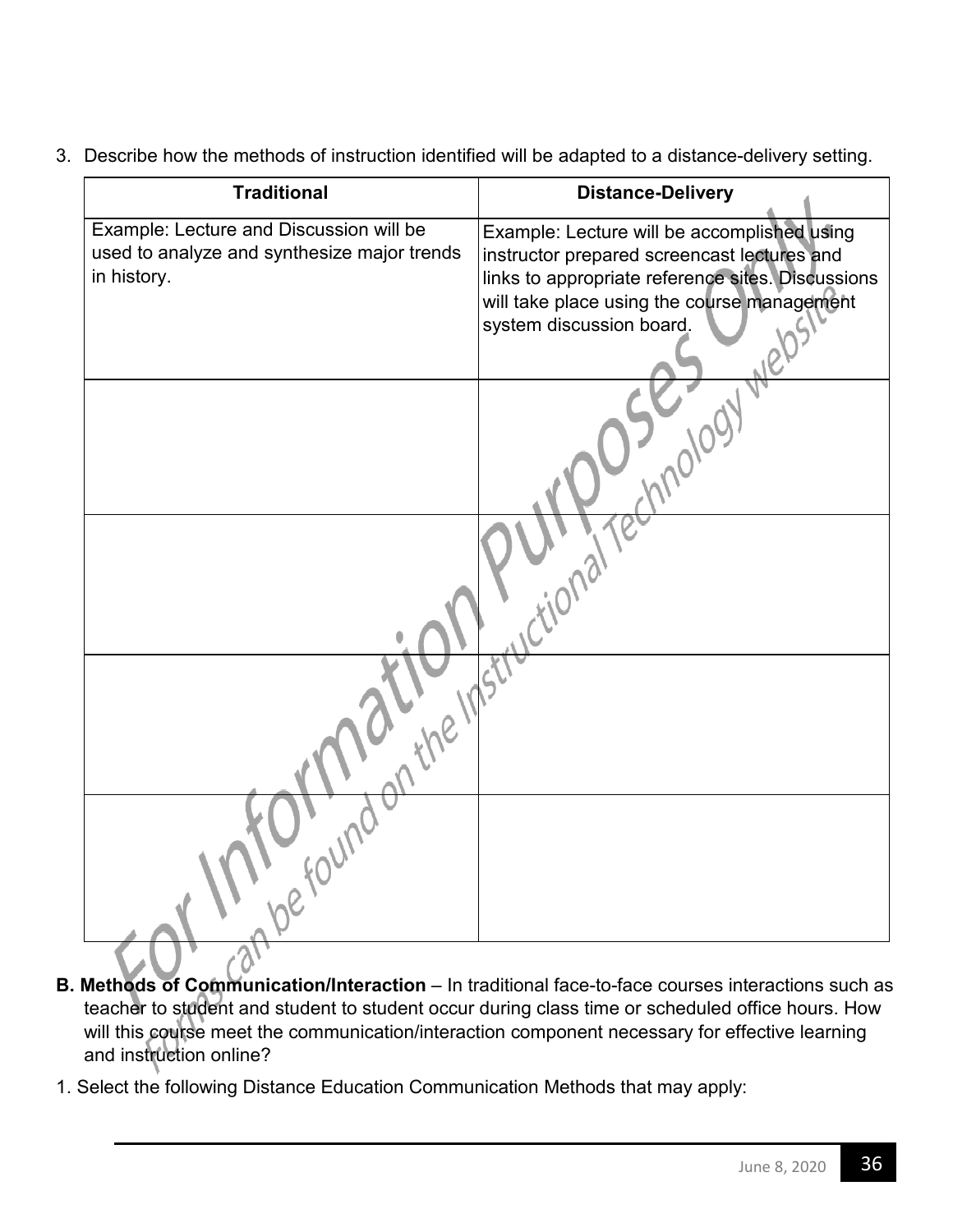3. Describe how the methods of instruction identified will be adapted to a distance-delivery setting.

| Traditional | Distance-Delivery |
|---|---|
| Example: Lecture and Discussion will be used to analyze and synthesize major trends in history. | Example: Lecture will be accomplished using instructor prepared screencast lectures and links to appropriate reference sites. Discussions will take place using the course management system discussion board. |
| | |
| | |
| | |
| | |

For Information Purposes Only. Forms can be found on the Instructional Technology website.

**B. Methods of Communication/Interaction** – In traditional face-to-face courses interactions such as teacher to student and student to student occur during class time or scheduled office hours. How will this course meet the communication/interaction component necessary for effective learning and instruction online?

1. Select the following Distance Education Communication Methods that may apply:

June 8, 2020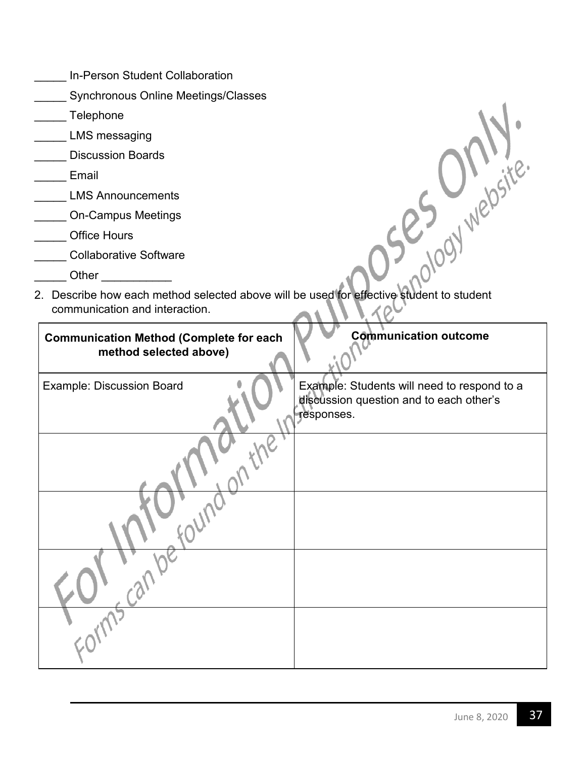_____ In-Person Student Collaboration

_____ Synchronous Online Meetings/Classes

_____ Telephone

_____ LMS messaging

_____ Discussion Boards

_____ Email

_____ LMS Announcements

_____ On-Campus Meetings

_____ Office Hours

_____ Collaborative Software

_____ Other ___________

2. Describe how each method selected above will be used for effective student to student communication and interaction.

| **Communication Method (Complete for each method selected above)** | **Communication outcome** |
|---|---|
| Example: Discussion Board | Example: Students will need to respond to a discussion question and to each other's responses. |
| | |
| | |
| | |
| | |

For Information Purposes Only. Forms can be found on the Instructional Technology website.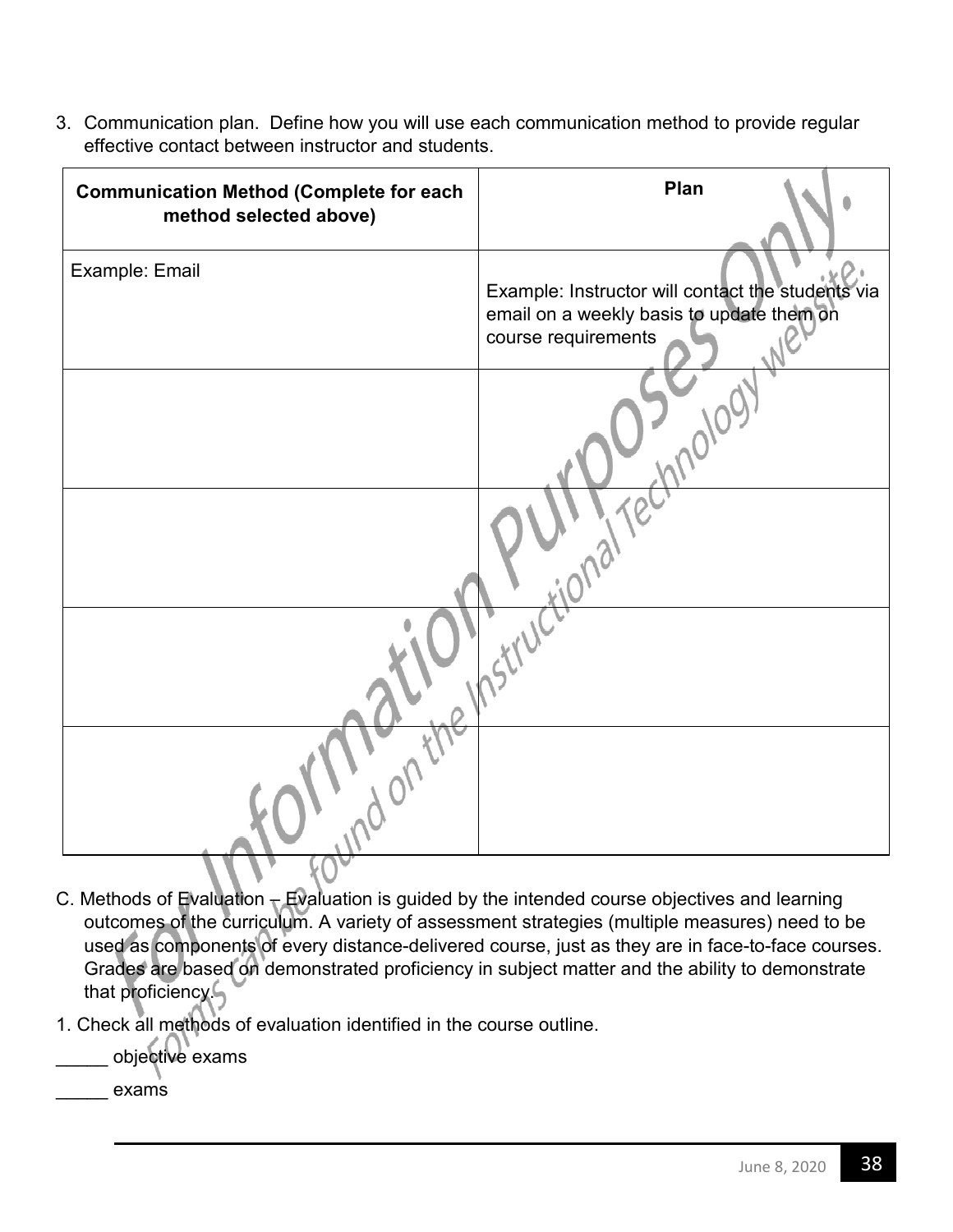3. Communication plan. Define how you will use each communication method to provide regular effective contact between instructor and students.

| Communication Method (Complete for each method selected above) | Plan |
|---|---|
| Example: Email | Example: Instructor will contact the students via email on a weekly basis to update them on course requirements |
| | |
| | |
| | |
| | |

C. Methods of Evaluation – Evaluation is guided by the intended course objectives and learning outcomes of the curriculum. A variety of assessment strategies (multiple measures) need to be used as components of every distance-delivered course, just as they are in face-to-face courses. Grades are based on demonstrated proficiency in subject matter and the ability to demonstrate that proficiency.

1. Check all methods of evaluation identified in the course outline.

_____ objective exams

_____ exams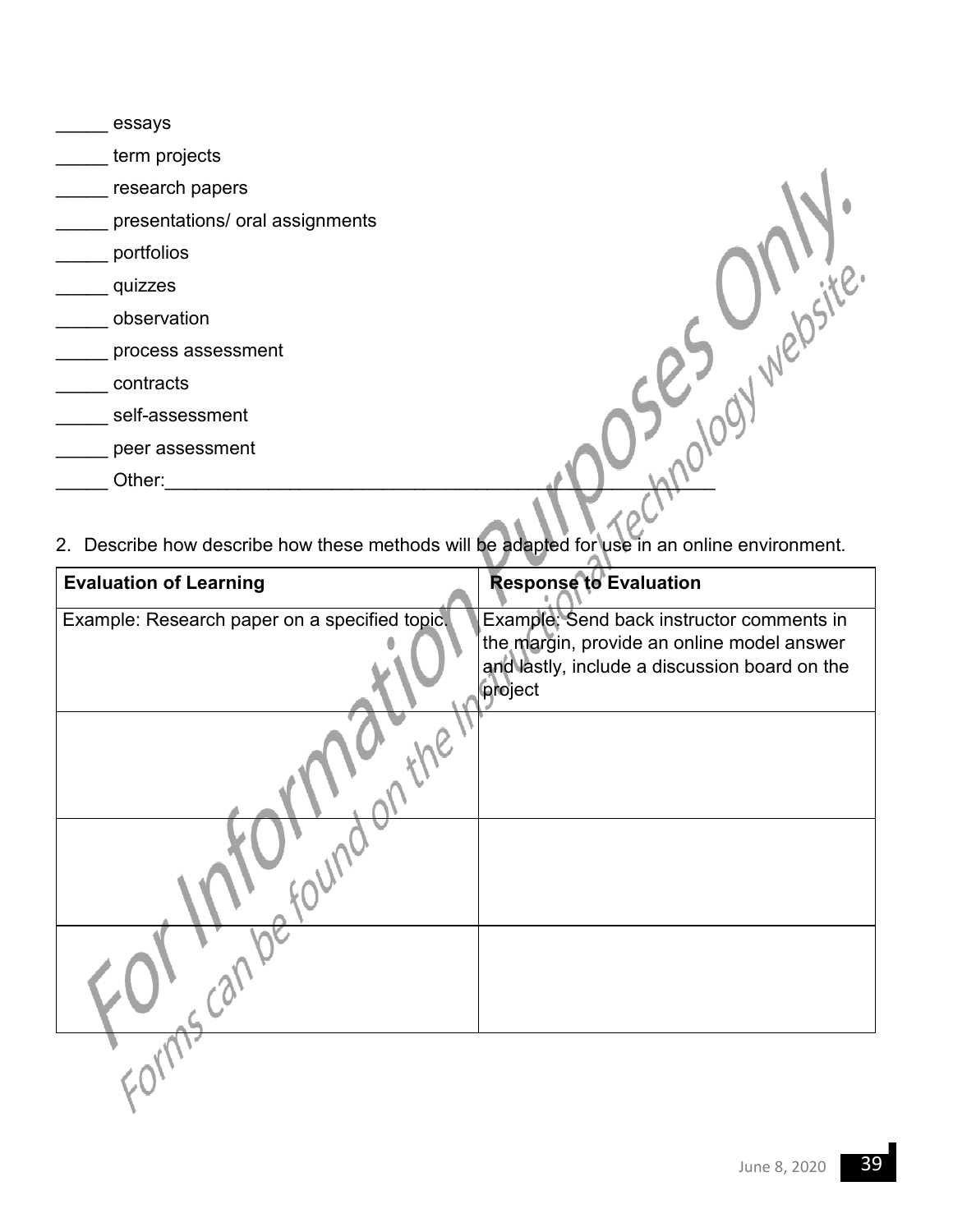_____ essays

_____ term projects

_____ research papers

_____ presentations/ oral assignments

_____ portfolios

_____ quizzes

_____ observation

_____ process assessment

_____ contracts

_____ self-assessment

_____ peer assessment

_____ Other:_______________________________________________________

2. Describe how describe how these methods will be adapted for use in an online environment.

| Evaluation of Learning | Response to Evaluation |
|---|---|
| Example: Research paper on a specified topic. | Example: Send back instructor comments in the margin, provide an online model answer and lastly, include a discussion board on the project |
| | |
| | |
| | |

For Information Purposes Only.
Forms can be found on the Instructional Technology website.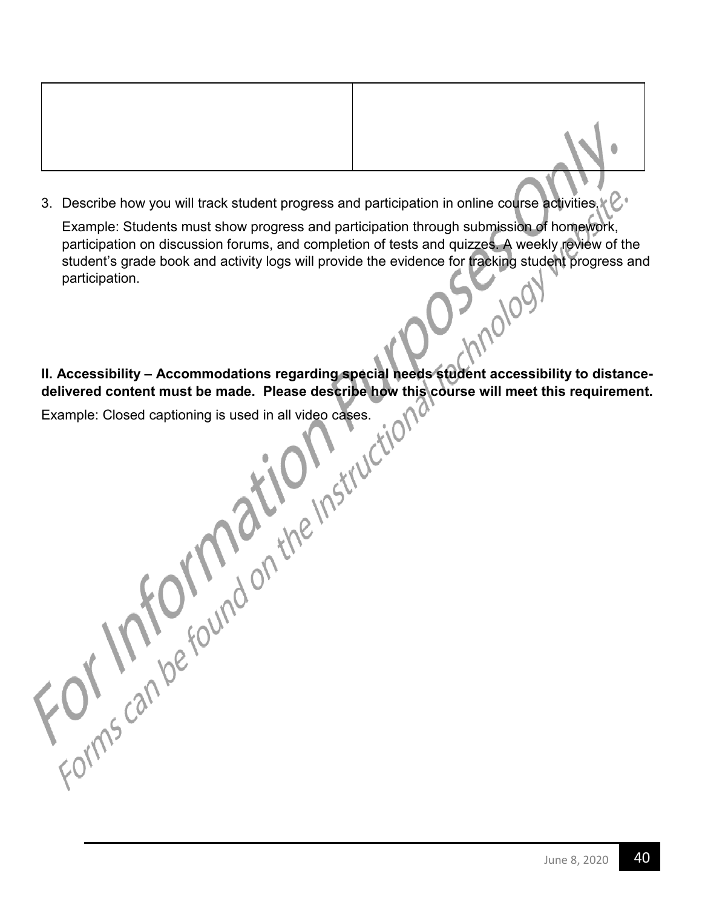| | |
|---|---|
| | |

3. Describe how you will track student progress and participation in online course activities.

   Example: Students must show progress and participation through submission of homework, participation on discussion forums, and completion of tests and quizzes. A weekly review of the student's grade book and activity logs will provide the evidence for tracking student progress and participation.

**II. Accessibility – Accommodations regarding special needs student accessibility to distance-delivered content must be made. Please describe how this course will meet this requirement.**

Example: Closed captioning is used in all video cases.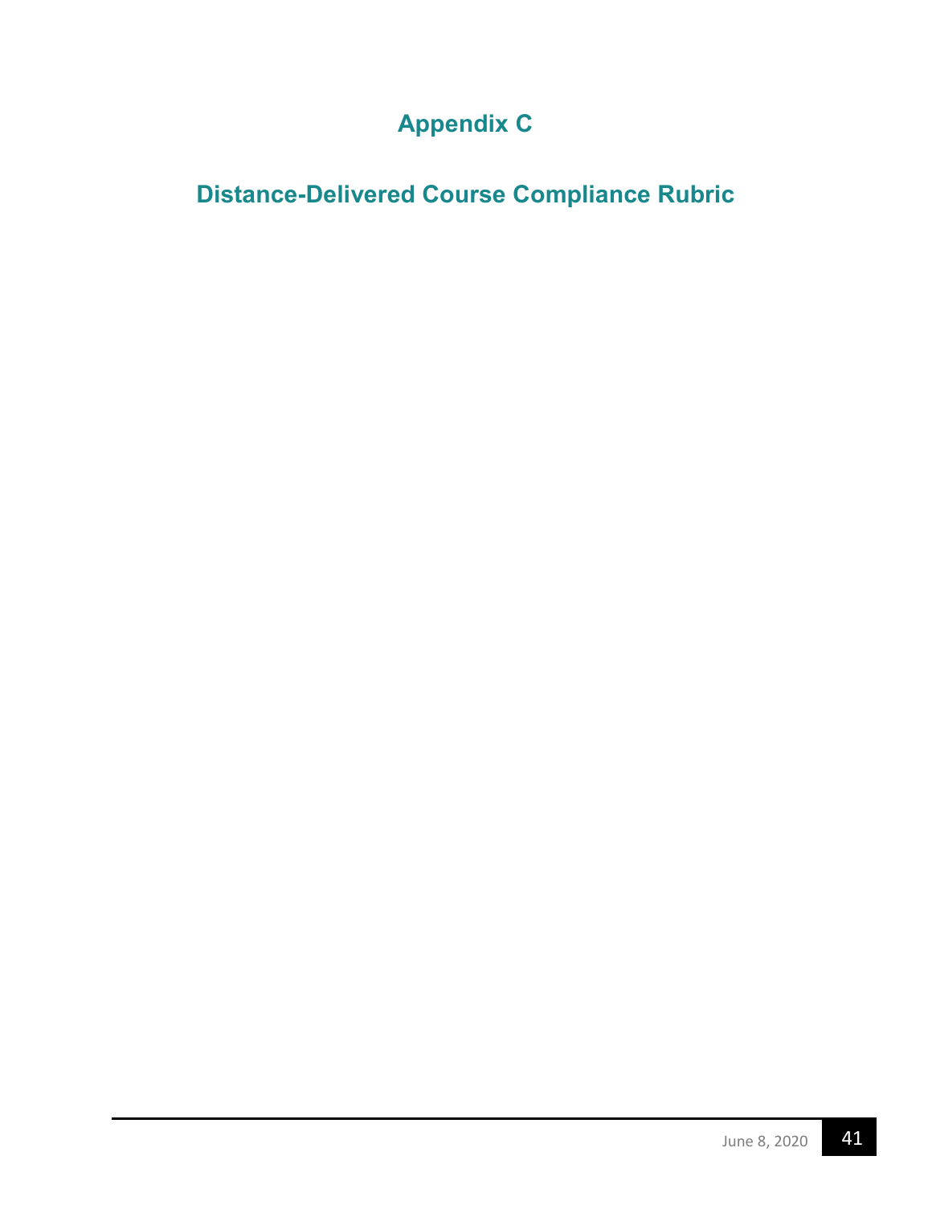# Appendix C

## Distance-Delivered Course Compliance Rubric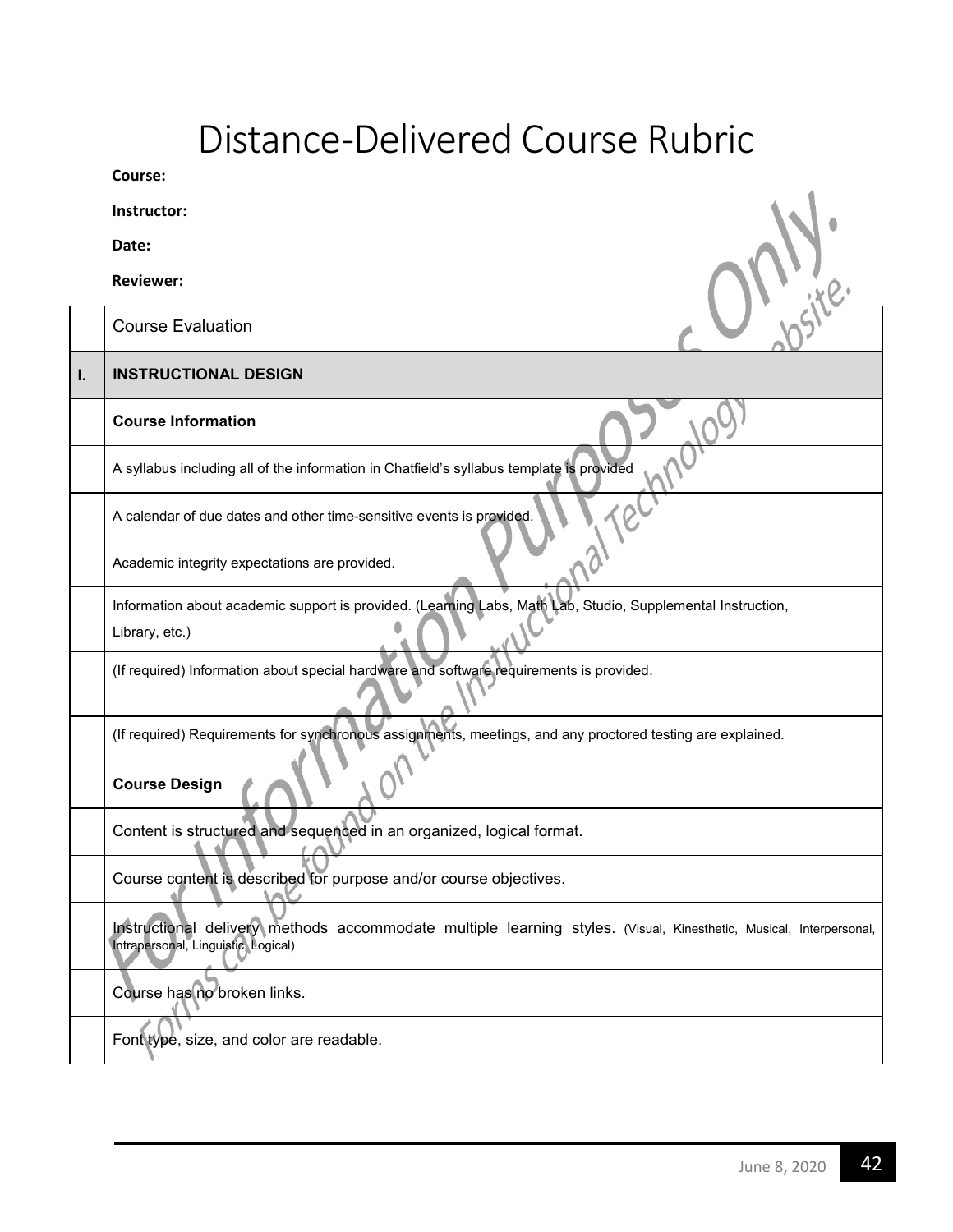# Distance-Delivered Course Rubric

**Course:**

**Instructor:**

**Date:**

**Reviewer:**

| | Course Evaluation |
|---|---|
| **I.** | **INSTRUCTIONAL DESIGN** |
| | **Course Information** |
| | A syllabus including all of the information in Chatfield's syllabus template is provided |
| | A calendar of due dates and other time-sensitive events is provided. |
| | Academic integrity expectations are provided. |
| | Information about academic support is provided. (Learning Labs, Math Lab, Studio, Supplemental Instruction, Library, etc.) |
| | (If required) Information about special hardware and software requirements is provided. |
| | (If required) Requirements for synchronous assignments, meetings, and any proctored testing are explained. |
| | **Course Design** |
| | Content is structured and sequenced in an organized, logical format. |
| | Course content is described for purpose and/or course objectives. |
| | Instructional delivery methods accommodate multiple learning styles. (Visual, Kinesthetic, Musical, Interpersonal, Intrapersonal, Linguistic, Logical) |
| | Course has no broken links. |
| | Font type, size, and color are readable. |

June 8, 2020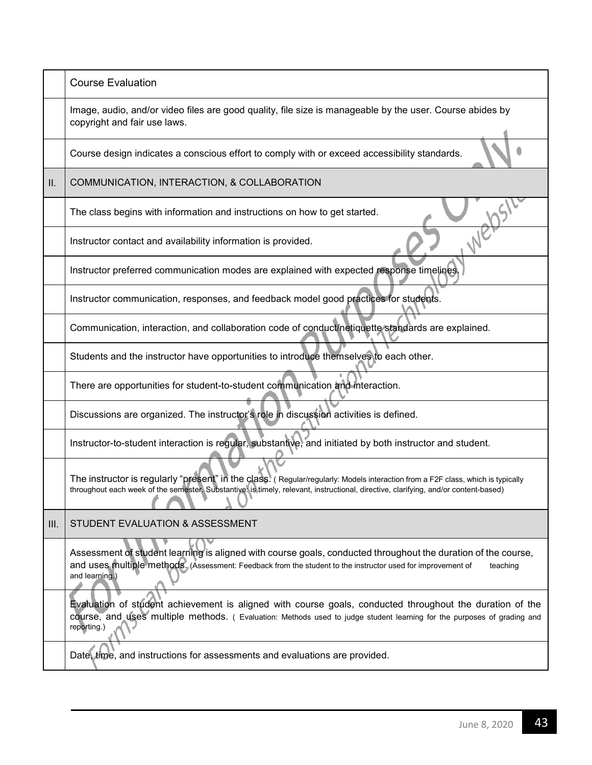|  | Course Evaluation |
|---|---|
|  | Image, audio, and/or video files are good quality, file size is manageable by the user. Course abides by copyright and fair use laws. |
|  | Course design indicates a conscious effort to comply with or exceed accessibility standards. |
| II. | COMMUNICATION, INTERACTION, & COLLABORATION |
|  | The class begins with information and instructions on how to get started. |
|  | Instructor contact and availability information is provided. |
|  | Instructor preferred communication modes are explained with expected response timelines. |
|  | Instructor communication, responses, and feedback model good practices for students. |
|  | Communication, interaction, and collaboration code of conduct/netiquette standards are explained. |
|  | Students and the instructor have opportunities to introduce themselves to each other. |
|  | There are opportunities for student-to-student communication and interaction. |
|  | Discussions are organized. The instructor's role in discussion activities is defined. |
|  | Instructor-to-student interaction is regular, substantive, and initiated by both instructor and student. |
|  | The instructor is regularly "present" in the class. ( Regular/regularly: Models interaction from a F2F class, which is typically throughout each week of the semester. Substantive: is timely, relevant, instructional, directive, clarifying, and/or content-based) |
| III. | STUDENT EVALUATION & ASSESSMENT |
|  | Assessment of student learning is aligned with course goals, conducted throughout the duration of the course, and uses multiple methods. (Assessment: Feedback from the student to the instructor used for improvement of teaching and learning.) |
|  | Evaluation of student achievement is aligned with course goals, conducted throughout the duration of the course, and uses multiple methods. ( Evaluation: Methods used to judge student learning for the purposes of grading and reporting.) |
|  | Date, time, and instructions for assessments and evaluations are provided. |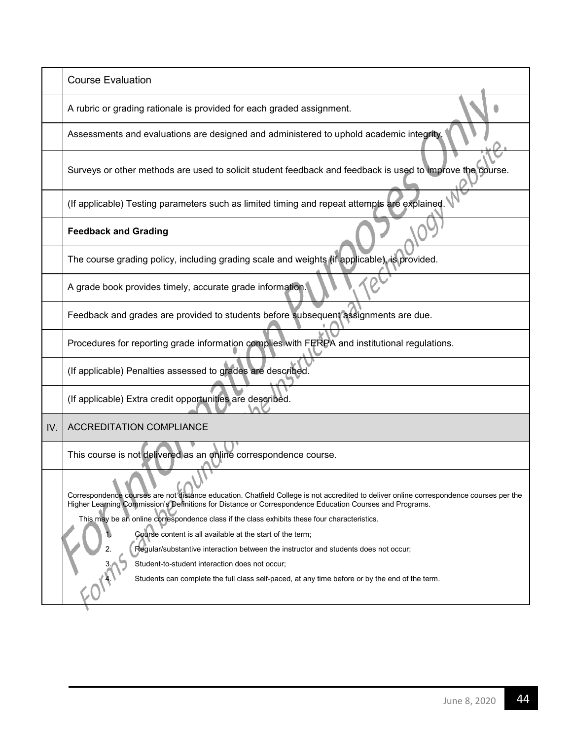|  | Course Evaluation |
|---|---|
|  | A rubric or grading rationale is provided for each graded assignment. |
|  | Assessments and evaluations are designed and administered to uphold academic integrity. |
|  | Surveys or other methods are used to solicit student feedback and feedback is used to improve the course. |
|  | (If applicable) Testing parameters such as limited timing and repeat attempts are explained. |
|  | **Feedback and Grading** |
|  | The course grading policy, including grading scale and weights (if applicable), is provided. |
|  | A grade book provides timely, accurate grade information. |
|  | Feedback and grades are provided to students before subsequent assignments are due. |
|  | Procedures for reporting grade information complies with FERPA and institutional regulations. |
|  | (If applicable) Penalties assessed to grades are described. |
|  | (If applicable) Extra credit opportunities are described. |
| IV. | ACCREDITATION COMPLIANCE |
|  | This course is not delivered as an online correspondence course. |
|  | Correspondence courses are not distance education. Chatfield College is not accredited to deliver online correspondence courses per the Higher Learning Commission's Definitions for Distance or Correspondence Education Courses and Programs.<br>This may be an online correspondence class if the class exhibits these four characteristics.<br>1. Course content is all available at the start of the term;<br>2. Regular/substantive interaction between the instructor and students does not occur;<br>3. Student-to-student interaction does not occur;<br>4. Students can complete the full class self-paced, at any time before or by the end of the term. |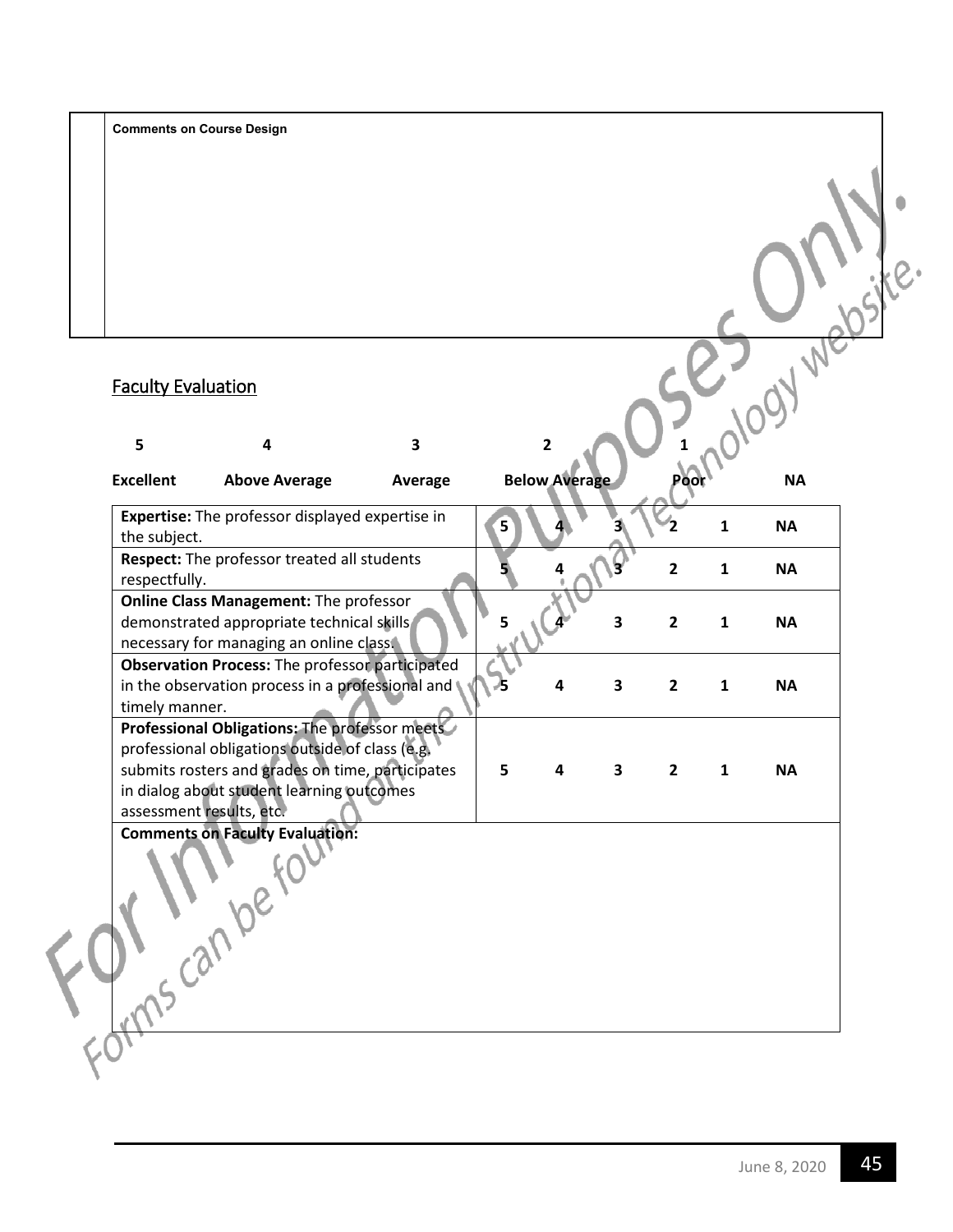**Comments on Course Design**

## Faculty Evaluation

| 5 | 4 | 3 | 2 | 1 | |
|---|---|---|---|---|---|
| **Excellent** | **Above Average** | **Average** | **Below Average** | **Poor** | **NA** |

| | | | | | | |
|---|---|---|---|---|---|---|
| **Expertise:** The professor displayed expertise in the subject. | 5 | 4 | 3 | 2 | 1 | NA |
| **Respect:** The professor treated all students respectfully. | 5 | 4 | 3 | 2 | 1 | NA |
| **Online Class Management:** The professor demonstrated appropriate technical skills necessary for managing an online class. | 5 | 4 | 3 | 2 | 1 | NA |
| **Observation Process:** The professor participated in the observation process in a professional and timely manner. | 5 | 4 | 3 | 2 | 1 | NA |
| **Professional Obligations:** The professor meets professional obligations outside of class (e.g. submits rosters and grades on time, participates in dialog about student learning outcomes assessment results, etc. | 5 | 4 | 3 | 2 | 1 | NA |

**Comments on Faculty Evaluation:**

For Information Purposes Only. Forms can be found on the Instructional Technology website.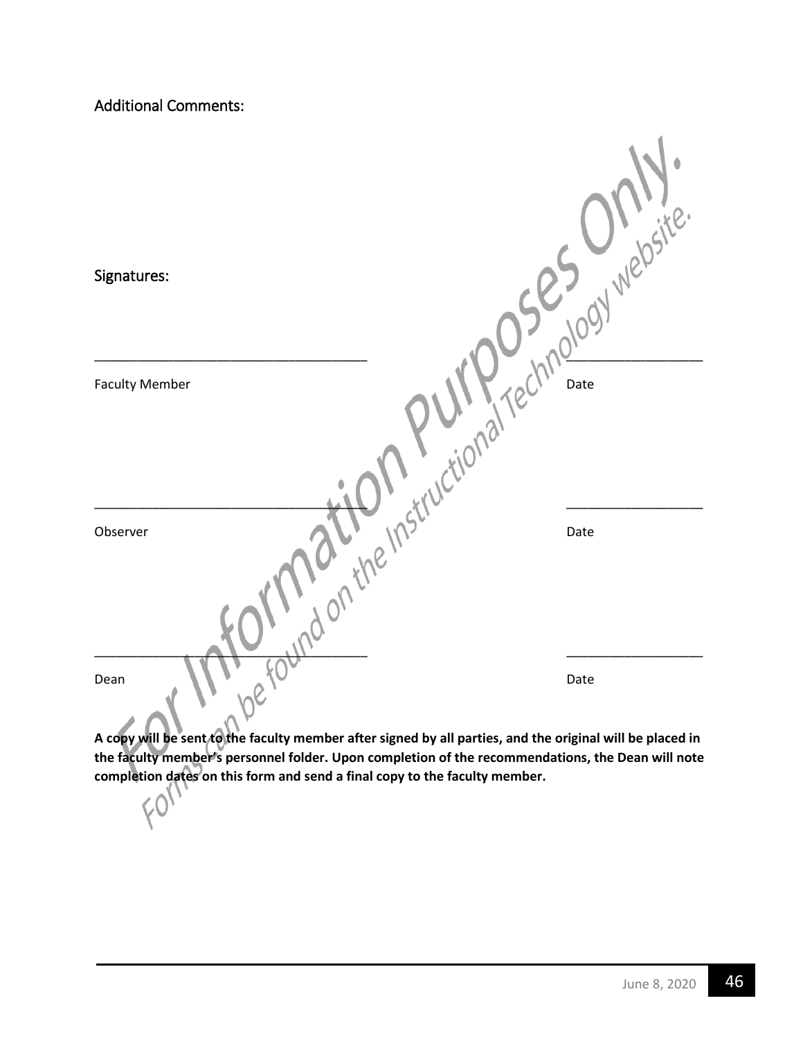## Additional Comments:

## Signatures:

_____________________________________ __________________

Faculty Member Date

_____________________________________ __________________

Observer Date

_____________________________________ __________________

Dean Date

**A copy will be sent to the faculty member after signed by all parties, and the original will be placed in the faculty member's personnel folder. Upon completion of the recommendations, the Dean will note completion dates on this form and send a final copy to the faculty member.**

For Information Purposes Only. Forms can be found on the Instructional Technology website.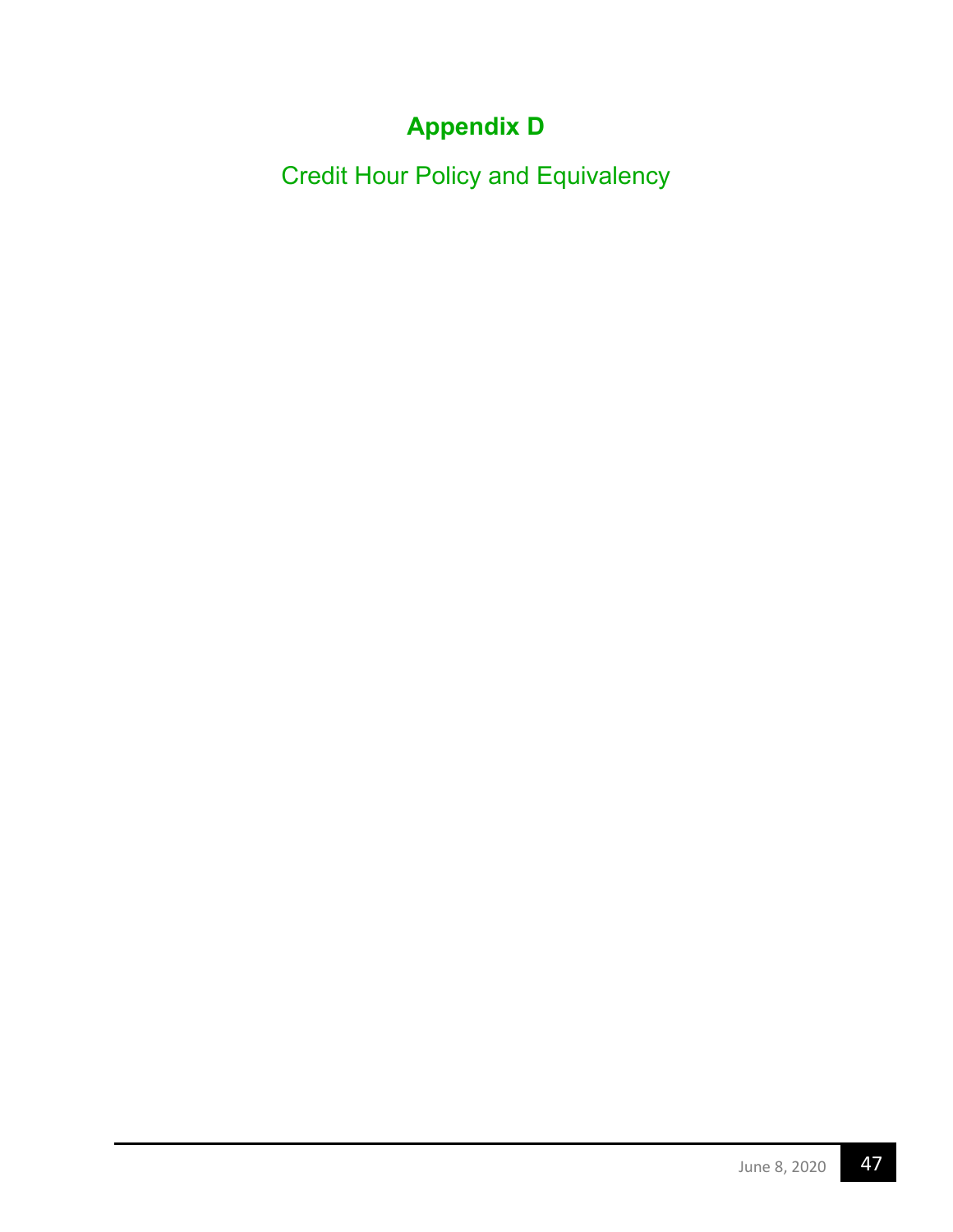# Appendix D

## Credit Hour Policy and Equivalency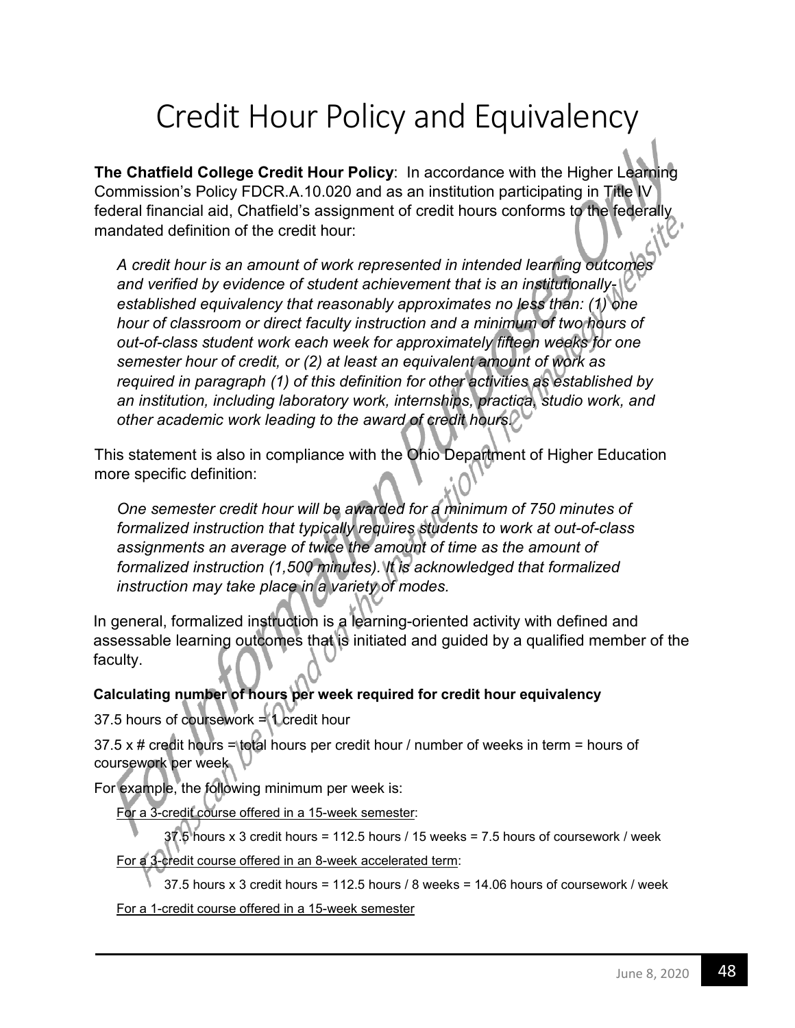# Credit Hour Policy and Equivalency

**The Chatfield College Credit Hour Policy**: In accordance with the Higher Learning Commission's Policy FDCR.A.10.020 and as an institution participating in Title IV federal financial aid, Chatfield's assignment of credit hours conforms to the federally mandated definition of the credit hour:

> *A credit hour is an amount of work represented in intended learning outcomes and verified by evidence of student achievement that is an institutionally-established equivalency that reasonably approximates no less than: (1) one hour of classroom or direct faculty instruction and a minimum of two hours of out-of-class student work each week for approximately fifteen weeks for one semester hour of credit, or (2) at least an equivalent amount of work as required in paragraph (1) of this definition for other activities as established by an institution, including laboratory work, internships, practica, studio work, and other academic work leading to the award of credit hours.*

This statement is also in compliance with the Ohio Department of Higher Education more specific definition:

> *One semester credit hour will be awarded for a minimum of 750 minutes of formalized instruction that typically requires students to work at out-of-class assignments an average of twice the amount of time as the amount of formalized instruction (1,500 minutes). It is acknowledged that formalized instruction may take place in a variety of modes.*

In general, formalized instruction is a learning-oriented activity with defined and assessable learning outcomes that is initiated and guided by a qualified member of the faculty.

**Calculating number of hours per week required for credit hour equivalency**

37.5 hours of coursework = 1 credit hour

37.5 x # credit hours = total hours per credit hour / number of weeks in term = hours of coursework per week

For example, the following minimum per week is:

For a 3-credit course offered in a 15-week semester:

37.5 hours x 3 credit hours = 112.5 hours / 15 weeks = 7.5 hours of coursework / week

For a 3-credit course offered in an 8-week accelerated term:

37.5 hours x 3 credit hours = 112.5 hours / 8 weeks = 14.06 hours of coursework / week

For a 1-credit course offered in a 15-week semester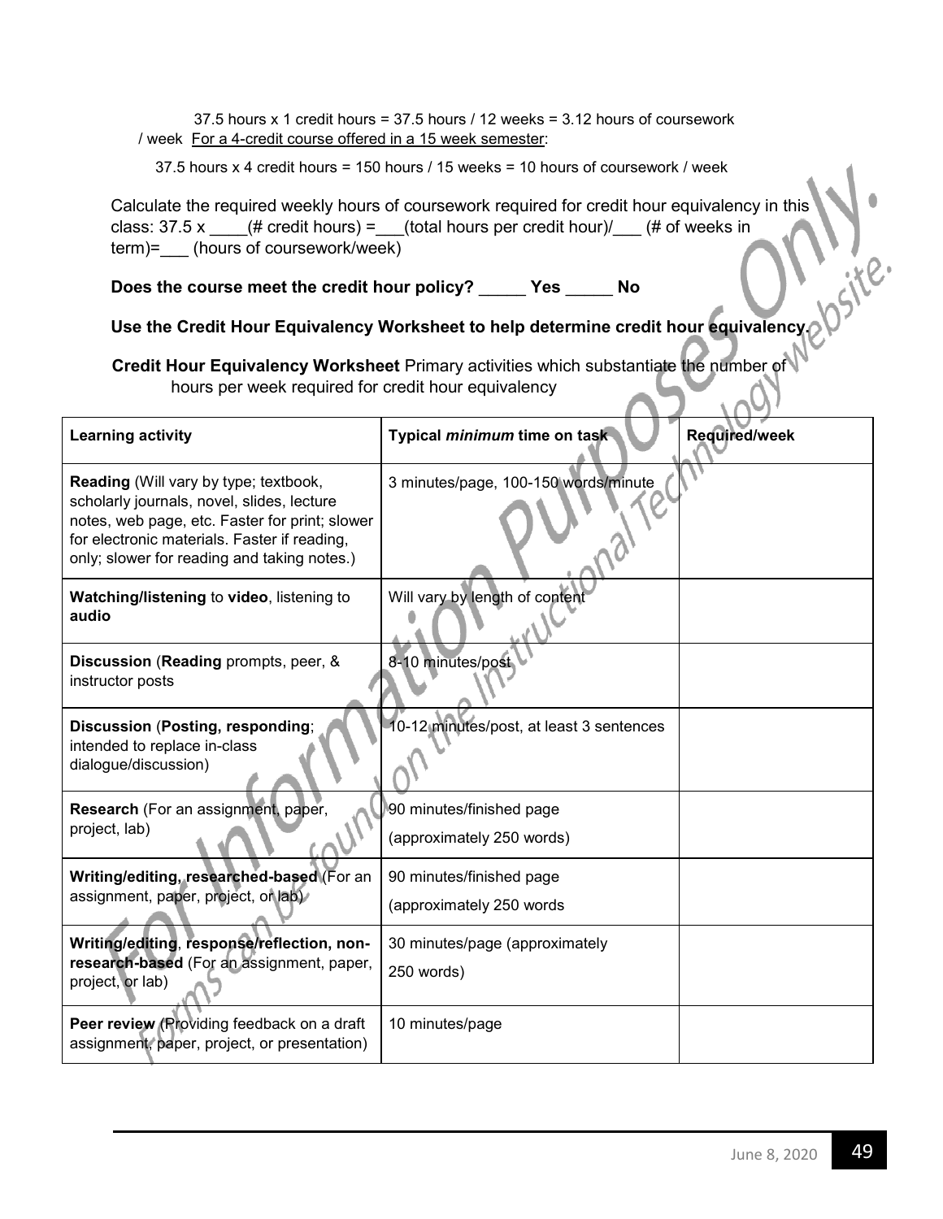37.5 hours x 1 credit hours = 37.5 hours / 12 weeks = 3.12 hours of coursework / week For a 4-credit course offered in a 15 week semester:

37.5 hours x 4 credit hours = 150 hours / 15 weeks = 10 hours of coursework / week

Calculate the required weekly hours of coursework required for credit hour equivalency in this class: 37.5 x ____(# credit hours) =___(total hours per credit hour)/___ (# of weeks in term)=___ (hours of coursework/week)

**Does the course meet the credit hour policy? _____ Yes _____ No**

**Use the Credit Hour Equivalency Worksheet to help determine credit hour equivalency.**

**Credit Hour Equivalency Worksheet** Primary activities which substantiate the number of hours per week required for credit hour equivalency

| **Learning activity** | **Typical *minimum* time on task** | **Required/week** |
|---|---|---|
| **Reading** (Will vary by type; textbook, scholarly journals, novel, slides, lecture notes, web page, etc. Faster for print; slower for electronic materials. Faster if reading, only; slower for reading and taking notes.) | 3 minutes/page, 100-150 words/minute | |
| **Watching/listening** to **video**, listening to **audio** | Will vary by length of content | |
| **Discussion** (**Reading** prompts, peer, & instructor posts | 8-10 minutes/post | |
| **Discussion** (**Posting, responding**; intended to replace in-class dialogue/discussion) | 10-12 minutes/post, at least 3 sentences | |
| **Research** (For an assignment, paper, project, lab) | 90 minutes/finished page (approximately 250 words) | |
| **Writing/editing, researched-based** (For an assignment, paper, project, or lab) | 90 minutes/finished page (approximately 250 words | |
| **Writing/editing**, **response/reflection, non-research-based** (For an assignment, paper, project, or lab) | 30 minutes/page (approximately 250 words) | |
| **Peer review** (Providing feedback on a draft assignment, paper, project, or presentation) | 10 minutes/page | |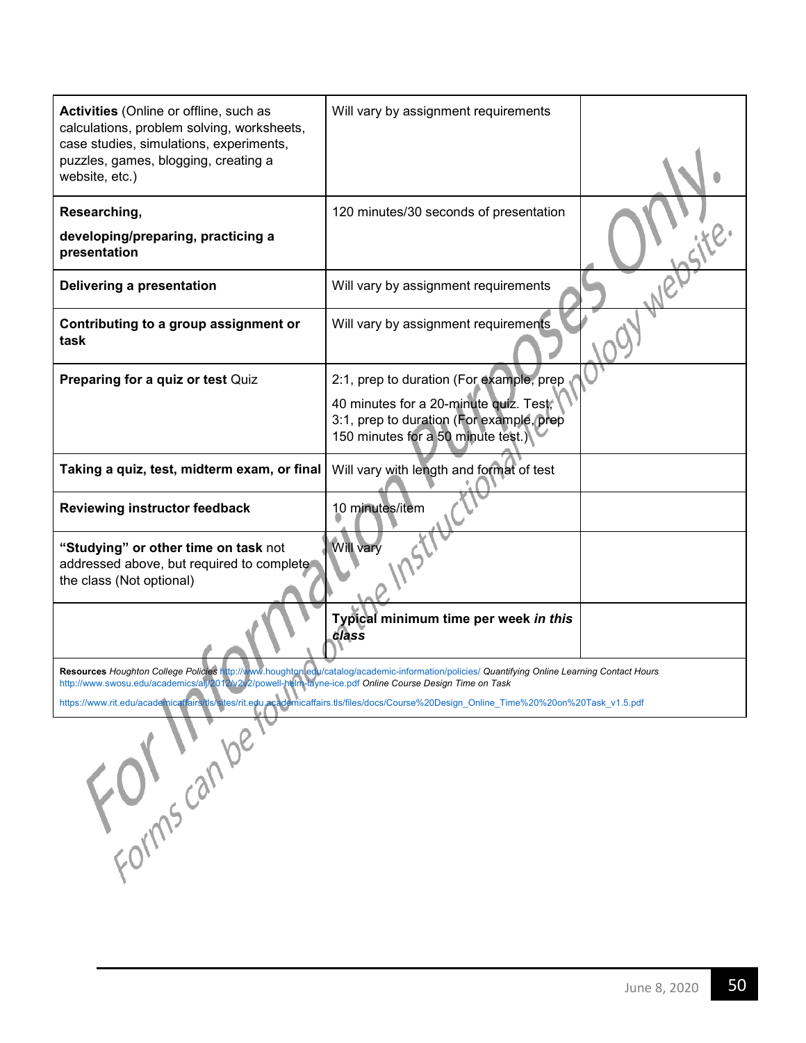| | | |
|---|---|---|
| **Activities** (Online or offline, such as calculations, problem solving, worksheets, case studies, simulations, experiments, puzzles, games, blogging, creating a website, etc.) | Will vary by assignment requirements | |
| **Researching, developing/preparing, practicing a presentation** | 120 minutes/30 seconds of presentation | |
| **Delivering a presentation** | Will vary by assignment requirements | |
| **Contributing to a group assignment or task** | Will vary by assignment requirements | |
| **Preparing for a quiz or test** Quiz | 2:1, prep to duration (For example, prep 40 minutes for a 20-minute quiz. Test: 3:1, prep to duration (For example, prep 150 minutes for a 50 minute test.) | |
| **Taking a quiz, test, midterm exam, or final** | Will vary with length and format of test | |
| **Reviewing instructor feedback** | 10 minutes/item | |
| **"Studying" or other time on task** not addressed above, but required to complete the class (Not optional) | Will vary | |
| | **Typical minimum time per week *in this class*** | |

**Resources** *Houghton College Policies* http://www.houghton.edu/catalog/academic-information/policies/ *Quantifying Online Learning Contact Hours* http://www.swosu.edu/academics/aij/2012/v2i2/powell-helm-layne-ice.pdf *Online Course Design Time on Task*

https://www.rit.edu/academicaffairs/tls/sites/rit.edu.academicaffairs.tls/files/docs/Course%20Design_Online_Time%20%20on%20Task_v1.5.pdf

For Information Purposes Only.
Forms can be found on the Instructional Technology website.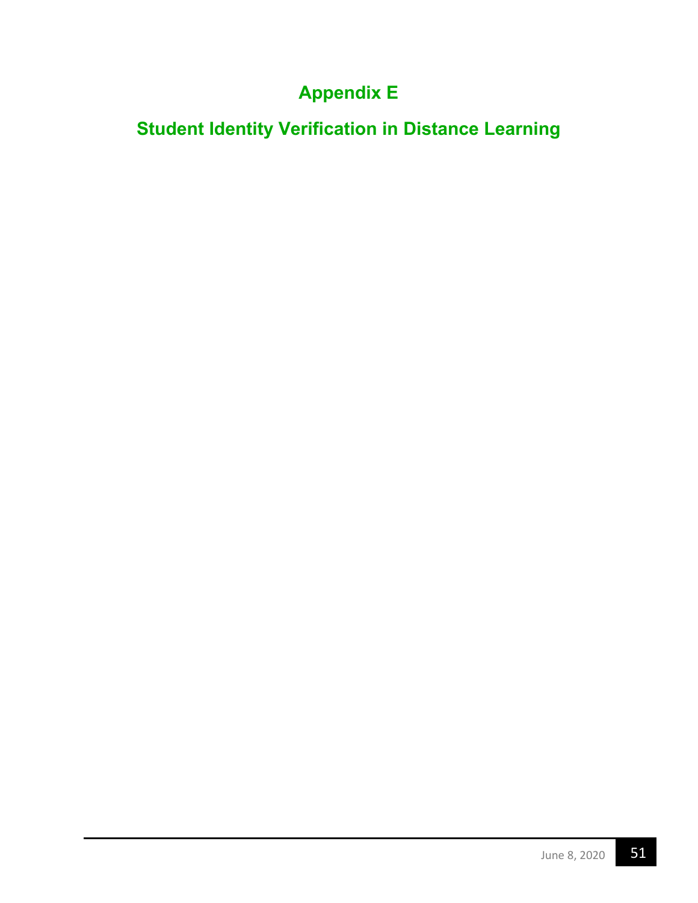# Appendix E

# Student Identity Verification in Distance Learning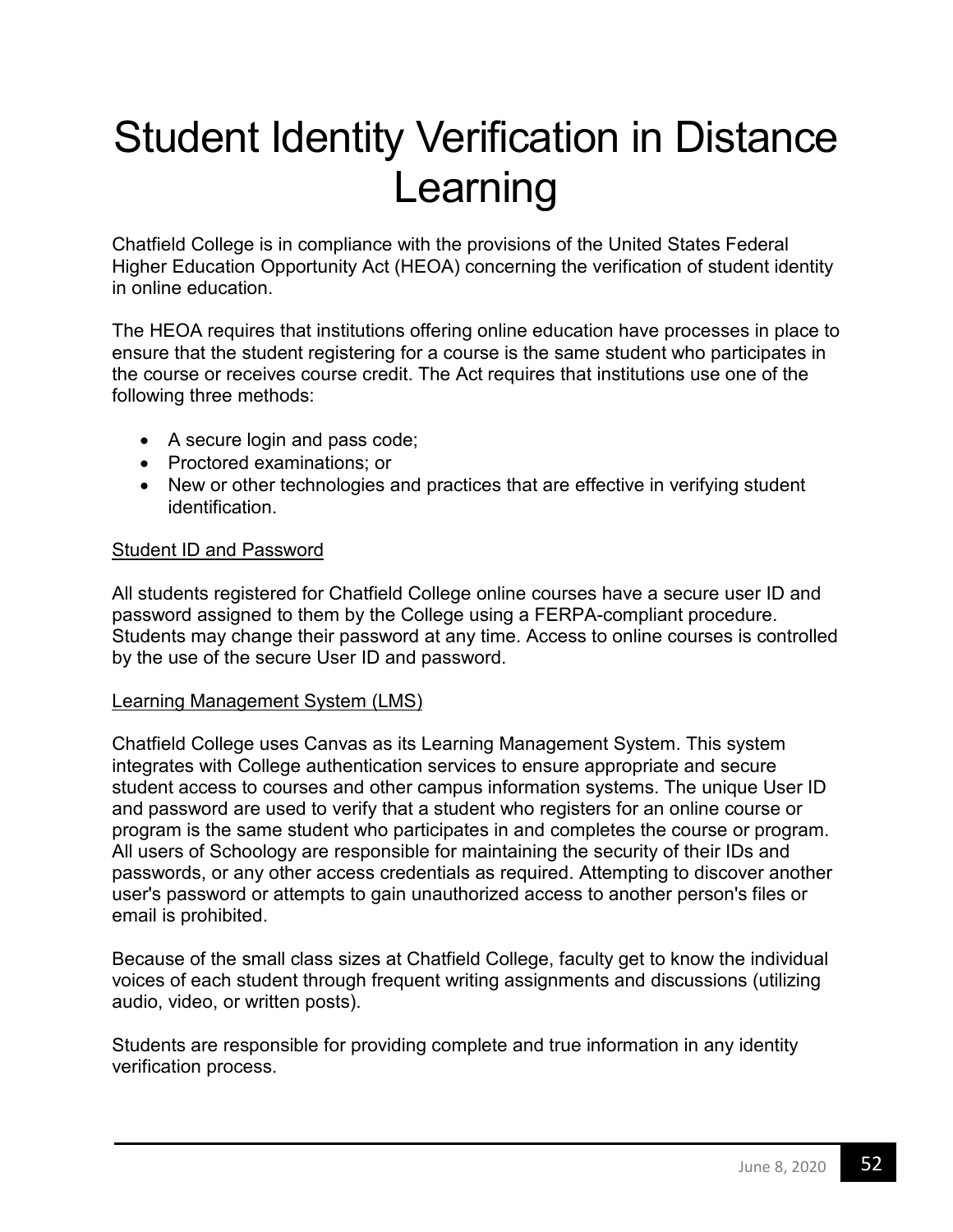# Student Identity Verification in Distance Learning

Chatfield College is in compliance with the provisions of the United States Federal Higher Education Opportunity Act (HEOA) concerning the verification of student identity in online education.

The HEOA requires that institutions offering online education have processes in place to ensure that the student registering for a course is the same student who participates in the course or receives course credit. The Act requires that institutions use one of the following three methods:

- A secure login and pass code;
- Proctored examinations; or
- New or other technologies and practices that are effective in verifying student identification.

<u>Student ID and Password</u>

All students registered for Chatfield College online courses have a secure user ID and password assigned to them by the College using a FERPA-compliant procedure. Students may change their password at any time. Access to online courses is controlled by the use of the secure User ID and password.

<u>Learning Management System (LMS)</u>

Chatfield College uses Canvas as its Learning Management System. This system integrates with College authentication services to ensure appropriate and secure student access to courses and other campus information systems. The unique User ID and password are used to verify that a student who registers for an online course or program is the same student who participates in and completes the course or program. All users of Schoology are responsible for maintaining the security of their IDs and passwords, or any other access credentials as required. Attempting to discover another user's password or attempts to gain unauthorized access to another person's files or email is prohibited.

Because of the small class sizes at Chatfield College, faculty get to know the individual voices of each student through frequent writing assignments and discussions (utilizing audio, video, or written posts).

Students are responsible for providing complete and true information in any identity verification process.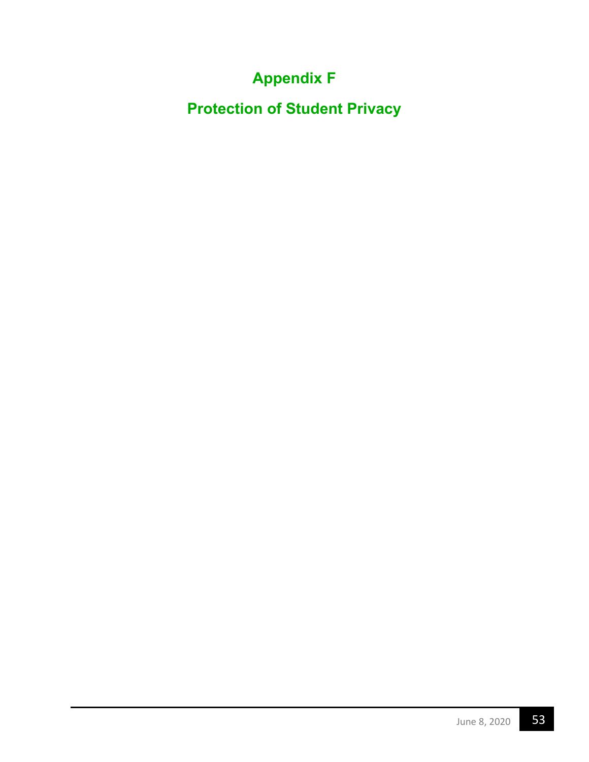# Appendix F

# Protection of Student Privacy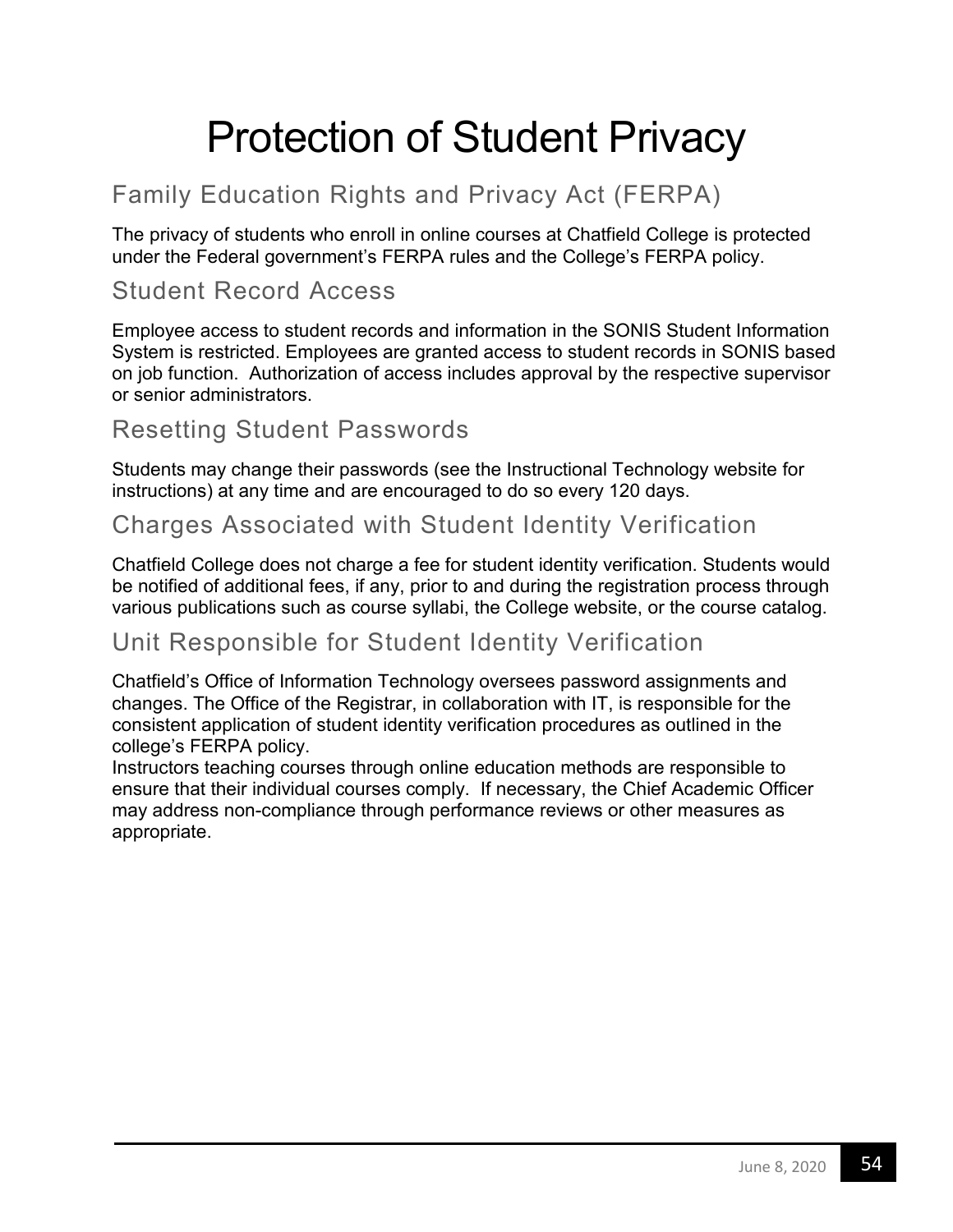# Protection of Student Privacy

## Family Education Rights and Privacy Act (FERPA)

The privacy of students who enroll in online courses at Chatfield College is protected under the Federal government's FERPA rules and the College's FERPA policy.

## Student Record Access

Employee access to student records and information in the SONIS Student Information System is restricted. Employees are granted access to student records in SONIS based on job function. Authorization of access includes approval by the respective supervisor or senior administrators.

## Resetting Student Passwords

Students may change their passwords (see the Instructional Technology website for instructions) at any time and are encouraged to do so every 120 days.

## Charges Associated with Student Identity Verification

Chatfield College does not charge a fee for student identity verification. Students would be notified of additional fees, if any, prior to and during the registration process through various publications such as course syllabi, the College website, or the course catalog.

## Unit Responsible for Student Identity Verification

Chatfield's Office of Information Technology oversees password assignments and changes. The Office of the Registrar, in collaboration with IT, is responsible for the consistent application of student identity verification procedures as outlined in the college's FERPA policy.

Instructors teaching courses through online education methods are responsible to ensure that their individual courses comply. If necessary, the Chief Academic Officer may address non-compliance through performance reviews or other measures as appropriate.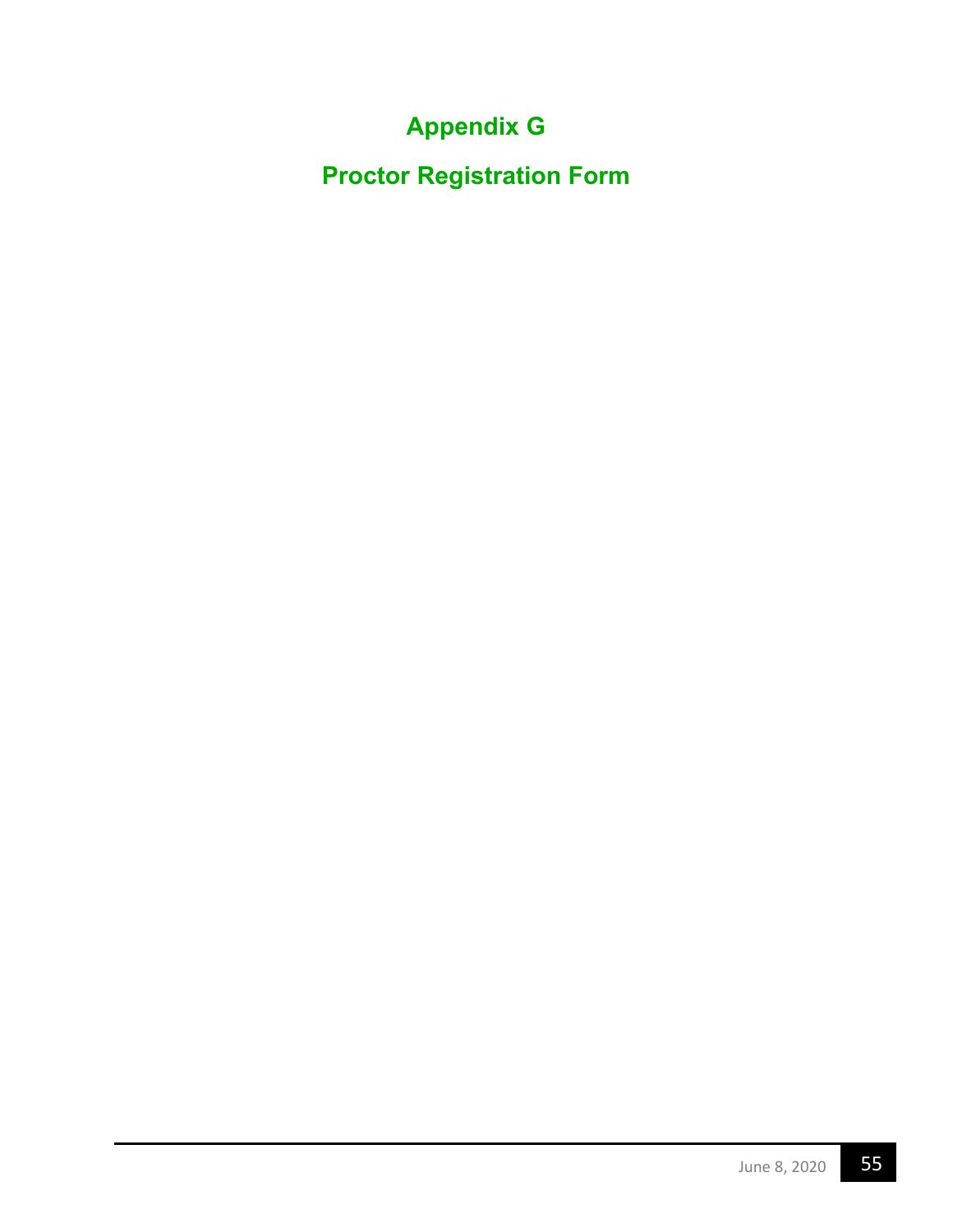# Appendix G

# Proctor Registration Form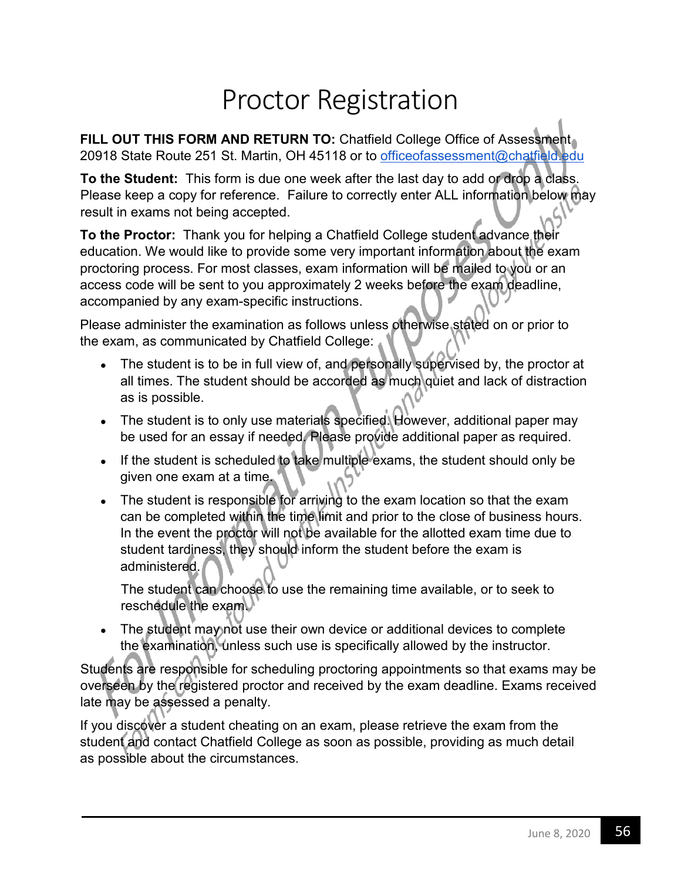# Proctor Registration

**FILL OUT THIS FORM AND RETURN TO:** Chatfield College Office of Assessment, 20918 State Route 251 St. Martin, OH 45118 or to officeofassessment@chatfield.edu

**To the Student:** This form is due one week after the last day to add or drop a class. Please keep a copy for reference. Failure to correctly enter ALL information below may result in exams not being accepted.

**To the Proctor:** Thank you for helping a Chatfield College student advance their education. We would like to provide some very important information about the exam proctoring process. For most classes, exam information will be mailed to you or an access code will be sent to you approximately 2 weeks before the exam deadline, accompanied by any exam-specific instructions.

Please administer the examination as follows unless otherwise stated on or prior to the exam, as communicated by Chatfield College:

- The student is to be in full view of, and personally supervised by, the proctor at all times. The student should be accorded as much quiet and lack of distraction as is possible.
- The student is to only use materials specified. However, additional paper may be used for an essay if needed. Please provide additional paper as required.
- If the student is scheduled to take multiple exams, the student should only be given one exam at a time.
- The student is responsible for arriving to the exam location so that the exam can be completed within the time limit and prior to the close of business hours. In the event the proctor will not be available for the allotted exam time due to student tardiness, they should inform the student before the exam is administered.

  The student can choose to use the remaining time available, or to seek to reschedule the exam.
- The student may not use their own device or additional devices to complete the examination, unless such use is specifically allowed by the instructor.

Students are responsible for scheduling proctoring appointments so that exams may be overseen by the registered proctor and received by the exam deadline. Exams received late may be assessed a penalty.

If you discover a student cheating on an exam, please retrieve the exam from the student and contact Chatfield College as soon as possible, providing as much detail as possible about the circumstances.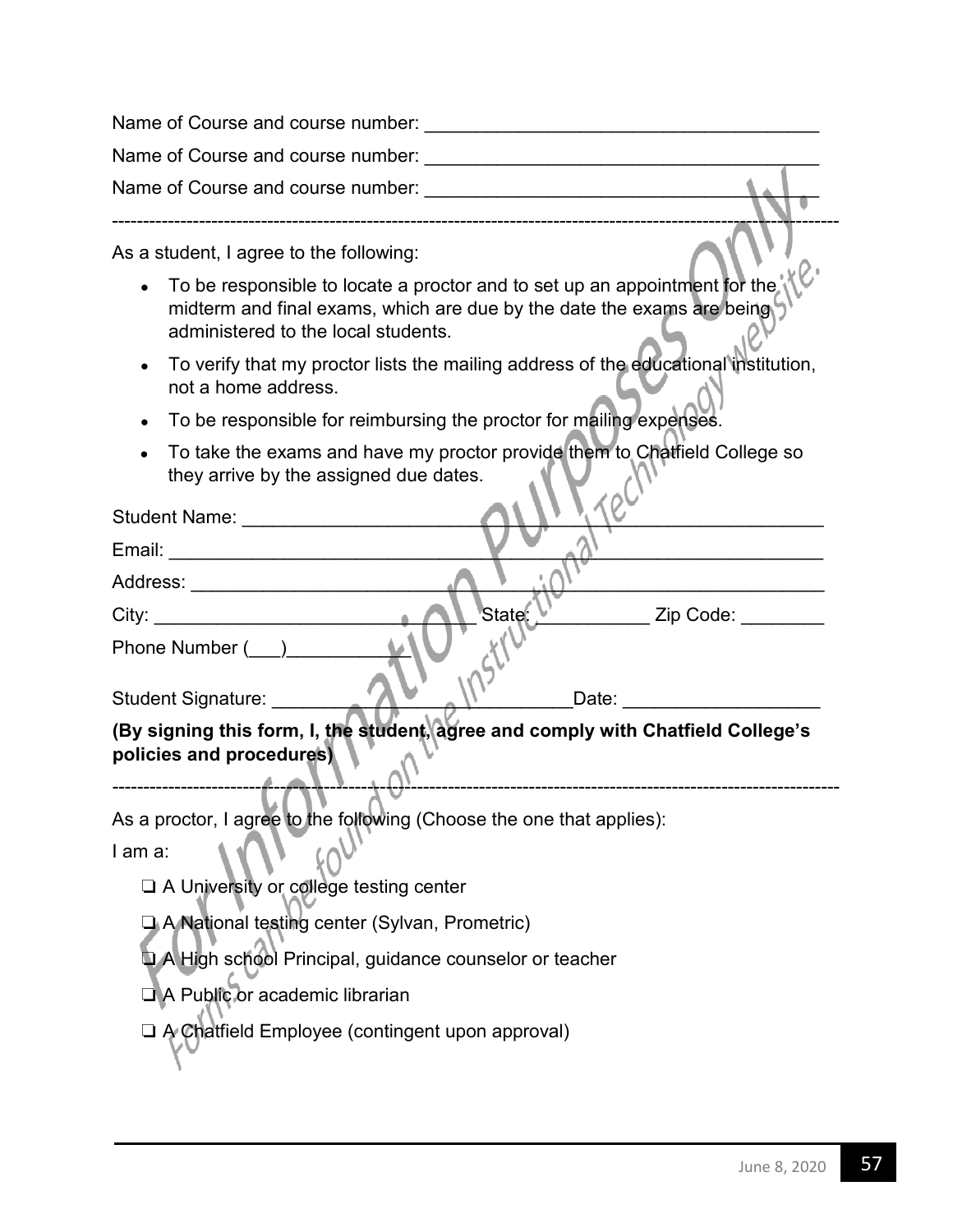Name of Course and course number: ______________________________________

Name of Course and course number: ______________________________________

Name of Course and course number: ______________________________________

---

As a student, I agree to the following:

- To be responsible to locate a proctor and to set up an appointment for the midterm and final exams, which are due by the date the exams are being administered to the local students.
- To verify that my proctor lists the mailing address of the educational institution, not a home address.
- To be responsible for reimbursing the proctor for mailing expenses.
- To take the exams and have my proctor provide them to Chatfield College so they arrive by the assigned due dates.

Student Name: ____________________________________________________________

Email: __________________________________________________________________

Address: ________________________________________________________________

City: ___________________________ State: ___________ Zip Code: ________

Phone Number (___)____________

Student Signature: _____________________________Date: ___________________

**(By signing this form, I, the student, agree and comply with Chatfield College's policies and procedures)**

---

As a proctor, I agree to the following (Choose the one that applies):

I am a:

- ❏ A University or college testing center
- ❏ A National testing center (Sylvan, Prometric)
- ❏ A High school Principal, guidance counselor or teacher
- ❏ A Public or academic librarian
- ❏ A Chatfield Employee (contingent upon approval)

June 8, 2020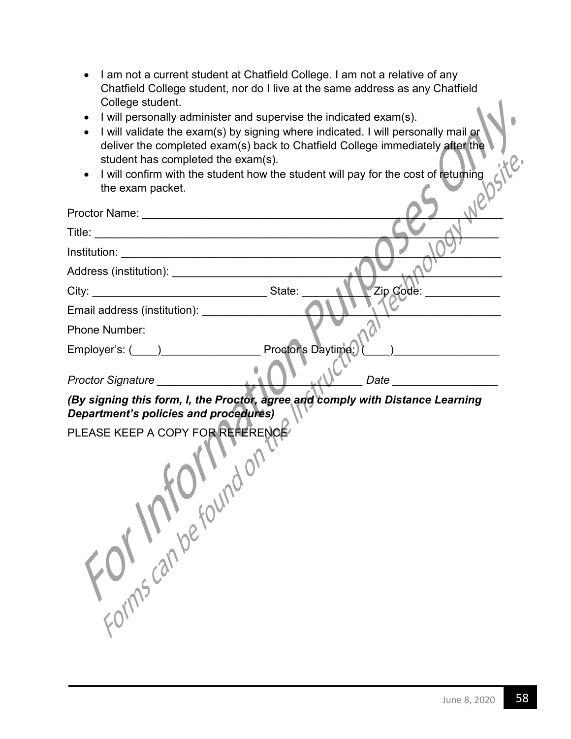- I am not a current student at Chatfield College. I am not a relative of any Chatfield College student, nor do I live at the same address as any Chatfield College student.
- I will personally administer and supervise the indicated exam(s).
- I will validate the exam(s) by signing where indicated. I will personally mail or deliver the completed exam(s) back to Chatfield College immediately after the student has completed the exam(s).
- I will confirm with the student how the student will pay for the cost of returning the exam packet.

Proctor Name: ___________________________________________________________

Title: ________________________________________________________________

Institution: ____________________________________________________________

Address (institution): ____________________________________________________

City: _____________________________ State: ___________ Zip Code: ____________

Email address (institution): ________________________________________________

Phone Number:

Employer's: (____)________________ Proctor's Daytime: (____)_________________

*Proctor Signature* _________________________________ *Date* _________________

***(By signing this form, I, the Proctor, agree and comply with Distance Learning Department's policies and procedures)***

PLEASE KEEP A COPY FOR REFERENCE

For Information Purposes Only.

Forms can be found on the Instructional Technology website.